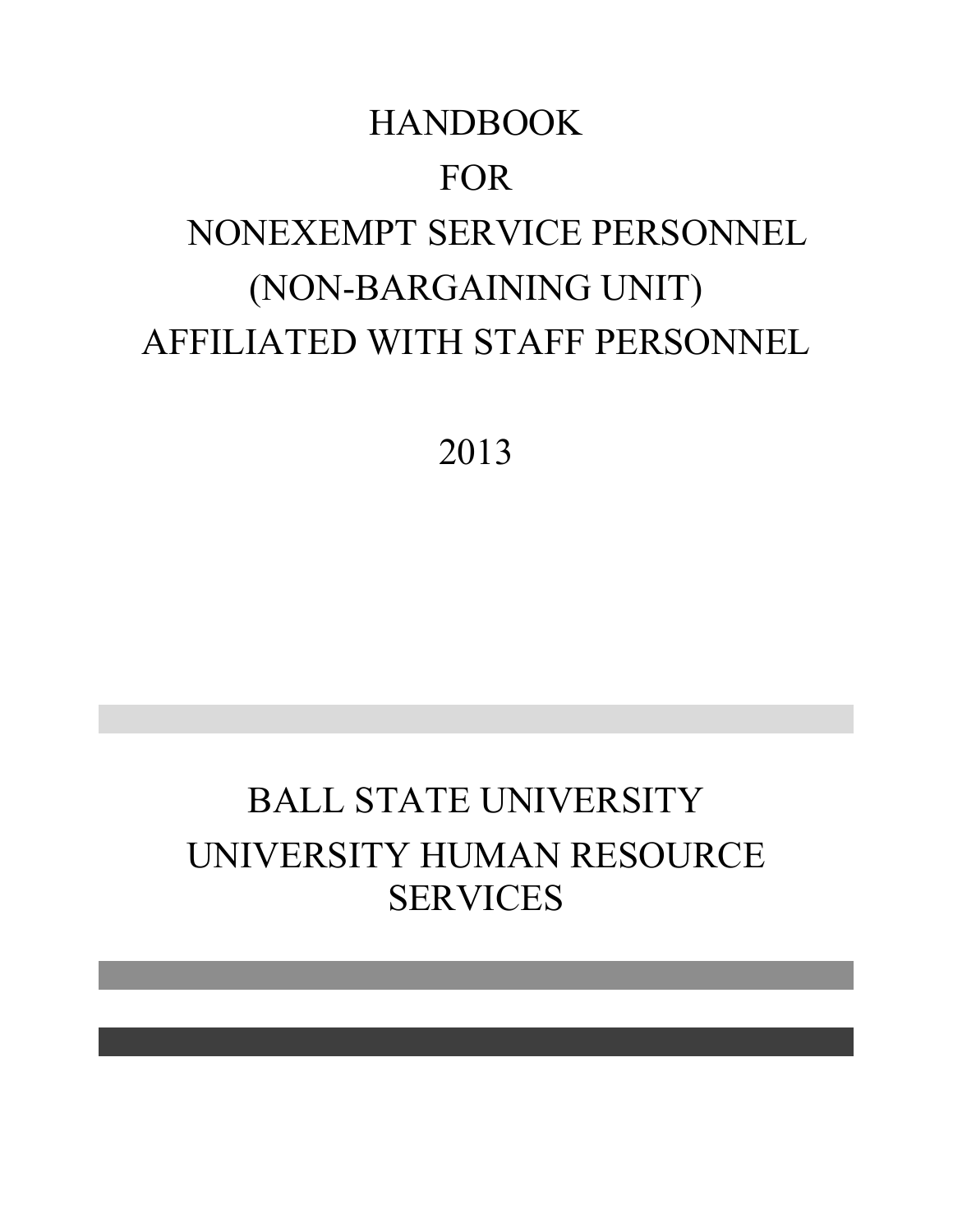# HANDBOOK FOR NONEXEMPT SERVICE PERSONNEL (NON-BARGAINING UNIT) AFFILIATED WITH STAFF PERSONNEL

2013

## BALL STATE UNIVERSITY
## UNIVERSITY HUMAN RESOURCE SERVICES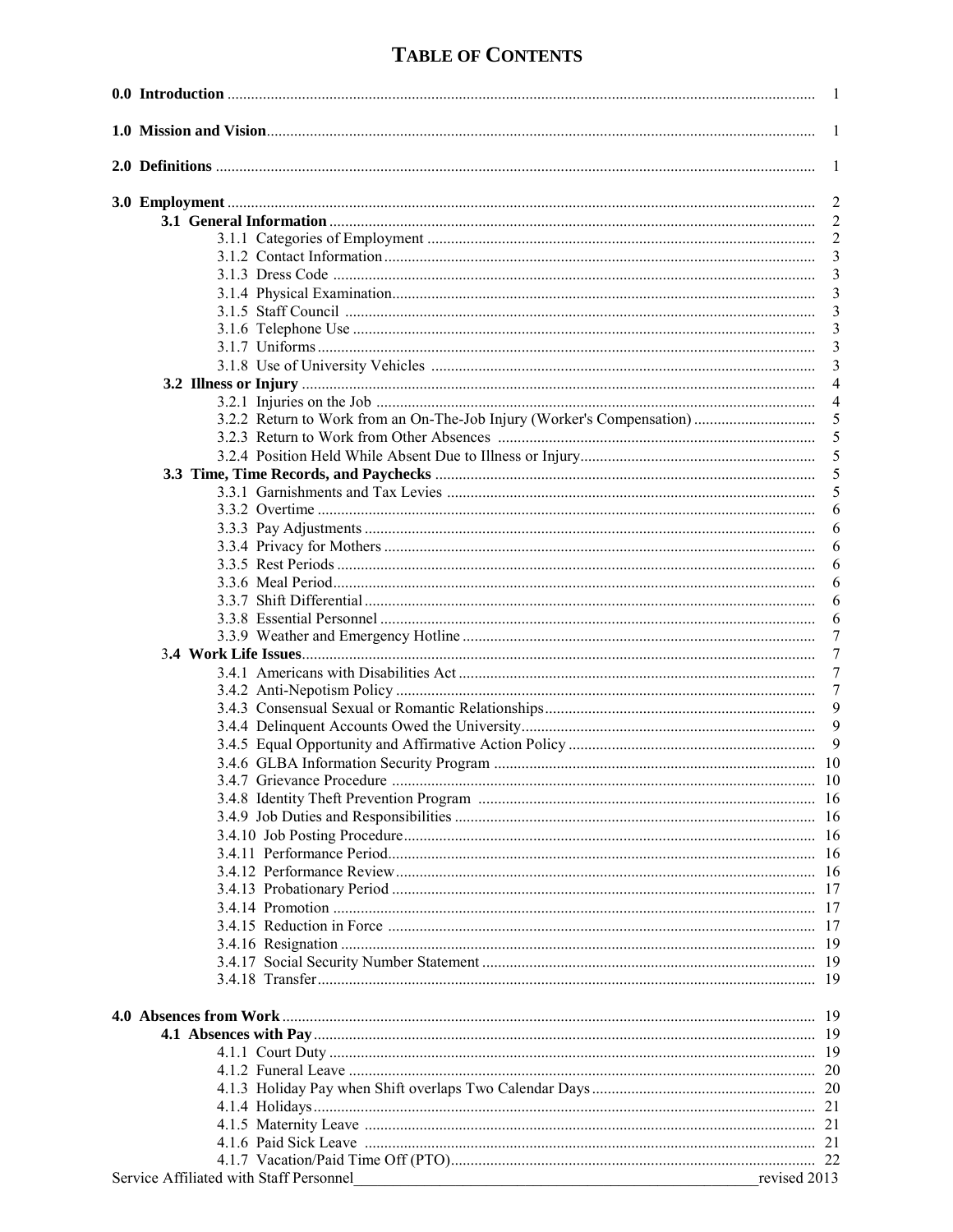# TABLE OF CONTENTS

| | |
|---|---|
| **0.0 Introduction** | 1 |
| **1.0 Mission and Vision** | 1 |
| **2.0 Definitions** | 1 |
| **3.0 Employment** | 2 |
| **3.1 General Information** | 2 |
| 3.1.1 Categories of Employment | 2 |
| 3.1.2 Contact Information | 3 |
| 3.1.3 Dress Code | 3 |
| 3.1.4 Physical Examination | 3 |
| 3.1.5 Staff Council | 3 |
| 3.1.6 Telephone Use | 3 |
| 3.1.7 Uniforms | 3 |
| 3.1.8 Use of University Vehicles | 3 |
| **3.2 Illness or Injury** | 4 |
| 3.2.1 Injuries on the Job | 4 |
| 3.2.2 Return to Work from an On-The-Job Injury (Worker's Compensation) | 5 |
| 3.2.3 Return to Work from Other Absences | 5 |
| 3.2.4 Position Held While Absent Due to Illness or Injury | 5 |
| **3.3 Time, Time Records, and Paychecks** | 5 |
| 3.3.1 Garnishments and Tax Levies | 5 |
| 3.3.2 Overtime | 6 |
| 3.3.3 Pay Adjustments | 6 |
| 3.3.4 Privacy for Mothers | 6 |
| 3.3.5 Rest Periods | 6 |
| 3.3.6 Meal Period | 6 |
| 3.3.7 Shift Differential | 6 |
| 3.3.8 Essential Personnel | 6 |
| 3.3.9 Weather and Emergency Hotline | 7 |
| **3.4 Work Life Issues** | 7 |
| 3.4.1 Americans with Disabilities Act | 7 |
| 3.4.2 Anti-Nepotism Policy | 7 |
| 3.4.3 Consensual Sexual or Romantic Relationships | 9 |
| 3.4.4 Delinquent Accounts Owed the University | 9 |
| 3.4.5 Equal Opportunity and Affirmative Action Policy | 9 |
| 3.4.6 GLBA Information Security Program | 10 |
| 3.4.7 Grievance Procedure | 10 |
| 3.4.8 Identity Theft Prevention Program | 16 |
| 3.4.9 Job Duties and Responsibilities | 16 |
| 3.4.10 Job Posting Procedure | 16 |
| 3.4.11 Performance Period | 16 |
| 3.4.12 Performance Review | 16 |
| 3.4.13 Probationary Period | 17 |
| 3.4.14 Promotion | 17 |
| 3.4.15 Reduction in Force | 17 |
| 3.4.16 Resignation | 19 |
| 3.4.17 Social Security Number Statement | 19 |
| 3.4.18 Transfer | 19 |
| **4.0 Absences from Work** | 19 |
| **4.1 Absences with Pay** | 19 |
| 4.1.1 Court Duty | 19 |
| 4.1.2 Funeral Leave | 20 |
| 4.1.3 Holiday Pay when Shift overlaps Two Calendar Days | 20 |
| 4.1.4 Holidays | 21 |
| 4.1.5 Maternity Leave | 21 |
| 4.1.6 Paid Sick Leave | 21 |
| 4.1.7 Vacation/Paid Time Off (PTO) | 22 |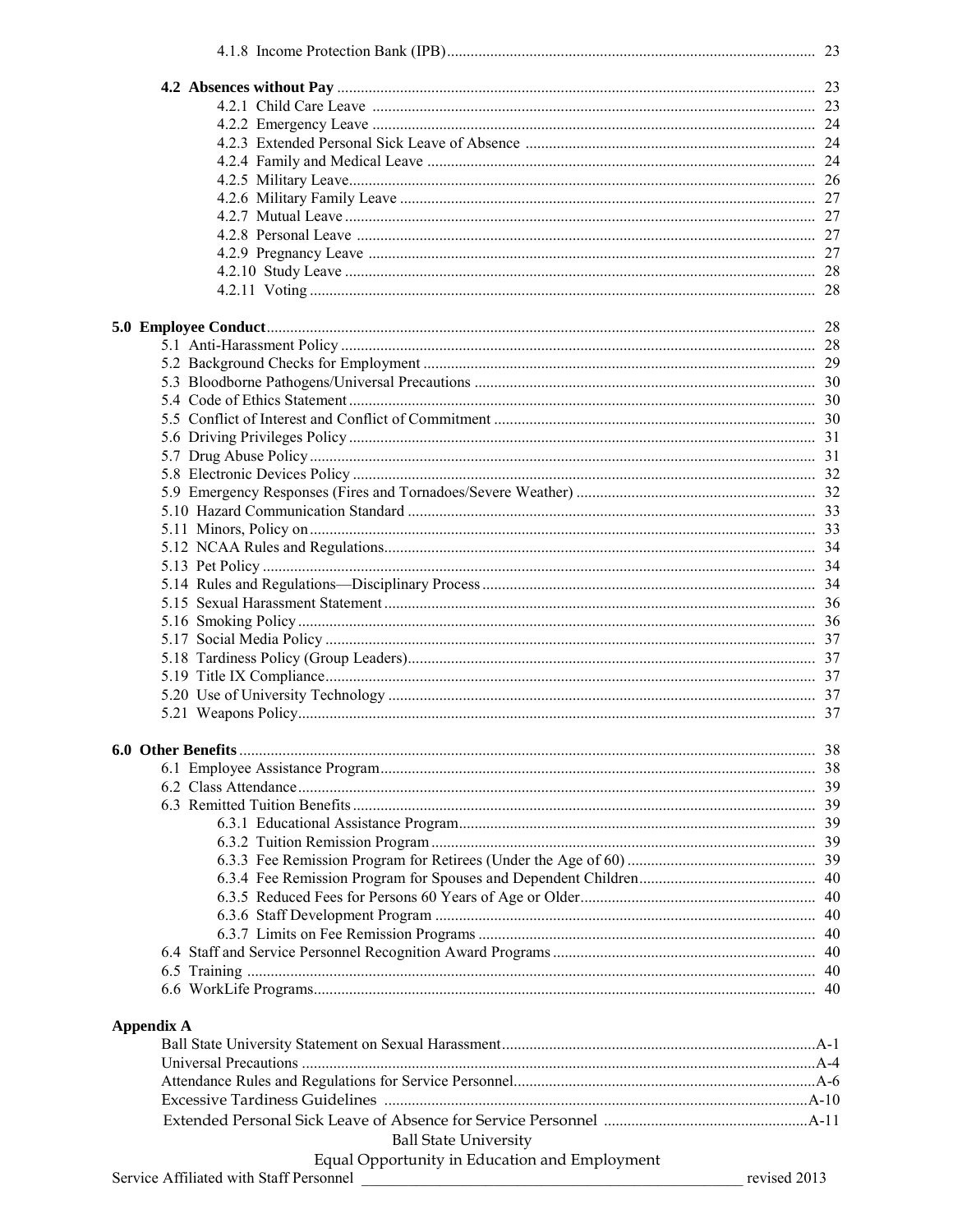4.1.8 Income Protection Bank (IPB) ........ 23

**4.2 Absences without Pay** ........ 23

4.2.1 Child Care Leave ........ 23
4.2.2 Emergency Leave ........ 24
4.2.3 Extended Personal Sick Leave of Absence ........ 24
4.2.4 Family and Medical Leave ........ 24
4.2.5 Military Leave ........ 26
4.2.6 Military Family Leave ........ 27
4.2.7 Mutual Leave ........ 27
4.2.8 Personal Leave ........ 27
4.2.9 Pregnancy Leave ........ 27
4.2.10 Study Leave ........ 28
4.2.11 Voting ........ 28

**5.0 Employee Conduct** ........ 28

5.1 Anti-Harassment Policy ........ 28
5.2 Background Checks for Employment ........ 29
5.3 Bloodborne Pathogens/Universal Precautions ........ 30
5.4 Code of Ethics Statement ........ 30
5.5 Conflict of Interest and Conflict of Commitment ........ 30
5.6 Driving Privileges Policy ........ 31
5.7 Drug Abuse Policy ........ 31
5.8 Electronic Devices Policy ........ 32
5.9 Emergency Responses (Fires and Tornadoes/Severe Weather) ........ 32
5.10 Hazard Communication Standard ........ 33
5.11 Minors, Policy on ........ 33
5.12 NCAA Rules and Regulations ........ 34
5.13 Pet Policy ........ 34
5.14 Rules and Regulations—Disciplinary Process ........ 34
5.15 Sexual Harassment Statement ........ 36
5.16 Smoking Policy ........ 36
5.17 Social Media Policy ........ 37
5.18 Tardiness Policy (Group Leaders) ........ 37
5.19 Title IX Compliance ........ 37
5.20 Use of University Technology ........ 37
5.21 Weapons Policy ........ 37

**6.0 Other Benefits** ........ 38

6.1 Employee Assistance Program ........ 38
6.2 Class Attendance ........ 39
6.3 Remitted Tuition Benefits ........ 39
6.3.1 Educational Assistance Program ........ 39
6.3.2 Tuition Remission Program ........ 39
6.3.3 Fee Remission Program for Retirees (Under the Age of 60) ........ 39
6.3.4 Fee Remission Program for Spouses and Dependent Children ........ 40
6.3.5 Reduced Fees for Persons 60 Years of Age or Older ........ 40
6.3.6 Staff Development Program ........ 40
6.3.7 Limits on Fee Remission Programs ........ 40
6.4 Staff and Service Personnel Recognition Award Programs ........ 40
6.5 Training ........ 40
6.6 WorkLife Programs ........ 40

**Appendix A**

Ball State University Statement on Sexual Harassment ........ A-1
Universal Precautions ........ A-4
Attendance Rules and Regulations for Service Personnel ........ A-6
Excessive Tardiness Guidelines ........ A-10
Extended Personal Sick Leave of Absence for Service Personnel ........ A-11

Ball State University
Equal Opportunity in Education and Employment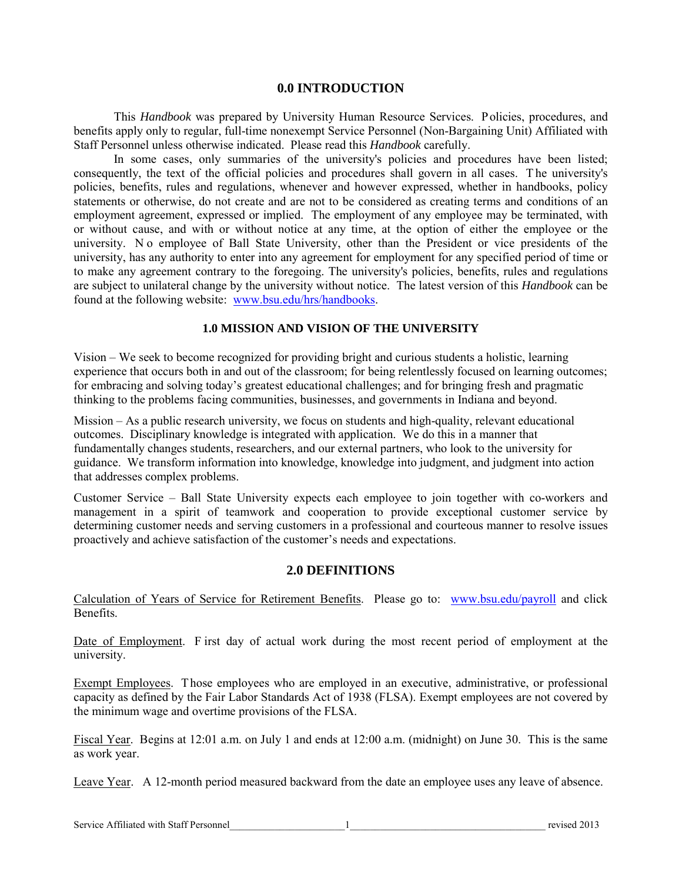## 0.0 INTRODUCTION

This *Handbook* was prepared by University Human Resource Services. Policies, procedures, and benefits apply only to regular, full-time nonexempt Service Personnel (Non-Bargaining Unit) Affiliated with Staff Personnel unless otherwise indicated. Please read this *Handbook* carefully.

In some cases, only summaries of the university's policies and procedures have been listed; consequently, the text of the official policies and procedures shall govern in all cases. The university's policies, benefits, rules and regulations, whenever and however expressed, whether in handbooks, policy statements or otherwise, do not create and are not to be considered as creating terms and conditions of an employment agreement, expressed or implied. The employment of any employee may be terminated, with or without cause, and with or without notice at any time, at the option of either the employee or the university. No employee of Ball State University, other than the President or vice presidents of the university, has any authority to enter into any agreement for employment for any specified period of time or to make any agreement contrary to the foregoing. The university's policies, benefits, rules and regulations are subject to unilateral change by the university without notice. The latest version of this *Handbook* can be found at the following website: www.bsu.edu/hrs/handbooks.

## 1.0 MISSION AND VISION OF THE UNIVERSITY

Vision – We seek to become recognized for providing bright and curious students a holistic, learning experience that occurs both in and out of the classroom; for being relentlessly focused on learning outcomes; for embracing and solving today's greatest educational challenges; and for bringing fresh and pragmatic thinking to the problems facing communities, businesses, and governments in Indiana and beyond.

Mission – As a public research university, we focus on students and high-quality, relevant educational outcomes. Disciplinary knowledge is integrated with application. We do this in a manner that fundamentally changes students, researchers, and our external partners, who look to the university for guidance. We transform information into knowledge, knowledge into judgment, and judgment into action that addresses complex problems.

Customer Service – Ball State University expects each employee to join together with co-workers and management in a spirit of teamwork and cooperation to provide exceptional customer service by determining customer needs and serving customers in a professional and courteous manner to resolve issues proactively and achieve satisfaction of the customer's needs and expectations.

## 2.0 DEFINITIONS

Calculation of Years of Service for Retirement Benefits. Please go to: www.bsu.edu/payroll and click Benefits.

Date of Employment. First day of actual work during the most recent period of employment at the university.

Exempt Employees. Those employees who are employed in an executive, administrative, or professional capacity as defined by the Fair Labor Standards Act of 1938 (FLSA). Exempt employees are not covered by the minimum wage and overtime provisions of the FLSA.

Fiscal Year. Begins at 12:01 a.m. on July 1 and ends at 12:00 a.m. (midnight) on June 30. This is the same as work year.

Leave Year. A 12-month period measured backward from the date an employee uses any leave of absence.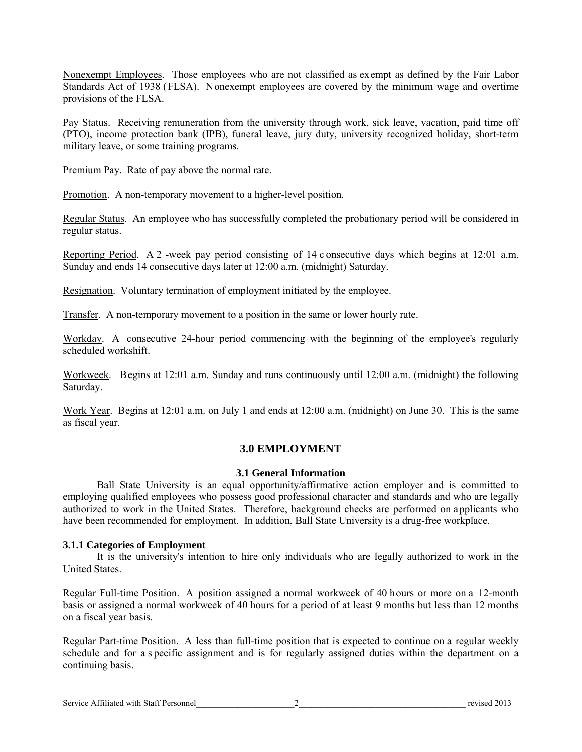Nonexempt Employees. Those employees who are not classified as exempt as defined by the Fair Labor Standards Act of 1938 (FLSA). Nonexempt employees are covered by the minimum wage and overtime provisions of the FLSA.

Pay Status. Receiving remuneration from the university through work, sick leave, vacation, paid time off (PTO), income protection bank (IPB), funeral leave, jury duty, university recognized holiday, short-term military leave, or some training programs.

Premium Pay. Rate of pay above the normal rate.

Promotion. A non-temporary movement to a higher-level position.

Regular Status. An employee who has successfully completed the probationary period will be considered in regular status.

Reporting Period. A 2 -week pay period consisting of 14 consecutive days which begins at 12:01 a.m. Sunday and ends 14 consecutive days later at 12:00 a.m. (midnight) Saturday.

Resignation. Voluntary termination of employment initiated by the employee.

Transfer. A non-temporary movement to a position in the same or lower hourly rate.

Workday. A consecutive 24-hour period commencing with the beginning of the employee's regularly scheduled workshift.

Workweek. Begins at 12:01 a.m. Sunday and runs continuously until 12:00 a.m. (midnight) the following Saturday.

Work Year. Begins at 12:01 a.m. on July 1 and ends at 12:00 a.m. (midnight) on June 30. This is the same as fiscal year.

## 3.0 EMPLOYMENT

### 3.1 General Information

Ball State University is an equal opportunity/affirmative action employer and is committed to employing qualified employees who possess good professional character and standards and who are legally authorized to work in the United States. Therefore, background checks are performed on applicants who have been recommended for employment. In addition, Ball State University is a drug-free workplace.

#### 3.1.1 Categories of Employment

It is the university's intention to hire only individuals who are legally authorized to work in the United States.

Regular Full-time Position. A position assigned a normal workweek of 40 hours or more on a 12-month basis or assigned a normal workweek of 40 hours for a period of at least 9 months but less than 12 months on a fiscal year basis.

Regular Part-time Position. A less than full-time position that is expected to continue on a regular weekly schedule and for a specific assignment and is for regularly assigned duties within the department on a continuing basis.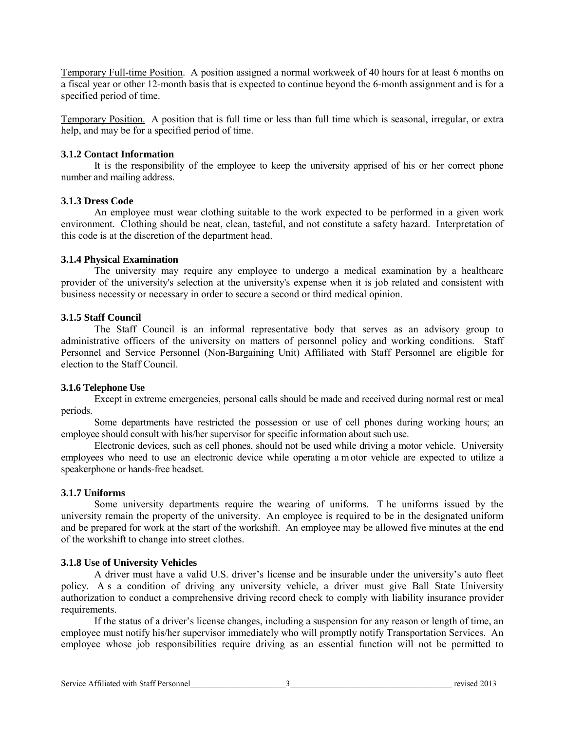Temporary Full-time Position. A position assigned a normal workweek of 40 hours for at least 6 months on a fiscal year or other 12-month basis that is expected to continue beyond the 6-month assignment and is for a specified period of time.

Temporary Position. A position that is full time or less than full time which is seasonal, irregular, or extra help, and may be for a specified period of time.

### 3.1.2 Contact Information

It is the responsibility of the employee to keep the university apprised of his or her correct phone number and mailing address.

### 3.1.3 Dress Code

An employee must wear clothing suitable to the work expected to be performed in a given work environment. Clothing should be neat, clean, tasteful, and not constitute a safety hazard. Interpretation of this code is at the discretion of the department head.

### 3.1.4 Physical Examination

The university may require any employee to undergo a medical examination by a healthcare provider of the university's selection at the university's expense when it is job related and consistent with business necessity or necessary in order to secure a second or third medical opinion.

### 3.1.5 Staff Council

The Staff Council is an informal representative body that serves as an advisory group to administrative officers of the university on matters of personnel policy and working conditions. Staff Personnel and Service Personnel (Non-Bargaining Unit) Affiliated with Staff Personnel are eligible for election to the Staff Council.

### 3.1.6 Telephone Use

Except in extreme emergencies, personal calls should be made and received during normal rest or meal periods.

Some departments have restricted the possession or use of cell phones during working hours; an employee should consult with his/her supervisor for specific information about such use.

Electronic devices, such as cell phones, should not be used while driving a motor vehicle. University employees who need to use an electronic device while operating a motor vehicle are expected to utilize a speakerphone or hands-free headset.

### 3.1.7 Uniforms

Some university departments require the wearing of uniforms. The uniforms issued by the university remain the property of the university. An employee is required to be in the designated uniform and be prepared for work at the start of the workshift. An employee may be allowed five minutes at the end of the workshift to change into street clothes.

### 3.1.8 Use of University Vehicles

A driver must have a valid U.S. driver's license and be insurable under the university's auto fleet policy. As a condition of driving any university vehicle, a driver must give Ball State University authorization to conduct a comprehensive driving record check to comply with liability insurance provider requirements.

If the status of a driver's license changes, including a suspension for any reason or length of time, an employee must notify his/her supervisor immediately who will promptly notify Transportation Services. An employee whose job responsibilities require driving as an essential function will not be permitted to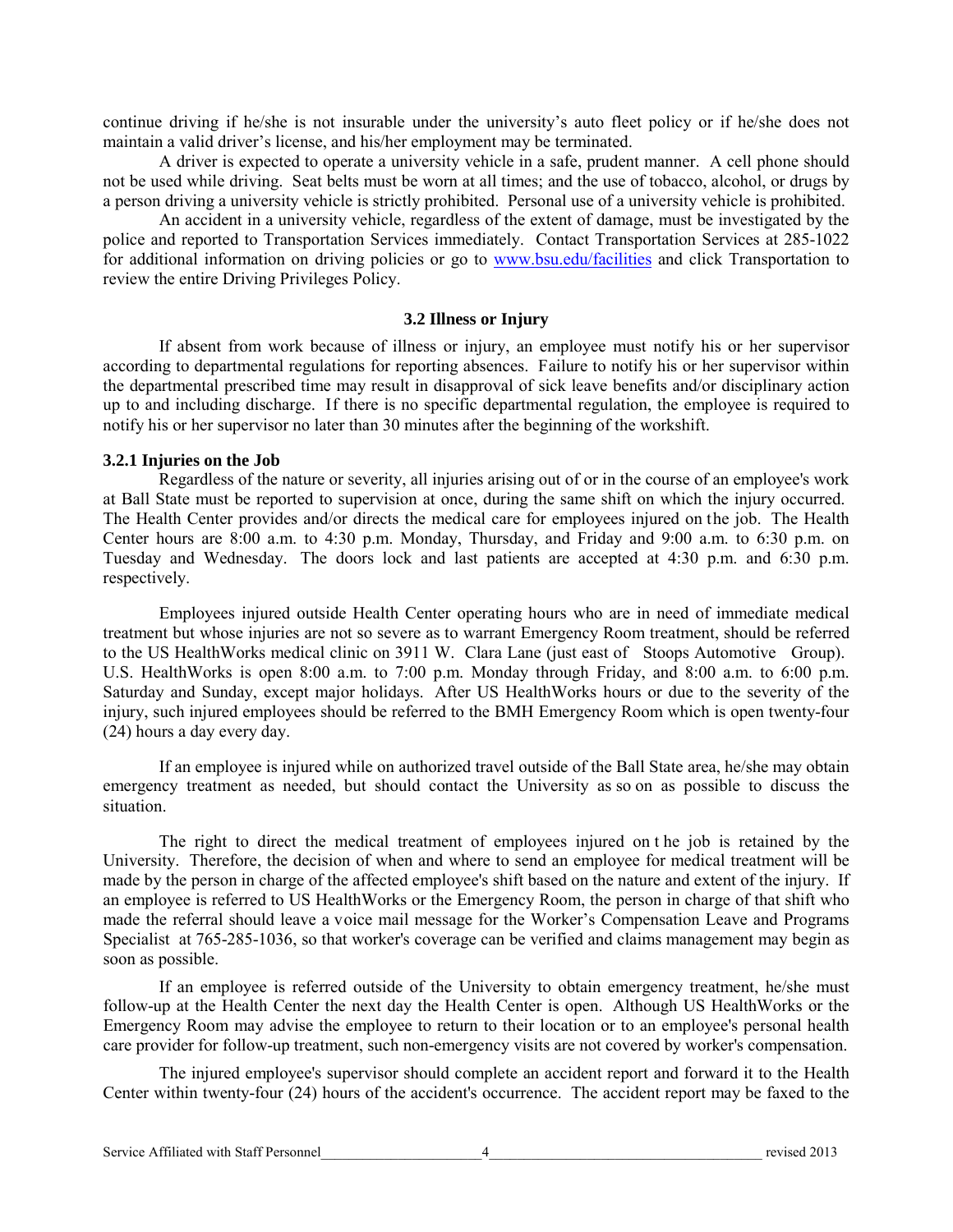continue driving if he/she is not insurable under the university's auto fleet policy or if he/she does not maintain a valid driver's license, and his/her employment may be terminated.

A driver is expected to operate a university vehicle in a safe, prudent manner. A cell phone should not be used while driving. Seat belts must be worn at all times; and the use of tobacco, alcohol, or drugs by a person driving a university vehicle is strictly prohibited. Personal use of a university vehicle is prohibited.

An accident in a university vehicle, regardless of the extent of damage, must be investigated by the police and reported to Transportation Services immediately. Contact Transportation Services at 285-1022 for additional information on driving policies or go to www.bsu.edu/facilities and click Transportation to review the entire Driving Privileges Policy.

## 3.2 Illness or Injury

If absent from work because of illness or injury, an employee must notify his or her supervisor according to departmental regulations for reporting absences. Failure to notify his or her supervisor within the departmental prescribed time may result in disapproval of sick leave benefits and/or disciplinary action up to and including discharge. If there is no specific departmental regulation, the employee is required to notify his or her supervisor no later than 30 minutes after the beginning of the workshift.

### 3.2.1 Injuries on the Job

Regardless of the nature or severity, all injuries arising out of or in the course of an employee's work at Ball State must be reported to supervision at once, during the same shift on which the injury occurred. The Health Center provides and/or directs the medical care for employees injured on the job. The Health Center hours are 8:00 a.m. to 4:30 p.m. Monday, Thursday, and Friday and 9:00 a.m. to 6:30 p.m. on Tuesday and Wednesday. The doors lock and last patients are accepted at 4:30 p.m. and 6:30 p.m. respectively.

Employees injured outside Health Center operating hours who are in need of immediate medical treatment but whose injuries are not so severe as to warrant Emergency Room treatment, should be referred to the US HealthWorks medical clinic on 3911 W. Clara Lane (just east of Stoops Automotive Group). U.S. HealthWorks is open 8:00 a.m. to 7:00 p.m. Monday through Friday, and 8:00 a.m. to 6:00 p.m. Saturday and Sunday, except major holidays. After US HealthWorks hours or due to the severity of the injury, such injured employees should be referred to the BMH Emergency Room which is open twenty-four (24) hours a day every day.

If an employee is injured while on authorized travel outside of the Ball State area, he/she may obtain emergency treatment as needed, but should contact the University as so on as possible to discuss the situation.

The right to direct the medical treatment of employees injured on t he job is retained by the University. Therefore, the decision of when and where to send an employee for medical treatment will be made by the person in charge of the affected employee's shift based on the nature and extent of the injury. If an employee is referred to US HealthWorks or the Emergency Room, the person in charge of that shift who made the referral should leave a voice mail message for the Worker's Compensation Leave and Programs Specialist at 765-285-1036, so that worker's coverage can be verified and claims management may begin as soon as possible.

If an employee is referred outside of the University to obtain emergency treatment, he/she must follow-up at the Health Center the next day the Health Center is open. Although US HealthWorks or the Emergency Room may advise the employee to return to their location or to an employee's personal health care provider for follow-up treatment, such non-emergency visits are not covered by worker's compensation.

The injured employee's supervisor should complete an accident report and forward it to the Health Center within twenty-four (24) hours of the accident's occurrence. The accident report may be faxed to the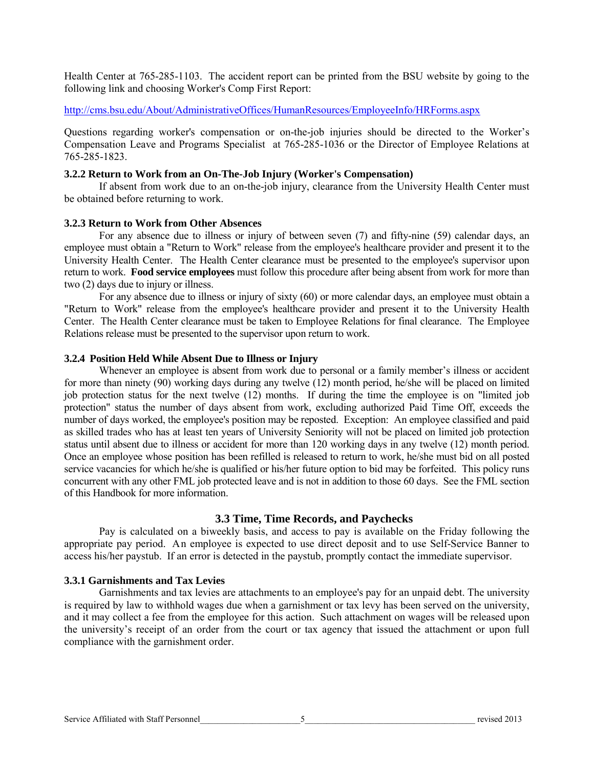Health Center at 765-285-1103. The accident report can be printed from the BSU website by going to the following link and choosing Worker's Comp First Report:

http://cms.bsu.edu/About/AdministrativeOffices/HumanResources/EmployeeInfo/HRForms.aspx

Questions regarding worker's compensation or on-the-job injuries should be directed to the Worker's Compensation Leave and Programs Specialist at 765-285-1036 or the Director of Employee Relations at 765-285-1823.

### 3.2.2 Return to Work from an On-The-Job Injury (Worker's Compensation)

If absent from work due to an on-the-job injury, clearance from the University Health Center must be obtained before returning to work.

### 3.2.3 Return to Work from Other Absences

For any absence due to illness or injury of between seven (7) and fifty-nine (59) calendar days, an employee must obtain a "Return to Work" release from the employee's healthcare provider and present it to the University Health Center. The Health Center clearance must be presented to the employee's supervisor upon return to work. **Food service employees** must follow this procedure after being absent from work for more than two (2) days due to injury or illness.

For any absence due to illness or injury of sixty (60) or more calendar days, an employee must obtain a "Return to Work" release from the employee's healthcare provider and present it to the University Health Center. The Health Center clearance must be taken to Employee Relations for final clearance. The Employee Relations release must be presented to the supervisor upon return to work.

### 3.2.4 Position Held While Absent Due to Illness or Injury

Whenever an employee is absent from work due to personal or a family member's illness or accident for more than ninety (90) working days during any twelve (12) month period, he/she will be placed on limited job protection status for the next twelve (12) months. If during the time the employee is on "limited job protection" status the number of days absent from work, excluding authorized Paid Time Off, exceeds the number of days worked, the employee's position may be reposted. Exception: An employee classified and paid as skilled trades who has at least ten years of University Seniority will not be placed on limited job protection status until absent due to illness or accident for more than 120 working days in any twelve (12) month period. Once an employee whose position has been refilled is released to return to work, he/she must bid on all posted service vacancies for which he/she is qualified or his/her future option to bid may be forfeited. This policy runs concurrent with any other FML job protected leave and is not in addition to those 60 days. See the FML section of this Handbook for more information.

## 3.3 Time, Time Records, and Paychecks

Pay is calculated on a biweekly basis, and access to pay is available on the Friday following the appropriate pay period. An employee is expected to use direct deposit and to use Self-Service Banner to access his/her paystub. If an error is detected in the paystub, promptly contact the immediate supervisor.

### 3.3.1 Garnishments and Tax Levies

Garnishments and tax levies are attachments to an employee's pay for an unpaid debt. The university is required by law to withhold wages due when a garnishment or tax levy has been served on the university, and it may collect a fee from the employee for this action. Such attachment on wages will be released upon the university's receipt of an order from the court or tax agency that issued the attachment or upon full compliance with the garnishment order.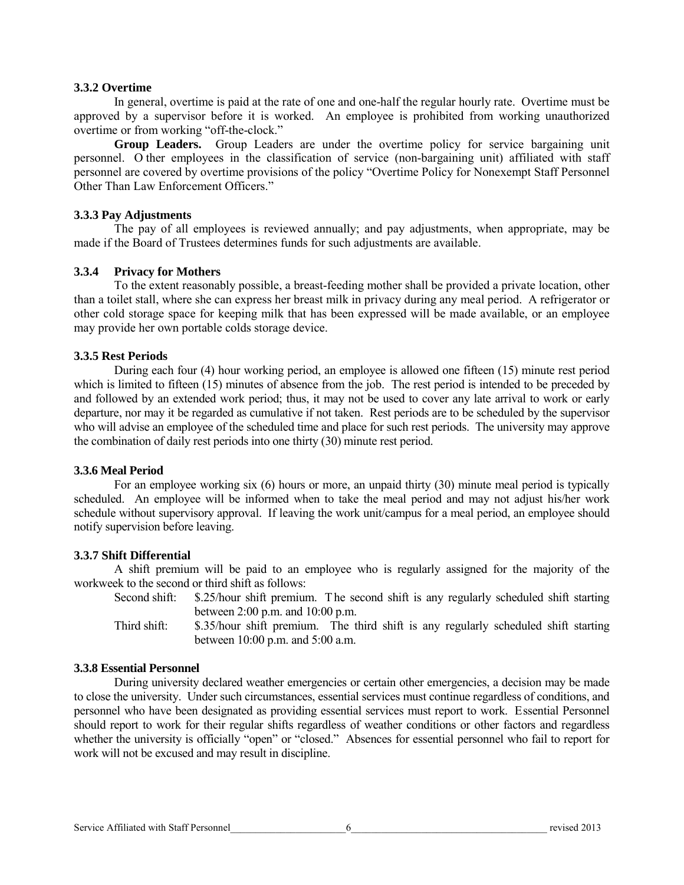### 3.3.2 Overtime

In general, overtime is paid at the rate of one and one-half the regular hourly rate. Overtime must be approved by a supervisor before it is worked. An employee is prohibited from working unauthorized overtime or from working "off-the-clock."

**Group Leaders.** Group Leaders are under the overtime policy for service bargaining unit personnel. Other employees in the classification of service (non-bargaining unit) affiliated with staff personnel are covered by overtime provisions of the policy "Overtime Policy for Nonexempt Staff Personnel Other Than Law Enforcement Officers."

### 3.3.3 Pay Adjustments

The pay of all employees is reviewed annually; and pay adjustments, when appropriate, may be made if the Board of Trustees determines funds for such adjustments are available.

### 3.3.4 Privacy for Mothers

To the extent reasonably possible, a breast-feeding mother shall be provided a private location, other than a toilet stall, where she can express her breast milk in privacy during any meal period. A refrigerator or other cold storage space for keeping milk that has been expressed will be made available, or an employee may provide her own portable colds storage device.

### 3.3.5 Rest Periods

During each four (4) hour working period, an employee is allowed one fifteen (15) minute rest period which is limited to fifteen (15) minutes of absence from the job. The rest period is intended to be preceded by and followed by an extended work period; thus, it may not be used to cover any late arrival to work or early departure, nor may it be regarded as cumulative if not taken. Rest periods are to be scheduled by the supervisor who will advise an employee of the scheduled time and place for such rest periods. The university may approve the combination of daily rest periods into one thirty (30) minute rest period.

### 3.3.6 Meal Period

For an employee working six (6) hours or more, an unpaid thirty (30) minute meal period is typically scheduled. An employee will be informed when to take the meal period and may not adjust his/her work schedule without supervisory approval. If leaving the work unit/campus for a meal period, an employee should notify supervision before leaving.

### 3.3.7 Shift Differential

A shift premium will be paid to an employee who is regularly assigned for the majority of the workweek to the second or third shift as follows:

Second shift: $.25/hour shift premium. The second shift is any regularly scheduled shift starting between 2:00 p.m. and 10:00 p.m.

Third shift: $.35/hour shift premium. The third shift is any regularly scheduled shift starting between 10:00 p.m. and 5:00 a.m.

### 3.3.8 Essential Personnel

During university declared weather emergencies or certain other emergencies, a decision may be made to close the university. Under such circumstances, essential services must continue regardless of conditions, and personnel who have been designated as providing essential services must report to work. Essential Personnel should report to work for their regular shifts regardless of weather conditions or other factors and regardless whether the university is officially "open" or "closed." Absences for essential personnel who fail to report for work will not be excused and may result in discipline.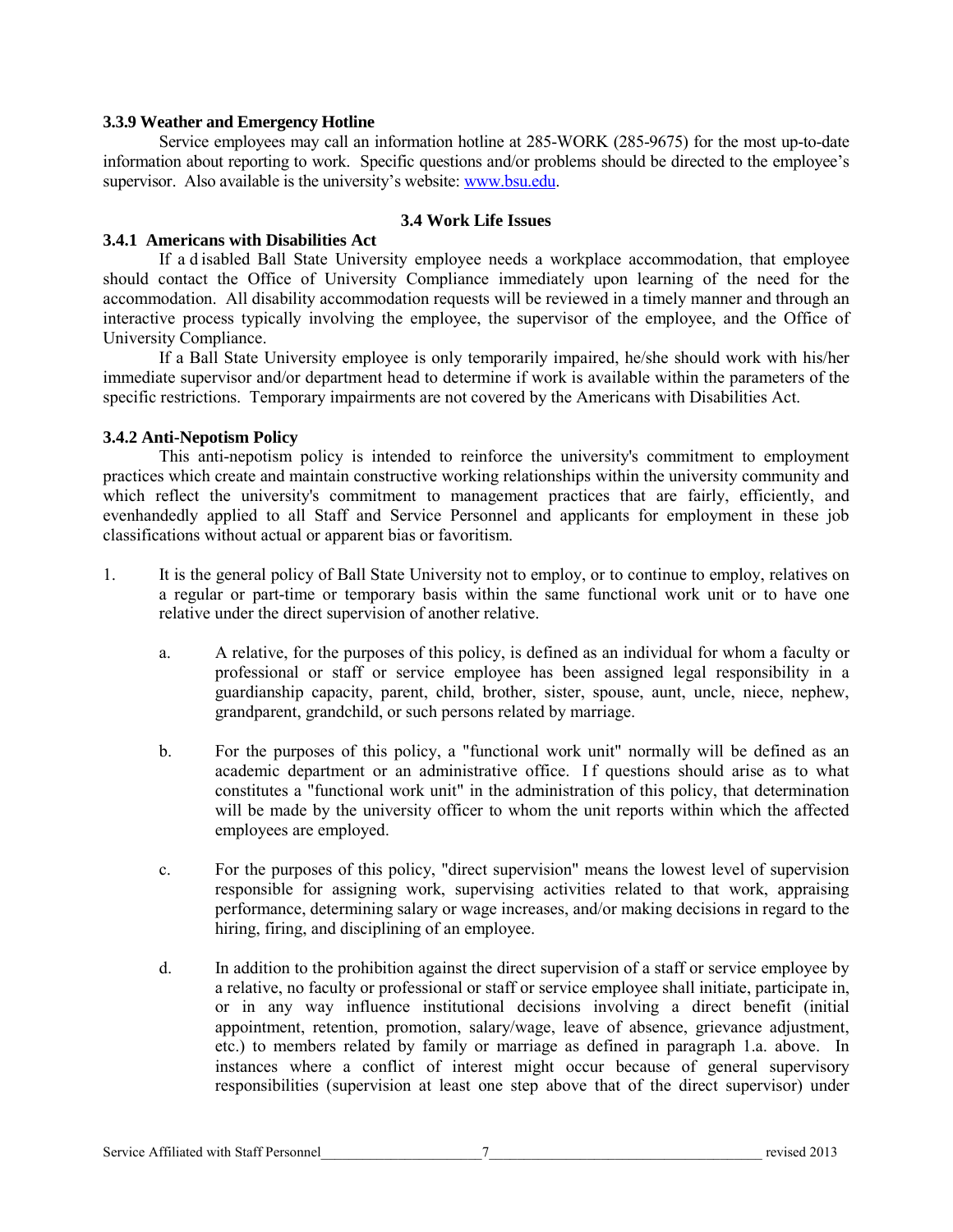**3.3.9 Weather and Emergency Hotline**

Service employees may call an information hotline at 285-WORK (285-9675) for the most up-to-date information about reporting to work. Specific questions and/or problems should be directed to the employee's supervisor. Also available is the university's website: www.bsu.edu.

## 3.4 Work Life Issues

**3.4.1 Americans with Disabilities Act**

If a disabled Ball State University employee needs a workplace accommodation, that employee should contact the Office of University Compliance immediately upon learning of the need for the accommodation. All disability accommodation requests will be reviewed in a timely manner and through an interactive process typically involving the employee, the supervisor of the employee, and the Office of University Compliance.

If a Ball State University employee is only temporarily impaired, he/she should work with his/her immediate supervisor and/or department head to determine if work is available within the parameters of the specific restrictions. Temporary impairments are not covered by the Americans with Disabilities Act.

**3.4.2 Anti-Nepotism Policy**

This anti-nepotism policy is intended to reinforce the university's commitment to employment practices which create and maintain constructive working relationships within the university community and which reflect the university's commitment to management practices that are fairly, efficiently, and evenhandedly applied to all Staff and Service Personnel and applicants for employment in these job classifications without actual or apparent bias or favoritism.

1. It is the general policy of Ball State University not to employ, or to continue to employ, relatives on a regular or part-time or temporary basis within the same functional work unit or to have one relative under the direct supervision of another relative.

   a. A relative, for the purposes of this policy, is defined as an individual for whom a faculty or professional or staff or service employee has been assigned legal responsibility in a guardianship capacity, parent, child, brother, sister, spouse, aunt, uncle, niece, nephew, grandparent, grandchild, or such persons related by marriage.

   b. For the purposes of this policy, a "functional work unit" normally will be defined as an academic department or an administrative office. If questions should arise as to what constitutes a "functional work unit" in the administration of this policy, that determination will be made by the university officer to whom the unit reports within which the affected employees are employed.

   c. For the purposes of this policy, "direct supervision" means the lowest level of supervision responsible for assigning work, supervising activities related to that work, appraising performance, determining salary or wage increases, and/or making decisions in regard to the hiring, firing, and disciplining of an employee.

   d. In addition to the prohibition against the direct supervision of a staff or service employee by a relative, no faculty or professional or staff or service employee shall initiate, participate in, or in any way influence institutional decisions involving a direct benefit (initial appointment, retention, promotion, salary/wage, leave of absence, grievance adjustment, etc.) to members related by family or marriage as defined in paragraph 1.a. above. In instances where a conflict of interest might occur because of general supervisory responsibilities (supervision at least one step above that of the direct supervisor) under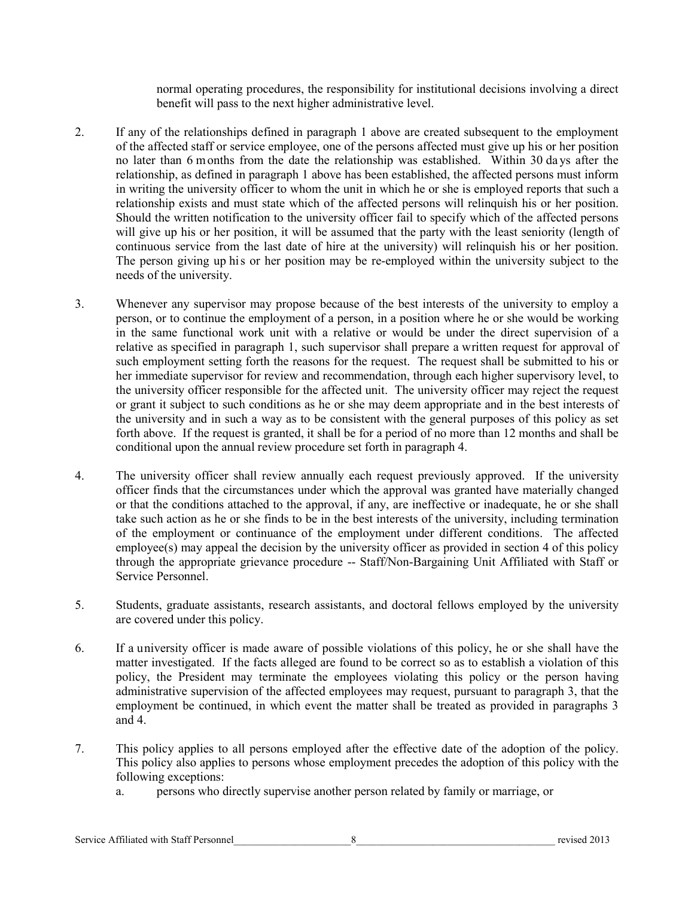normal operating procedures, the responsibility for institutional decisions involving a direct benefit will pass to the next higher administrative level.

2. If any of the relationships defined in paragraph 1 above are created subsequent to the employment of the affected staff or service employee, one of the persons affected must give up his or her position no later than 6 months from the date the relationship was established. Within 30 days after the relationship, as defined in paragraph 1 above has been established, the affected persons must inform in writing the university officer to whom the unit in which he or she is employed reports that such a relationship exists and must state which of the affected persons will relinquish his or her position. Should the written notification to the university officer fail to specify which of the affected persons will give up his or her position, it will be assumed that the party with the least seniority (length of continuous service from the last date of hire at the university) will relinquish his or her position. The person giving up his or her position may be re-employed within the university subject to the needs of the university.

3. Whenever any supervisor may propose because of the best interests of the university to employ a person, or to continue the employment of a person, in a position where he or she would be working in the same functional work unit with a relative or would be under the direct supervision of a relative as specified in paragraph 1, such supervisor shall prepare a written request for approval of such employment setting forth the reasons for the request. The request shall be submitted to his or her immediate supervisor for review and recommendation, through each higher supervisory level, to the university officer responsible for the affected unit. The university officer may reject the request or grant it subject to such conditions as he or she may deem appropriate and in the best interests of the university and in such a way as to be consistent with the general purposes of this policy as set forth above. If the request is granted, it shall be for a period of no more than 12 months and shall be conditional upon the annual review procedure set forth in paragraph 4.

4. The university officer shall review annually each request previously approved. If the university officer finds that the circumstances under which the approval was granted have materially changed or that the conditions attached to the approval, if any, are ineffective or inadequate, he or she shall take such action as he or she finds to be in the best interests of the university, including termination of the employment or continuance of the employment under different conditions. The affected employee(s) may appeal the decision by the university officer as provided in section 4 of this policy through the appropriate grievance procedure -- Staff/Non-Bargaining Unit Affiliated with Staff or Service Personnel.

5. Students, graduate assistants, research assistants, and doctoral fellows employed by the university are covered under this policy.

6. If a university officer is made aware of possible violations of this policy, he or she shall have the matter investigated. If the facts alleged are found to be correct so as to establish a violation of this policy, the President may terminate the employees violating this policy or the person having administrative supervision of the affected employees may request, pursuant to paragraph 3, that the employment be continued, in which event the matter shall be treated as provided in paragraphs 3 and 4.

7. This policy applies to all persons employed after the effective date of the adoption of the policy. This policy also applies to persons whose employment precedes the adoption of this policy with the following exceptions:
   a. persons who directly supervise another person related by family or marriage, or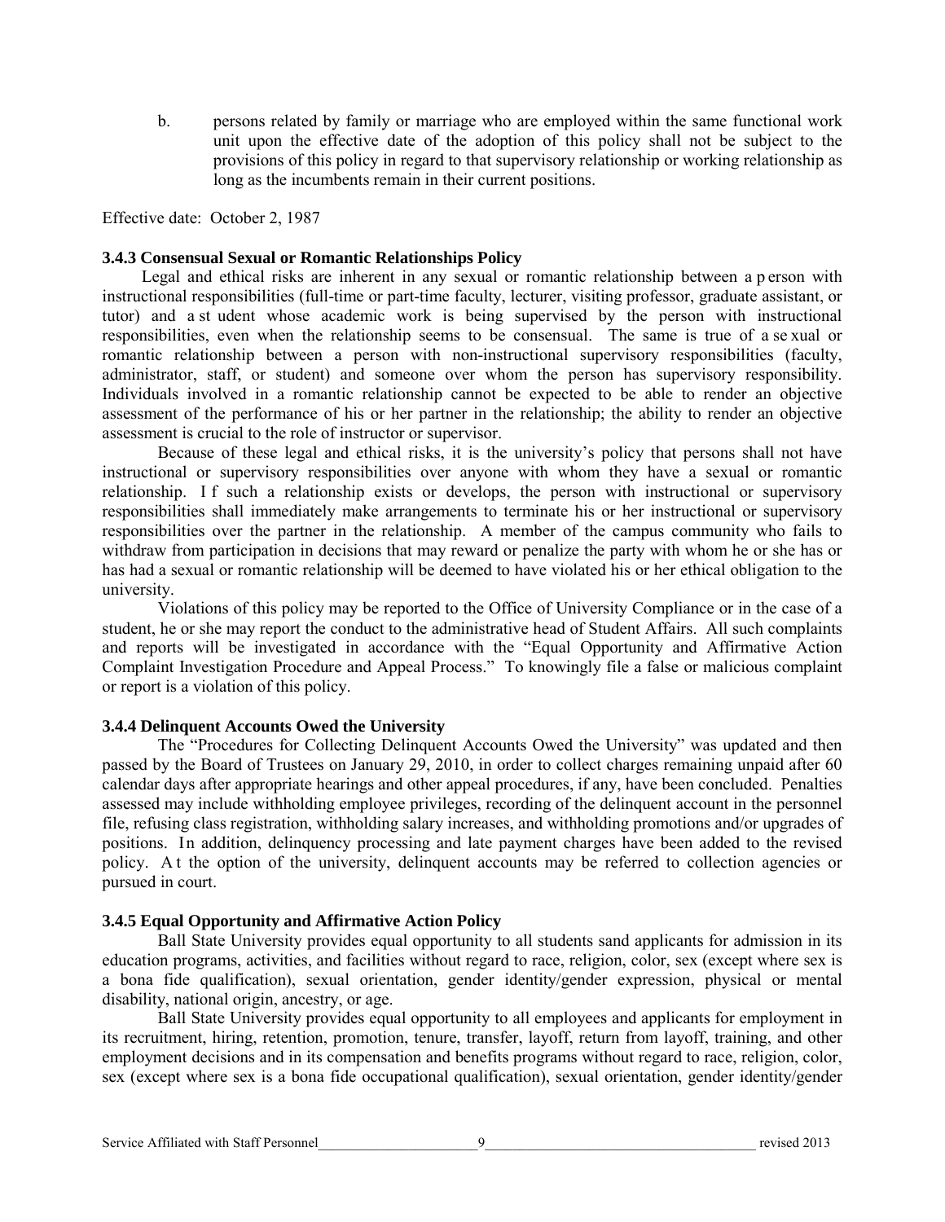b. persons related by family or marriage who are employed within the same functional work unit upon the effective date of the adoption of this policy shall not be subject to the provisions of this policy in regard to that supervisory relationship or working relationship as long as the incumbents remain in their current positions.

Effective date: October 2, 1987

### 3.4.3 Consensual Sexual or Romantic Relationships Policy

Legal and ethical risks are inherent in any sexual or romantic relationship between a person with instructional responsibilities (full-time or part-time faculty, lecturer, visiting professor, graduate assistant, or tutor) and a student whose academic work is being supervised by the person with instructional responsibilities, even when the relationship seems to be consensual. The same is true of a sexual or romantic relationship between a person with non-instructional supervisory responsibilities (faculty, administrator, staff, or student) and someone over whom the person has supervisory responsibility. Individuals involved in a romantic relationship cannot be expected to be able to render an objective assessment of the performance of his or her partner in the relationship; the ability to render an objective assessment is crucial to the role of instructor or supervisor.

Because of these legal and ethical risks, it is the university's policy that persons shall not have instructional or supervisory responsibilities over anyone with whom they have a sexual or romantic relationship. If such a relationship exists or develops, the person with instructional or supervisory responsibilities shall immediately make arrangements to terminate his or her instructional or supervisory responsibilities over the partner in the relationship. A member of the campus community who fails to withdraw from participation in decisions that may reward or penalize the party with whom he or she has or has had a sexual or romantic relationship will be deemed to have violated his or her ethical obligation to the university.

Violations of this policy may be reported to the Office of University Compliance or in the case of a student, he or she may report the conduct to the administrative head of Student Affairs. All such complaints and reports will be investigated in accordance with the "Equal Opportunity and Affirmative Action Complaint Investigation Procedure and Appeal Process." To knowingly file a false or malicious complaint or report is a violation of this policy.

### 3.4.4 Delinquent Accounts Owed the University

The "Procedures for Collecting Delinquent Accounts Owed the University" was updated and then passed by the Board of Trustees on January 29, 2010, in order to collect charges remaining unpaid after 60 calendar days after appropriate hearings and other appeal procedures, if any, have been concluded. Penalties assessed may include withholding employee privileges, recording of the delinquent account in the personnel file, refusing class registration, withholding salary increases, and withholding promotions and/or upgrades of positions. In addition, delinquency processing and late payment charges have been added to the revised policy. At the option of the university, delinquent accounts may be referred to collection agencies or pursued in court.

### 3.4.5 Equal Opportunity and Affirmative Action Policy

Ball State University provides equal opportunity to all students sand applicants for admission in its education programs, activities, and facilities without regard to race, religion, color, sex (except where sex is a bona fide qualification), sexual orientation, gender identity/gender expression, physical or mental disability, national origin, ancestry, or age.

Ball State University provides equal opportunity to all employees and applicants for employment in its recruitment, hiring, retention, promotion, tenure, transfer, layoff, return from layoff, training, and other employment decisions and in its compensation and benefits programs without regard to race, religion, color, sex (except where sex is a bona fide occupational qualification), sexual orientation, gender identity/gender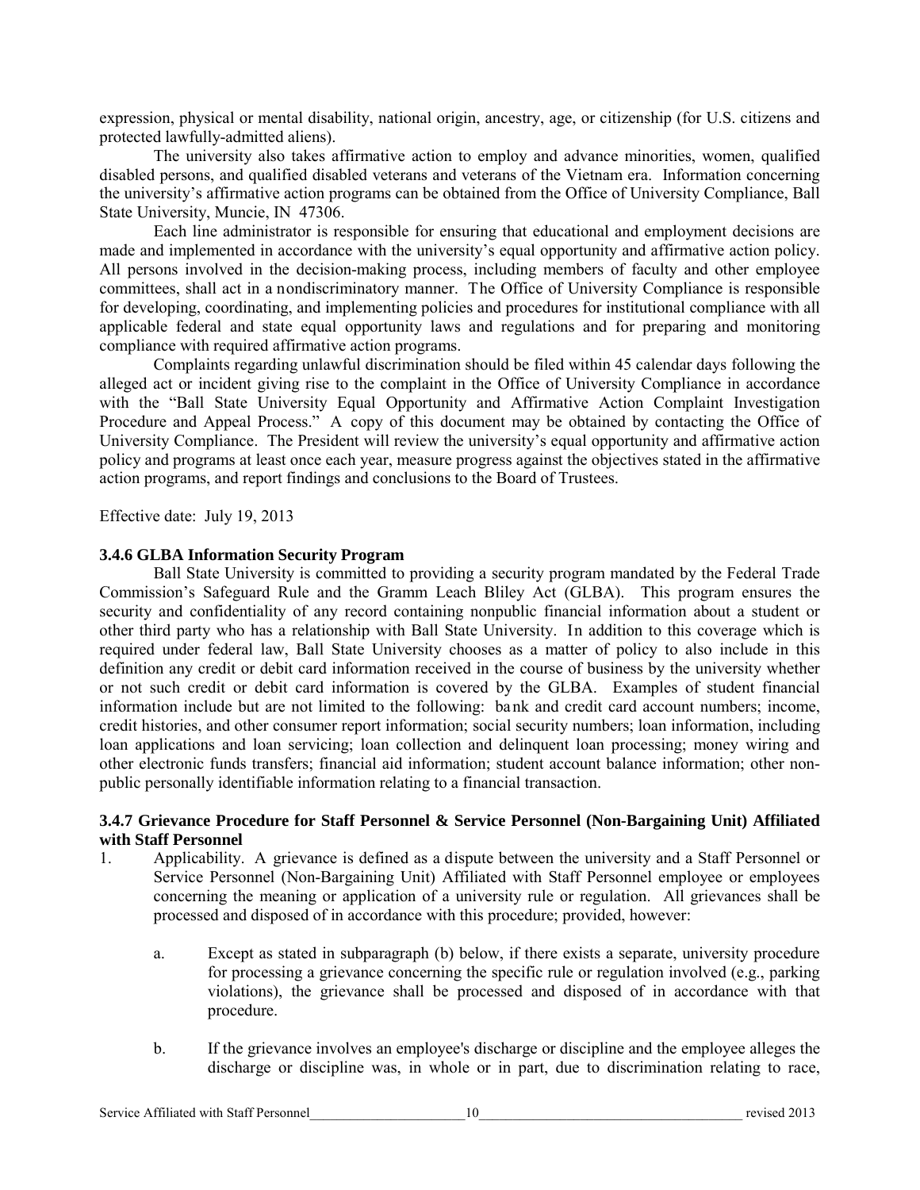expression, physical or mental disability, national origin, ancestry, age, or citizenship (for U.S. citizens and protected lawfully-admitted aliens).

The university also takes affirmative action to employ and advance minorities, women, qualified disabled persons, and qualified disabled veterans and veterans of the Vietnam era. Information concerning the university's affirmative action programs can be obtained from the Office of University Compliance, Ball State University, Muncie, IN 47306.

Each line administrator is responsible for ensuring that educational and employment decisions are made and implemented in accordance with the university's equal opportunity and affirmative action policy. All persons involved in the decision-making process, including members of faculty and other employee committees, shall act in a nondiscriminatory manner. The Office of University Compliance is responsible for developing, coordinating, and implementing policies and procedures for institutional compliance with all applicable federal and state equal opportunity laws and regulations and for preparing and monitoring compliance with required affirmative action programs.

Complaints regarding unlawful discrimination should be filed within 45 calendar days following the alleged act or incident giving rise to the complaint in the Office of University Compliance in accordance with the "Ball State University Equal Opportunity and Affirmative Action Complaint Investigation Procedure and Appeal Process." A copy of this document may be obtained by contacting the Office of University Compliance. The President will review the university's equal opportunity and affirmative action policy and programs at least once each year, measure progress against the objectives stated in the affirmative action programs, and report findings and conclusions to the Board of Trustees.

Effective date: July 19, 2013

### 3.4.6 GLBA Information Security Program

Ball State University is committed to providing a security program mandated by the Federal Trade Commission's Safeguard Rule and the Gramm Leach Bliley Act (GLBA). This program ensures the security and confidentiality of any record containing nonpublic financial information about a student or other third party who has a relationship with Ball State University. In addition to this coverage which is required under federal law, Ball State University chooses as a matter of policy to also include in this definition any credit or debit card information received in the course of business by the university whether or not such credit or debit card information is covered by the GLBA. Examples of student financial information include but are not limited to the following: bank and credit card account numbers; income, credit histories, and other consumer report information; social security numbers; loan information, including loan applications and loan servicing; loan collection and delinquent loan processing; money wiring and other electronic funds transfers; financial aid information; student account balance information; other non-public personally identifiable information relating to a financial transaction.

### 3.4.7 Grievance Procedure for Staff Personnel & Service Personnel (Non-Bargaining Unit) Affiliated with Staff Personnel

1. Applicability. A grievance is defined as a dispute between the university and a Staff Personnel or Service Personnel (Non-Bargaining Unit) Affiliated with Staff Personnel employee or employees concerning the meaning or application of a university rule or regulation. All grievances shall be processed and disposed of in accordance with this procedure; provided, however:

   a. Except as stated in subparagraph (b) below, if there exists a separate, university procedure for processing a grievance concerning the specific rule or regulation involved (e.g., parking violations), the grievance shall be processed and disposed of in accordance with that procedure.

   b. If the grievance involves an employee's discharge or discipline and the employee alleges the discharge or discipline was, in whole or in part, due to discrimination relating to race,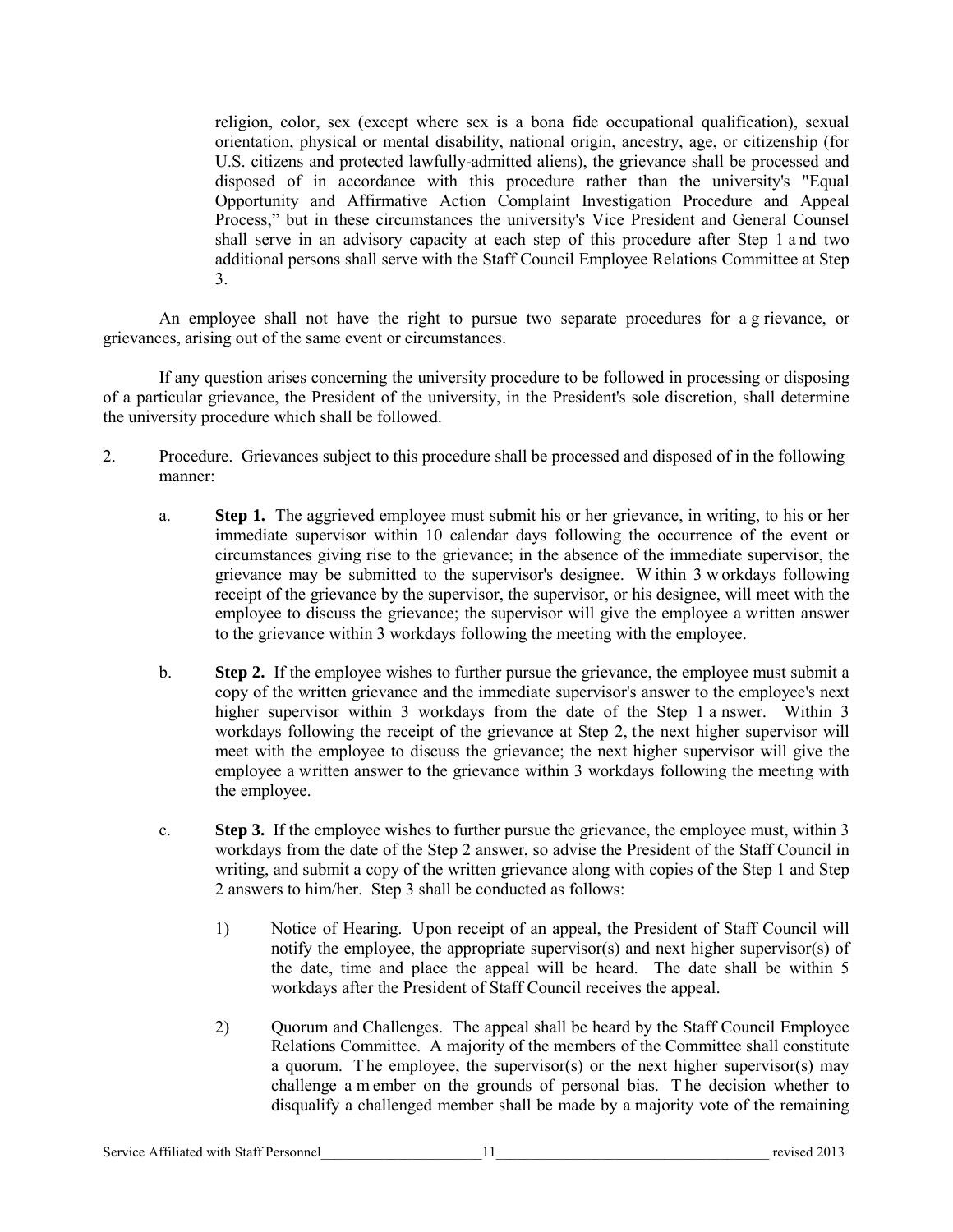religion, color, sex (except where sex is a bona fide occupational qualification), sexual orientation, physical or mental disability, national origin, ancestry, age, or citizenship (for U.S. citizens and protected lawfully-admitted aliens), the grievance shall be processed and disposed of in accordance with this procedure rather than the university's "Equal Opportunity and Affirmative Action Complaint Investigation Procedure and Appeal Process," but in these circumstances the university's Vice President and General Counsel shall serve in an advisory capacity at each step of this procedure after Step 1 and two additional persons shall serve with the Staff Council Employee Relations Committee at Step 3.

An employee shall not have the right to pursue two separate procedures for a grievance, or grievances, arising out of the same event or circumstances.

If any question arises concerning the university procedure to be followed in processing or disposing of a particular grievance, the President of the university, in the President's sole discretion, shall determine the university procedure which shall be followed.

2. Procedure. Grievances subject to this procedure shall be processed and disposed of in the following manner:

   a. **Step 1.** The aggrieved employee must submit his or her grievance, in writing, to his or her immediate supervisor within 10 calendar days following the occurrence of the event or circumstances giving rise to the grievance; in the absence of the immediate supervisor, the grievance may be submitted to the supervisor's designee. Within 3 workdays following receipt of the grievance by the supervisor, the supervisor, or his designee, will meet with the employee to discuss the grievance; the supervisor will give the employee a written answer to the grievance within 3 workdays following the meeting with the employee.

   b. **Step 2.** If the employee wishes to further pursue the grievance, the employee must submit a copy of the written grievance and the immediate supervisor's answer to the employee's next higher supervisor within 3 workdays from the date of the Step 1 answer. Within 3 workdays following the receipt of the grievance at Step 2, the next higher supervisor will meet with the employee to discuss the grievance; the next higher supervisor will give the employee a written answer to the grievance within 3 workdays following the meeting with the employee.

   c. **Step 3.** If the employee wishes to further pursue the grievance, the employee must, within 3 workdays from the date of the Step 2 answer, so advise the President of the Staff Council in writing, and submit a copy of the written grievance along with copies of the Step 1 and Step 2 answers to him/her. Step 3 shall be conducted as follows:

      1) Notice of Hearing. Upon receipt of an appeal, the President of Staff Council will notify the employee, the appropriate supervisor(s) and next higher supervisor(s) of the date, time and place the appeal will be heard. The date shall be within 5 workdays after the President of Staff Council receives the appeal.

      2) Quorum and Challenges. The appeal shall be heard by the Staff Council Employee Relations Committee. A majority of the members of the Committee shall constitute a quorum. The employee, the supervisor(s) or the next higher supervisor(s) may challenge a member on the grounds of personal bias. The decision whether to disqualify a challenged member shall be made by a majority vote of the remaining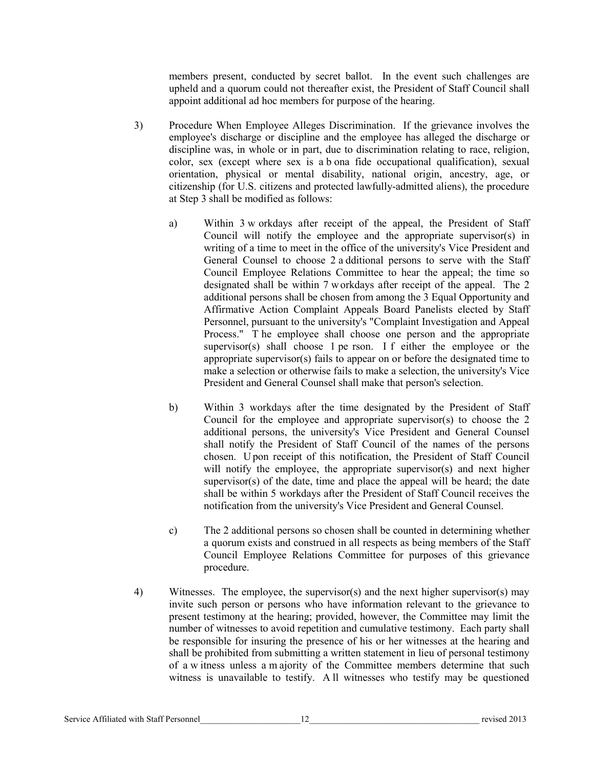members present, conducted by secret ballot. In the event such challenges are upheld and a quorum could not thereafter exist, the President of Staff Council shall appoint additional ad hoc members for purpose of the hearing.

3) Procedure When Employee Alleges Discrimination. If the grievance involves the employee's discharge or discipline and the employee has alleged the discharge or discipline was, in whole or in part, due to discrimination relating to race, religion, color, sex (except where sex is a bona fide occupational qualification), sexual orientation, physical or mental disability, national origin, ancestry, age, or citizenship (for U.S. citizens and protected lawfully-admitted aliens), the procedure at Step 3 shall be modified as follows:

   a) Within 3 workdays after receipt of the appeal, the President of Staff Council will notify the employee and the appropriate supervisor(s) in writing of a time to meet in the office of the university's Vice President and General Counsel to choose 2 additional persons to serve with the Staff Council Employee Relations Committee to hear the appeal; the time so designated shall be within 7 workdays after receipt of the appeal. The 2 additional persons shall be chosen from among the 3 Equal Opportunity and Affirmative Action Complaint Appeals Board Panelists elected by Staff Personnel, pursuant to the university's "Complaint Investigation and Appeal Process." The employee shall choose one person and the appropriate supervisor(s) shall choose 1 person. If either the employee or the appropriate supervisor(s) fails to appear on or before the designated time to make a selection or otherwise fails to make a selection, the university's Vice President and General Counsel shall make that person's selection.

   b) Within 3 workdays after the time designated by the President of Staff Council for the employee and appropriate supervisor(s) to choose the 2 additional persons, the university's Vice President and General Counsel shall notify the President of Staff Council of the names of the persons chosen. Upon receipt of this notification, the President of Staff Council will notify the employee, the appropriate supervisor(s) and next higher supervisor(s) of the date, time and place the appeal will be heard; the date shall be within 5 workdays after the President of Staff Council receives the notification from the university's Vice President and General Counsel.

   c) The 2 additional persons so chosen shall be counted in determining whether a quorum exists and construed in all respects as being members of the Staff Council Employee Relations Committee for purposes of this grievance procedure.

4) Witnesses. The employee, the supervisor(s) and the next higher supervisor(s) may invite such person or persons who have information relevant to the grievance to present testimony at the hearing; provided, however, the Committee may limit the number of witnesses to avoid repetition and cumulative testimony. Each party shall be responsible for insuring the presence of his or her witnesses at the hearing and shall be prohibited from submitting a written statement in lieu of personal testimony of a witness unless a majority of the Committee members determine that such witness is unavailable to testify. All witnesses who testify may be questioned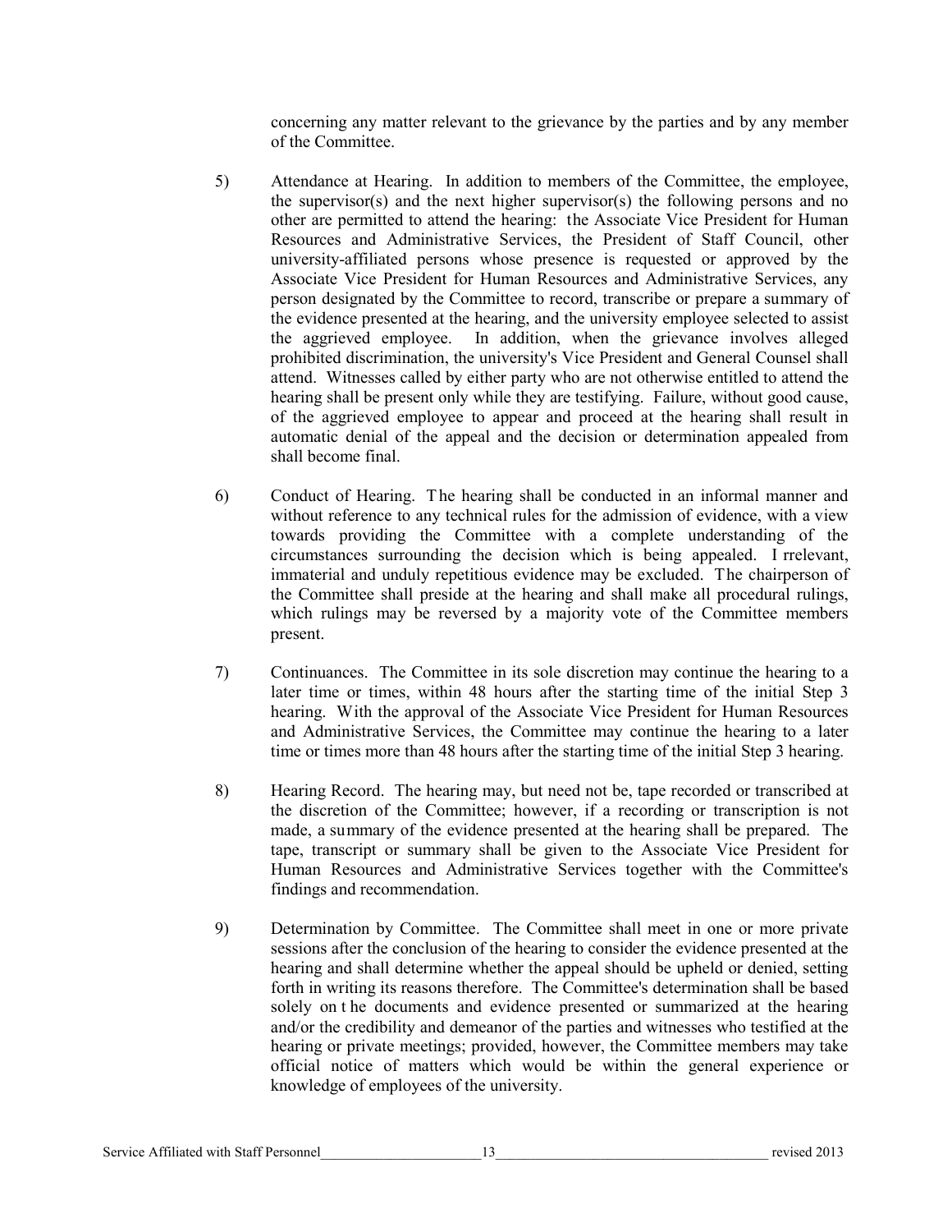concerning any matter relevant to the grievance by the parties and by any member of the Committee.

5) Attendance at Hearing. In addition to members of the Committee, the employee, the supervisor(s) and the next higher supervisor(s) the following persons and no other are permitted to attend the hearing: the Associate Vice President for Human Resources and Administrative Services, the President of Staff Council, other university-affiliated persons whose presence is requested or approved by the Associate Vice President for Human Resources and Administrative Services, any person designated by the Committee to record, transcribe or prepare a summary of the evidence presented at the hearing, and the university employee selected to assist the aggrieved employee. In addition, when the grievance involves alleged prohibited discrimination, the university's Vice President and General Counsel shall attend. Witnesses called by either party who are not otherwise entitled to attend the hearing shall be present only while they are testifying. Failure, without good cause, of the aggrieved employee to appear and proceed at the hearing shall result in automatic denial of the appeal and the decision or determination appealed from shall become final.

6) Conduct of Hearing. The hearing shall be conducted in an informal manner and without reference to any technical rules for the admission of evidence, with a view towards providing the Committee with a complete understanding of the circumstances surrounding the decision which is being appealed. Irrelevant, immaterial and unduly repetitious evidence may be excluded. The chairperson of the Committee shall preside at the hearing and shall make all procedural rulings, which rulings may be reversed by a majority vote of the Committee members present.

7) Continuances. The Committee in its sole discretion may continue the hearing to a later time or times, within 48 hours after the starting time of the initial Step 3 hearing. With the approval of the Associate Vice President for Human Resources and Administrative Services, the Committee may continue the hearing to a later time or times more than 48 hours after the starting time of the initial Step 3 hearing.

8) Hearing Record. The hearing may, but need not be, tape recorded or transcribed at the discretion of the Committee; however, if a recording or transcription is not made, a summary of the evidence presented at the hearing shall be prepared. The tape, transcript or summary shall be given to the Associate Vice President for Human Resources and Administrative Services together with the Committee's findings and recommendation.

9) Determination by Committee. The Committee shall meet in one or more private sessions after the conclusion of the hearing to consider the evidence presented at the hearing and shall determine whether the appeal should be upheld or denied, setting forth in writing its reasons therefore. The Committee's determination shall be based solely on the documents and evidence presented or summarized at the hearing and/or the credibility and demeanor of the parties and witnesses who testified at the hearing or private meetings; provided, however, the Committee members may take official notice of matters which would be within the general experience or knowledge of employees of the university.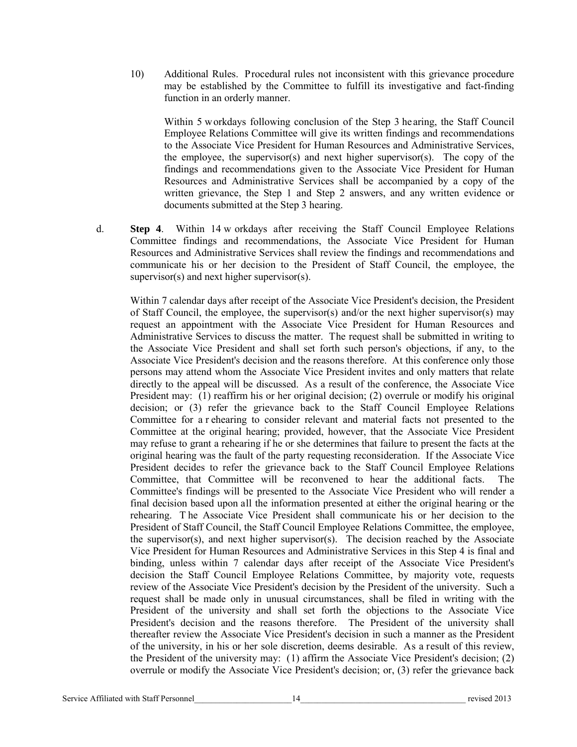10) Additional Rules. Procedural rules not inconsistent with this grievance procedure may be established by the Committee to fulfill its investigative and fact-finding function in an orderly manner.

Within 5 workdays following conclusion of the Step 3 hearing, the Staff Council Employee Relations Committee will give its written findings and recommendations to the Associate Vice President for Human Resources and Administrative Services, the employee, the supervisor(s) and next higher supervisor(s). The copy of the findings and recommendations given to the Associate Vice President for Human Resources and Administrative Services shall be accompanied by a copy of the written grievance, the Step 1 and Step 2 answers, and any written evidence or documents submitted at the Step 3 hearing.

d. **Step 4**. Within 14 workdays after receiving the Staff Council Employee Relations Committee findings and recommendations, the Associate Vice President for Human Resources and Administrative Services shall review the findings and recommendations and communicate his or her decision to the President of Staff Council, the employee, the supervisor(s) and next higher supervisor(s).

Within 7 calendar days after receipt of the Associate Vice President's decision, the President of Staff Council, the employee, the supervisor(s) and/or the next higher supervisor(s) may request an appointment with the Associate Vice President for Human Resources and Administrative Services to discuss the matter. The request shall be submitted in writing to the Associate Vice President and shall set forth such person's objections, if any, to the Associate Vice President's decision and the reasons therefore. At this conference only those persons may attend whom the Associate Vice President invites and only matters that relate directly to the appeal will be discussed. As a result of the conference, the Associate Vice President may: (1) reaffirm his or her original decision; (2) overrule or modify his original decision; or (3) refer the grievance back to the Staff Council Employee Relations Committee for a rehearing to consider relevant and material facts not presented to the Committee at the original hearing; provided, however, that the Associate Vice President may refuse to grant a rehearing if he or she determines that failure to present the facts at the original hearing was the fault of the party requesting reconsideration. If the Associate Vice President decides to refer the grievance back to the Staff Council Employee Relations Committee, that Committee will be reconvened to hear the additional facts. The Committee's findings will be presented to the Associate Vice President who will render a final decision based upon all the information presented at either the original hearing or the rehearing. The Associate Vice President shall communicate his or her decision to the President of Staff Council, the Staff Council Employee Relations Committee, the employee, the supervisor(s), and next higher supervisor(s). The decision reached by the Associate Vice President for Human Resources and Administrative Services in this Step 4 is final and binding, unless within 7 calendar days after receipt of the Associate Vice President's decision the Staff Council Employee Relations Committee, by majority vote, requests review of the Associate Vice President's decision by the President of the university. Such a request shall be made only in unusual circumstances, shall be filed in writing with the President of the university and shall set forth the objections to the Associate Vice President's decision and the reasons therefore. The President of the university shall thereafter review the Associate Vice President's decision in such a manner as the President of the university, in his or her sole discretion, deems desirable. As a result of this review, the President of the university may: (1) affirm the Associate Vice President's decision; (2) overrule or modify the Associate Vice President's decision; or, (3) refer the grievance back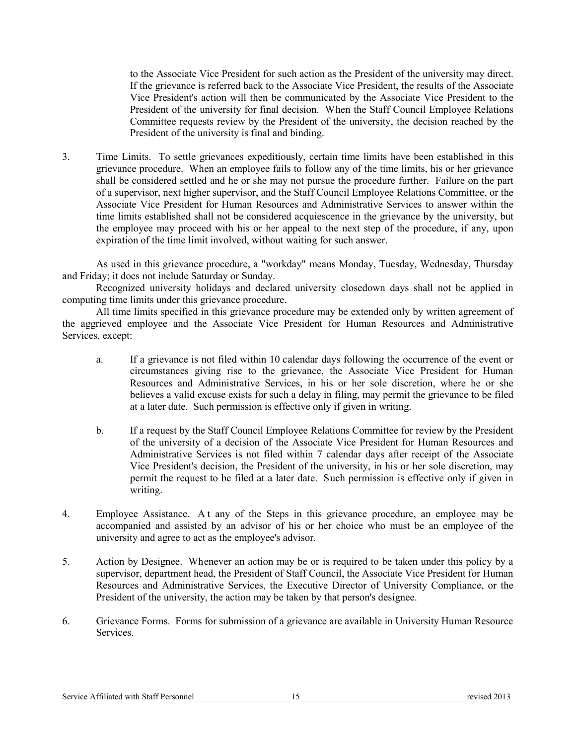to the Associate Vice President for such action as the President of the university may direct. If the grievance is referred back to the Associate Vice President, the results of the Associate Vice President's action will then be communicated by the Associate Vice President to the President of the university for final decision. When the Staff Council Employee Relations Committee requests review by the President of the university, the decision reached by the President of the university is final and binding.

3. Time Limits. To settle grievances expeditiously, certain time limits have been established in this grievance procedure. When an employee fails to follow any of the time limits, his or her grievance shall be considered settled and he or she may not pursue the procedure further. Failure on the part of a supervisor, next higher supervisor, and the Staff Council Employee Relations Committee, or the Associate Vice President for Human Resources and Administrative Services to answer within the time limits established shall not be considered acquiescence in the grievance by the university, but the employee may proceed with his or her appeal to the next step of the procedure, if any, upon expiration of the time limit involved, without waiting for such answer.

As used in this grievance procedure, a "workday" means Monday, Tuesday, Wednesday, Thursday and Friday; it does not include Saturday or Sunday.

Recognized university holidays and declared university closedown days shall not be applied in computing time limits under this grievance procedure.

All time limits specified in this grievance procedure may be extended only by written agreement of the aggrieved employee and the Associate Vice President for Human Resources and Administrative Services, except:

a. If a grievance is not filed within 10 calendar days following the occurrence of the event or circumstances giving rise to the grievance, the Associate Vice President for Human Resources and Administrative Services, in his or her sole discretion, where he or she believes a valid excuse exists for such a delay in filing, may permit the grievance to be filed at a later date. Such permission is effective only if given in writing.

b. If a request by the Staff Council Employee Relations Committee for review by the President of the university of a decision of the Associate Vice President for Human Resources and Administrative Services is not filed within 7 calendar days after receipt of the Associate Vice President's decision, the President of the university, in his or her sole discretion, may permit the request to be filed at a later date. Such permission is effective only if given in writing.

4. Employee Assistance. At any of the Steps in this grievance procedure, an employee may be accompanied and assisted by an advisor of his or her choice who must be an employee of the university and agree to act as the employee's advisor.

5. Action by Designee. Whenever an action may be or is required to be taken under this policy by a supervisor, department head, the President of Staff Council, the Associate Vice President for Human Resources and Administrative Services, the Executive Director of University Compliance, or the President of the university, the action may be taken by that person's designee.

6. Grievance Forms. Forms for submission of a grievance are available in University Human Resource Services.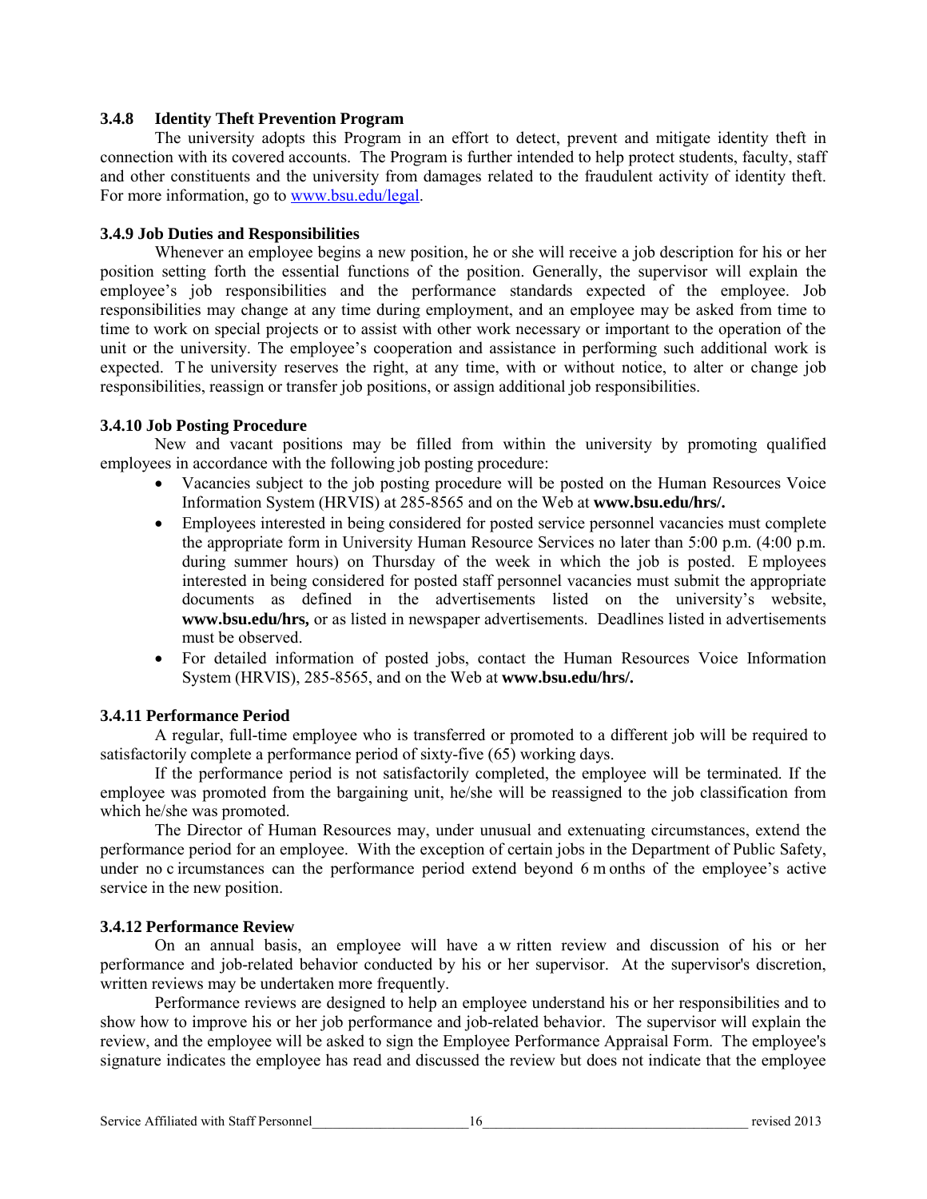### 3.4.8 Identity Theft Prevention Program

The university adopts this Program in an effort to detect, prevent and mitigate identity theft in connection with its covered accounts. The Program is further intended to help protect students, faculty, staff and other constituents and the university from damages related to the fraudulent activity of identity theft. For more information, go to www.bsu.edu/legal.

### 3.4.9 Job Duties and Responsibilities

Whenever an employee begins a new position, he or she will receive a job description for his or her position setting forth the essential functions of the position. Generally, the supervisor will explain the employee's job responsibilities and the performance standards expected of the employee. Job responsibilities may change at any time during employment, and an employee may be asked from time to time to work on special projects or to assist with other work necessary or important to the operation of the unit or the university. The employee's cooperation and assistance in performing such additional work is expected. The university reserves the right, at any time, with or without notice, to alter or change job responsibilities, reassign or transfer job positions, or assign additional job responsibilities.

### 3.4.10 Job Posting Procedure

New and vacant positions may be filled from within the university by promoting qualified employees in accordance with the following job posting procedure:

- Vacancies subject to the job posting procedure will be posted on the Human Resources Voice Information System (HRVIS) at 285-8565 and on the Web at **www.bsu.edu/hrs/.**
- Employees interested in being considered for posted service personnel vacancies must complete the appropriate form in University Human Resource Services no later than 5:00 p.m. (4:00 p.m. during summer hours) on Thursday of the week in which the job is posted. Employees interested in being considered for posted staff personnel vacancies must submit the appropriate documents as defined in the advertisements listed on the university's website, **www.bsu.edu/hrs,** or as listed in newspaper advertisements. Deadlines listed in advertisements must be observed.
- For detailed information of posted jobs, contact the Human Resources Voice Information System (HRVIS), 285-8565, and on the Web at **www.bsu.edu/hrs/.**

### 3.4.11 Performance Period

A regular, full-time employee who is transferred or promoted to a different job will be required to satisfactorily complete a performance period of sixty-five (65) working days.

If the performance period is not satisfactorily completed, the employee will be terminated. If the employee was promoted from the bargaining unit, he/she will be reassigned to the job classification from which he/she was promoted.

The Director of Human Resources may, under unusual and extenuating circumstances, extend the performance period for an employee. With the exception of certain jobs in the Department of Public Safety, under no circumstances can the performance period extend beyond 6 months of the employee's active service in the new position.

### 3.4.12 Performance Review

On an annual basis, an employee will have a written review and discussion of his or her performance and job-related behavior conducted by his or her supervisor. At the supervisor's discretion, written reviews may be undertaken more frequently.

Performance reviews are designed to help an employee understand his or her responsibilities and to show how to improve his or her job performance and job-related behavior. The supervisor will explain the review, and the employee will be asked to sign the Employee Performance Appraisal Form. The employee's signature indicates the employee has read and discussed the review but does not indicate that the employee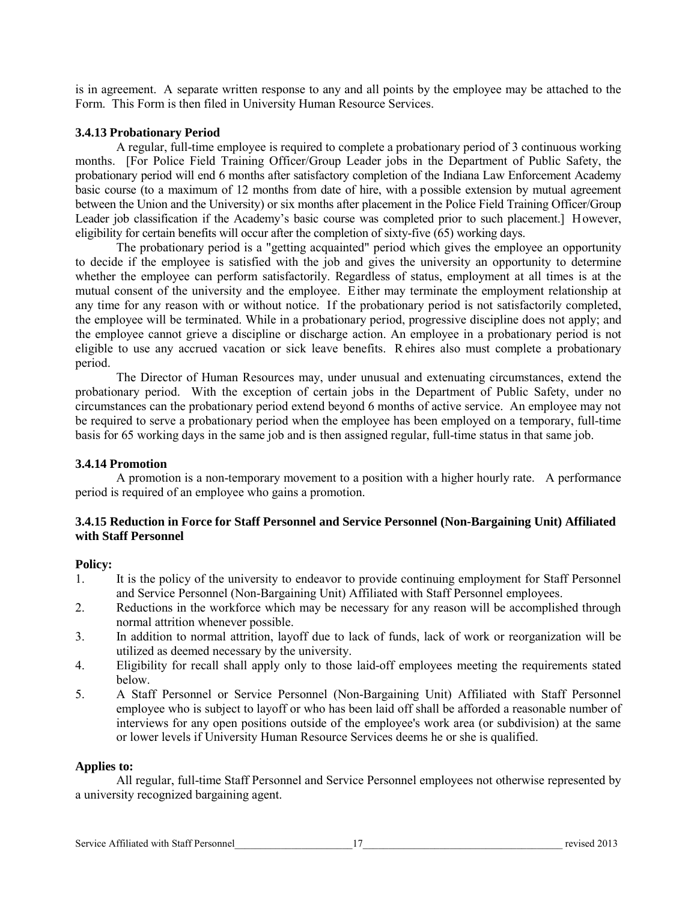is in agreement. A separate written response to any and all points by the employee may be attached to the Form. This Form is then filed in University Human Resource Services.

### 3.4.13 Probationary Period

A regular, full-time employee is required to complete a probationary period of 3 continuous working months. [For Police Field Training Officer/Group Leader jobs in the Department of Public Safety, the probationary period will end 6 months after satisfactory completion of the Indiana Law Enforcement Academy basic course (to a maximum of 12 months from date of hire, with a possible extension by mutual agreement between the Union and the University) or six months after placement in the Police Field Training Officer/Group Leader job classification if the Academy's basic course was completed prior to such placement.] However, eligibility for certain benefits will occur after the completion of sixty-five (65) working days.

The probationary period is a "getting acquainted" period which gives the employee an opportunity to decide if the employee is satisfied with the job and gives the university an opportunity to determine whether the employee can perform satisfactorily. Regardless of status, employment at all times is at the mutual consent of the university and the employee. Either may terminate the employment relationship at any time for any reason with or without notice. If the probationary period is not satisfactorily completed, the employee will be terminated. While in a probationary period, progressive discipline does not apply; and the employee cannot grieve a discipline or discharge action. An employee in a probationary period is not eligible to use any accrued vacation or sick leave benefits. Rehires also must complete a probationary period.

The Director of Human Resources may, under unusual and extenuating circumstances, extend the probationary period. With the exception of certain jobs in the Department of Public Safety, under no circumstances can the probationary period extend beyond 6 months of active service. An employee may not be required to serve a probationary period when the employee has been employed on a temporary, full-time basis for 65 working days in the same job and is then assigned regular, full-time status in that same job.

### 3.4.14 Promotion

A promotion is a non-temporary movement to a position with a higher hourly rate. A performance period is required of an employee who gains a promotion.

### 3.4.15 Reduction in Force for Staff Personnel and Service Personnel (Non-Bargaining Unit) Affiliated with Staff Personnel

**Policy:**

1. It is the policy of the university to endeavor to provide continuing employment for Staff Personnel and Service Personnel (Non-Bargaining Unit) Affiliated with Staff Personnel employees.
2. Reductions in the workforce which may be necessary for any reason will be accomplished through normal attrition whenever possible.
3. In addition to normal attrition, layoff due to lack of funds, lack of work or reorganization will be utilized as deemed necessary by the university.
4. Eligibility for recall shall apply only to those laid-off employees meeting the requirements stated below.
5. A Staff Personnel or Service Personnel (Non-Bargaining Unit) Affiliated with Staff Personnel employee who is subject to layoff or who has been laid off shall be afforded a reasonable number of interviews for any open positions outside of the employee's work area (or subdivision) at the same or lower levels if University Human Resource Services deems he or she is qualified.

**Applies to:**

All regular, full-time Staff Personnel and Service Personnel employees not otherwise represented by a university recognized bargaining agent.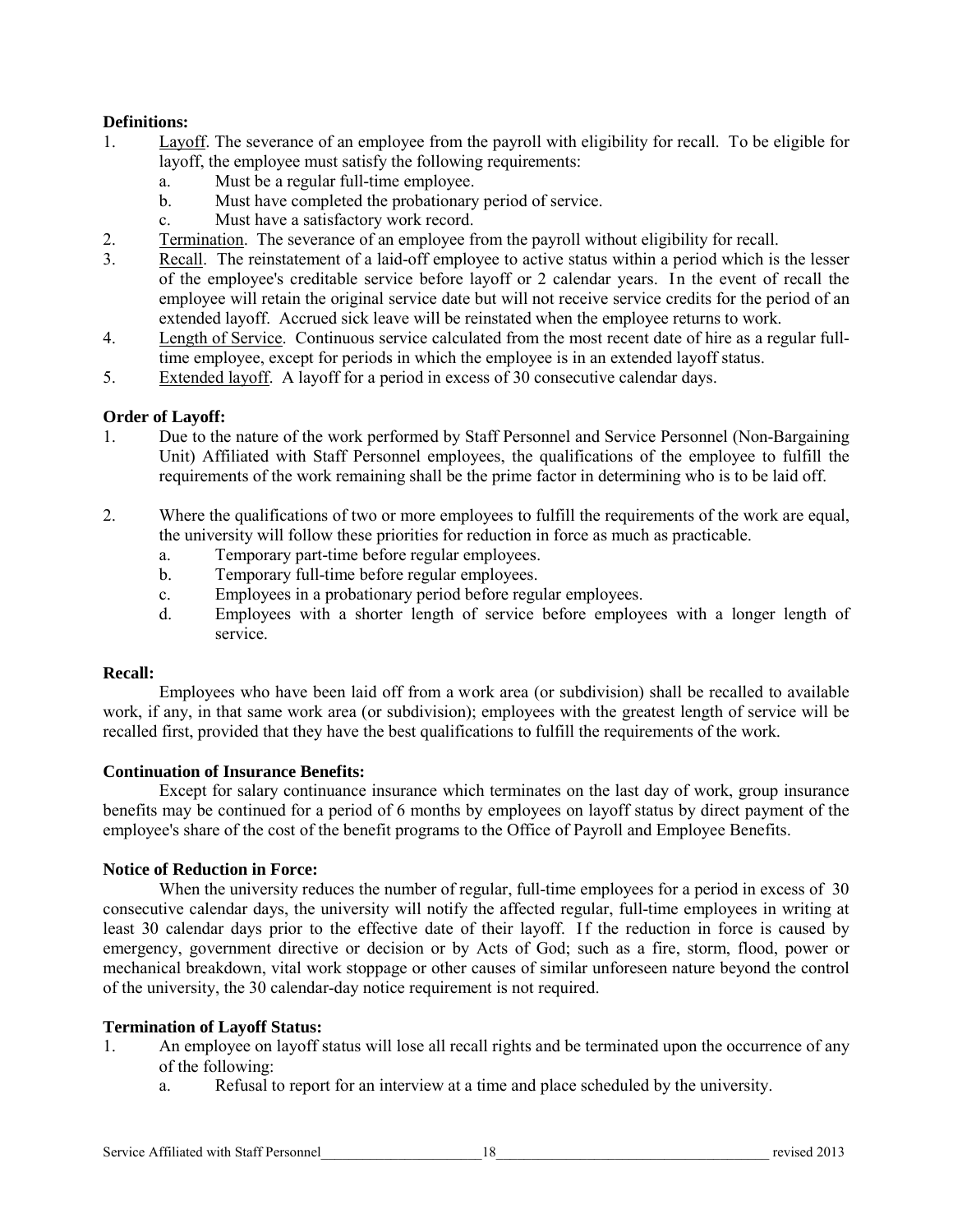**Definitions:**

1. Layoff. The severance of an employee from the payroll with eligibility for recall. To be eligible for layoff, the employee must satisfy the following requirements:
   a. Must be a regular full-time employee.
   b. Must have completed the probationary period of service.
   c. Must have a satisfactory work record.
2. Termination. The severance of an employee from the payroll without eligibility for recall.
3. Recall. The reinstatement of a laid-off employee to active status within a period which is the lesser of the employee's creditable service before layoff or 2 calendar years. In the event of recall the employee will retain the original service date but will not receive service credits for the period of an extended layoff. Accrued sick leave will be reinstated when the employee returns to work.
4. Length of Service. Continuous service calculated from the most recent date of hire as a regular full-time employee, except for periods in which the employee is in an extended layoff status.
5. Extended layoff. A layoff for a period in excess of 30 consecutive calendar days.

**Order of Layoff:**

1. Due to the nature of the work performed by Staff Personnel and Service Personnel (Non-Bargaining Unit) Affiliated with Staff Personnel employees, the qualifications of the employee to fulfill the requirements of the work remaining shall be the prime factor in determining who is to be laid off.
2. Where the qualifications of two or more employees to fulfill the requirements of the work are equal, the university will follow these priorities for reduction in force as much as practicable.
   a. Temporary part-time before regular employees.
   b. Temporary full-time before regular employees.
   c. Employees in a probationary period before regular employees.
   d. Employees with a shorter length of service before employees with a longer length of service.

**Recall:**

Employees who have been laid off from a work area (or subdivision) shall be recalled to available work, if any, in that same work area (or subdivision); employees with the greatest length of service will be recalled first, provided that they have the best qualifications to fulfill the requirements of the work.

**Continuation of Insurance Benefits:**

Except for salary continuance insurance which terminates on the last day of work, group insurance benefits may be continued for a period of 6 months by employees on layoff status by direct payment of the employee's share of the cost of the benefit programs to the Office of Payroll and Employee Benefits.

**Notice of Reduction in Force:**

When the university reduces the number of regular, full-time employees for a period in excess of 30 consecutive calendar days, the university will notify the affected regular, full-time employees in writing at least 30 calendar days prior to the effective date of their layoff. If the reduction in force is caused by emergency, government directive or decision or by Acts of God; such as a fire, storm, flood, power or mechanical breakdown, vital work stoppage or other causes of similar unforeseen nature beyond the control of the university, the 30 calendar-day notice requirement is not required.

**Termination of Layoff Status:**

1. An employee on layoff status will lose all recall rights and be terminated upon the occurrence of any of the following:
   a. Refusal to report for an interview at a time and place scheduled by the university.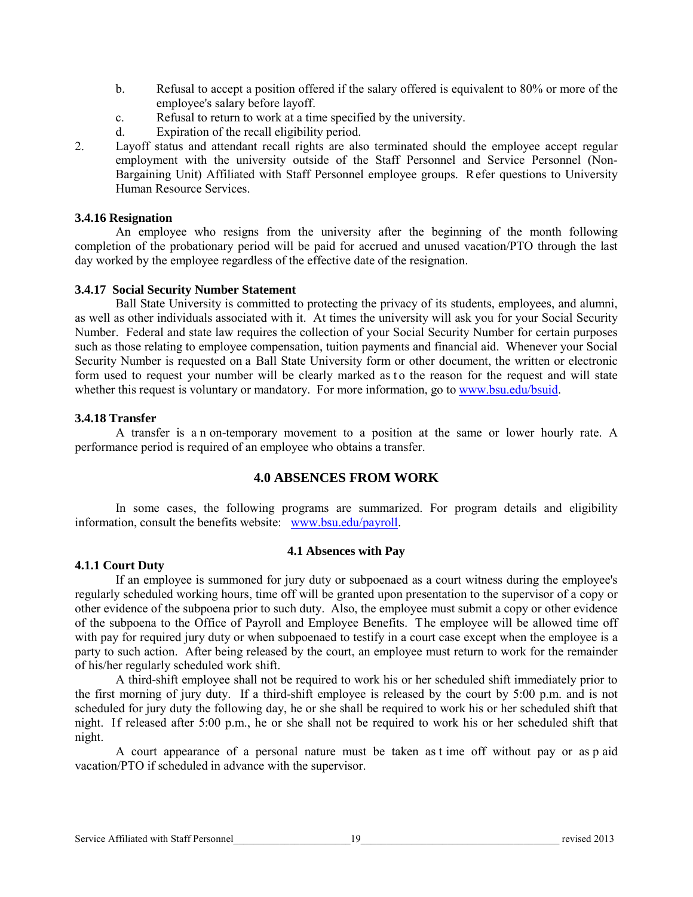b. Refusal to accept a position offered if the salary offered is equivalent to 80% or more of the employee's salary before layoff.

c. Refusal to return to work at a time specified by the university.

d. Expiration of the recall eligibility period.

2. Layoff status and attendant recall rights are also terminated should the employee accept regular employment with the university outside of the Staff Personnel and Service Personnel (Non-Bargaining Unit) Affiliated with Staff Personnel employee groups. Refer questions to University Human Resource Services.

### 3.4.16 Resignation

An employee who resigns from the university after the beginning of the month following completion of the probationary period will be paid for accrued and unused vacation/PTO through the last day worked by the employee regardless of the effective date of the resignation.

### 3.4.17 Social Security Number Statement

Ball State University is committed to protecting the privacy of its students, employees, and alumni, as well as other individuals associated with it. At times the university will ask you for your Social Security Number. Federal and state law requires the collection of your Social Security Number for certain purposes such as those relating to employee compensation, tuition payments and financial aid. Whenever your Social Security Number is requested on a Ball State University form or other document, the written or electronic form used to request your number will be clearly marked as to the reason for the request and will state whether this request is voluntary or mandatory. For more information, go to www.bsu.edu/bsuid.

### 3.4.18 Transfer

A transfer is a non-temporary movement to a position at the same or lower hourly rate. A performance period is required of an employee who obtains a transfer.

## 4.0 ABSENCES FROM WORK

In some cases, the following programs are summarized. For program details and eligibility information, consult the benefits website: www.bsu.edu/payroll.

### 4.1 Absences with Pay

### 4.1.1 Court Duty

If an employee is summoned for jury duty or subpoenaed as a court witness during the employee's regularly scheduled working hours, time off will be granted upon presentation to the supervisor of a copy or other evidence of the subpoena prior to such duty. Also, the employee must submit a copy or other evidence of the subpoena to the Office of Payroll and Employee Benefits. The employee will be allowed time off with pay for required jury duty or when subpoenaed to testify in a court case except when the employee is a party to such action. After being released by the court, an employee must return to work for the remainder of his/her regularly scheduled work shift.

A third-shift employee shall not be required to work his or her scheduled shift immediately prior to the first morning of jury duty. If a third-shift employee is released by the court by 5:00 p.m. and is not scheduled for jury duty the following day, he or she shall be required to work his or her scheduled shift that night. If released after 5:00 p.m., he or she shall not be required to work his or her scheduled shift that night.

A court appearance of a personal nature must be taken as time off without pay or as paid vacation/PTO if scheduled in advance with the supervisor.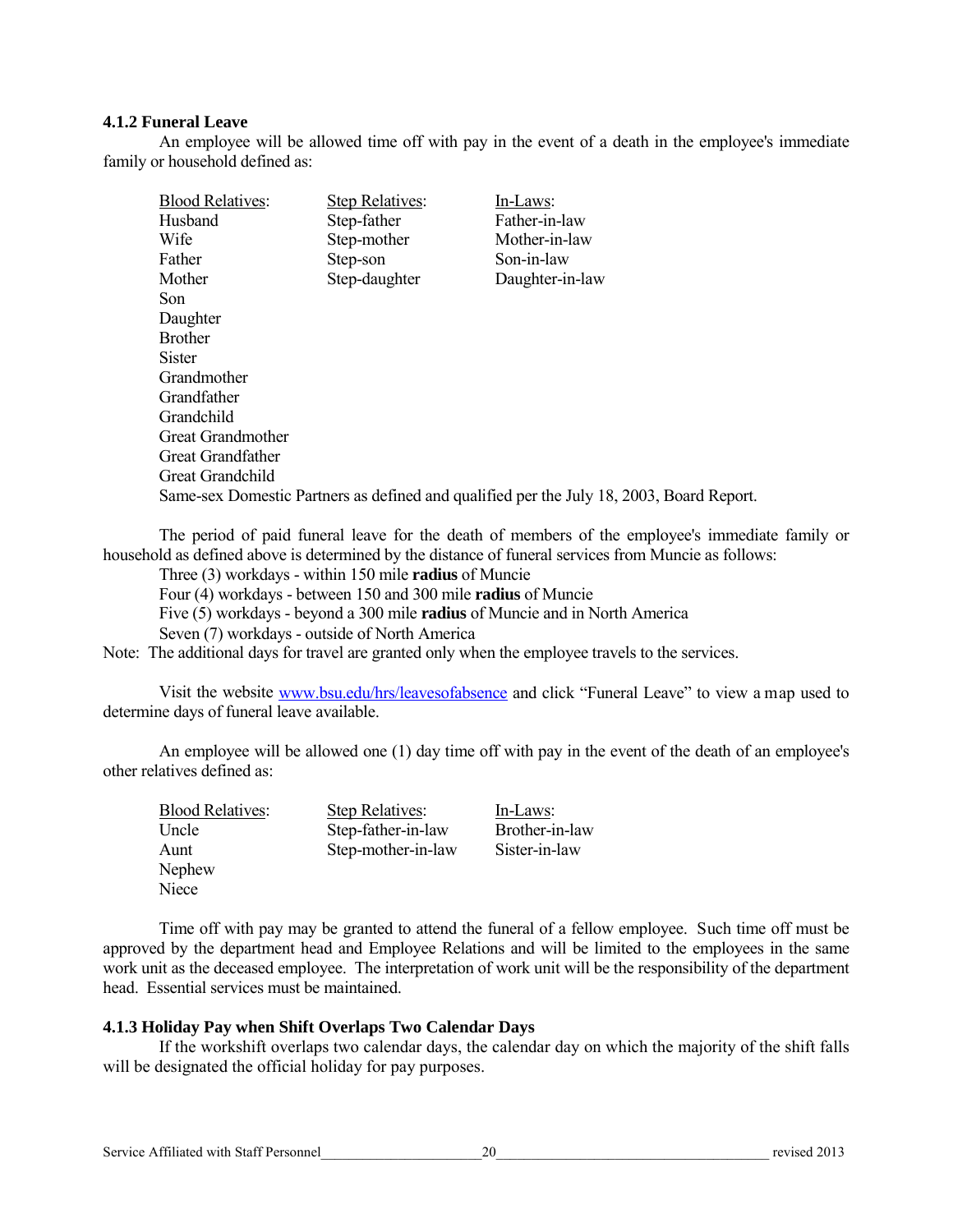#### 4.1.2 Funeral Leave

An employee will be allowed time off with pay in the event of a death in the employee's immediate family or household defined as:

| Blood Relatives: | Step Relatives: | In-Laws: |
|---|---|---|
| Husband | Step-father | Father-in-law |
| Wife | Step-mother | Mother-in-law |
| Father | Step-son | Son-in-law |
| Mother | Step-daughter | Daughter-in-law |
| Son | | |
| Daughter | | |
| Brother | | |
| Sister | | |
| Grandmother | | |
| Grandfather | | |
| Grandchild | | |
| Great Grandmother | | |
| Great Grandfather | | |
| Great Grandchild | | |

Same-sex Domestic Partners as defined and qualified per the July 18, 2003, Board Report.

The period of paid funeral leave for the death of members of the employee's immediate family or household as defined above is determined by the distance of funeral services from Muncie as follows:

Three (3) workdays - within 150 mile **radius** of Muncie
Four (4) workdays - between 150 and 300 mile **radius** of Muncie
Five (5) workdays - beyond a 300 mile **radius** of Muncie and in North America
Seven (7) workdays - outside of North America

Note: The additional days for travel are granted only when the employee travels to the services.

Visit the website www.bsu.edu/hrs/leavesofabsence and click "Funeral Leave" to view a map used to determine days of funeral leave available.

An employee will be allowed one (1) day time off with pay in the event of the death of an employee's other relatives defined as:

| Blood Relatives: | Step Relatives: | In-Laws: |
|---|---|---|
| Uncle | Step-father-in-law | Brother-in-law |
| Aunt | Step-mother-in-law | Sister-in-law |
| Nephew | | |
| Niece | | |

Time off with pay may be granted to attend the funeral of a fellow employee. Such time off must be approved by the department head and Employee Relations and will be limited to the employees in the same work unit as the deceased employee. The interpretation of work unit will be the responsibility of the department head. Essential services must be maintained.

#### 4.1.3 Holiday Pay when Shift Overlaps Two Calendar Days

If the workshift overlaps two calendar days, the calendar day on which the majority of the shift falls will be designated the official holiday for pay purposes.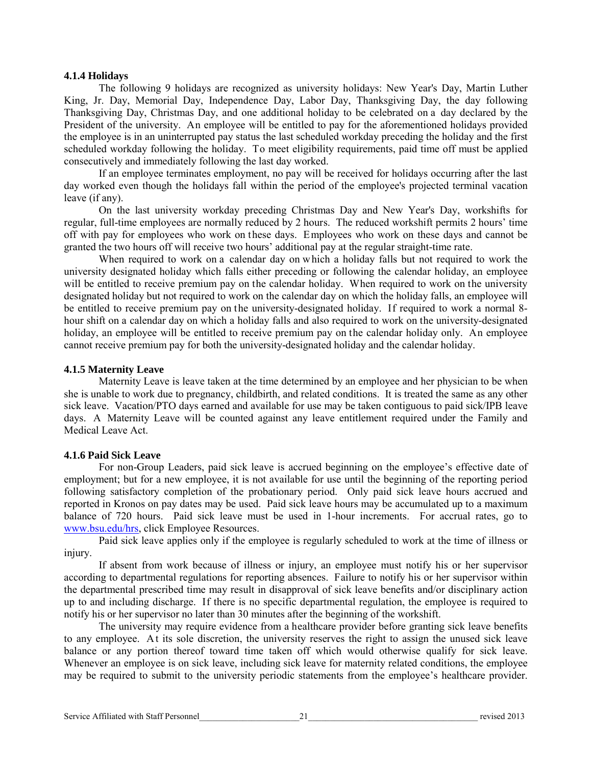### 4.1.4 Holidays

The following 9 holidays are recognized as university holidays: New Year's Day, Martin Luther King, Jr. Day, Memorial Day, Independence Day, Labor Day, Thanksgiving Day, the day following Thanksgiving Day, Christmas Day, and one additional holiday to be celebrated on a day declared by the President of the university. An employee will be entitled to pay for the aforementioned holidays provided the employee is in an uninterrupted pay status the last scheduled workday preceding the holiday and the first scheduled workday following the holiday. To meet eligibility requirements, paid time off must be applied consecutively and immediately following the last day worked.

If an employee terminates employment, no pay will be received for holidays occurring after the last day worked even though the holidays fall within the period of the employee's projected terminal vacation leave (if any).

On the last university workday preceding Christmas Day and New Year's Day, workshifts for regular, full-time employees are normally reduced by 2 hours. The reduced workshift permits 2 hours' time off with pay for employees who work on these days. Employees who work on these days and cannot be granted the two hours off will receive two hours' additional pay at the regular straight-time rate.

When required to work on a calendar day on which a holiday falls but not required to work the university designated holiday which falls either preceding or following the calendar holiday, an employee will be entitled to receive premium pay on the calendar holiday. When required to work on the university designated holiday but not required to work on the calendar day on which the holiday falls, an employee will be entitled to receive premium pay on the university-designated holiday. If required to work a normal 8-hour shift on a calendar day on which a holiday falls and also required to work on the university-designated holiday, an employee will be entitled to receive premium pay on the calendar holiday only. An employee cannot receive premium pay for both the university-designated holiday and the calendar holiday.

### 4.1.5 Maternity Leave

Maternity Leave is leave taken at the time determined by an employee and her physician to be when she is unable to work due to pregnancy, childbirth, and related conditions. It is treated the same as any other sick leave. Vacation/PTO days earned and available for use may be taken contiguous to paid sick/IPB leave days. A Maternity Leave will be counted against any leave entitlement required under the Family and Medical Leave Act.

### 4.1.6 Paid Sick Leave

For non-Group Leaders, paid sick leave is accrued beginning on the employee's effective date of employment; but for a new employee, it is not available for use until the beginning of the reporting period following satisfactory completion of the probationary period. Only paid sick leave hours accrued and reported in Kronos on pay dates may be used. Paid sick leave hours may be accumulated up to a maximum balance of 720 hours. Paid sick leave must be used in 1-hour increments. For accrual rates, go to [www.bsu.edu/hrs](http://www.bsu.edu/hrs), click Employee Resources.

Paid sick leave applies only if the employee is regularly scheduled to work at the time of illness or injury.

If absent from work because of illness or injury, an employee must notify his or her supervisor according to departmental regulations for reporting absences. Failure to notify his or her supervisor within the departmental prescribed time may result in disapproval of sick leave benefits and/or disciplinary action up to and including discharge. If there is no specific departmental regulation, the employee is required to notify his or her supervisor no later than 30 minutes after the beginning of the workshift.

The university may require evidence from a healthcare provider before granting sick leave benefits to any employee. At its sole discretion, the university reserves the right to assign the unused sick leave balance or any portion thereof toward time taken off which would otherwise qualify for sick leave. Whenever an employee is on sick leave, including sick leave for maternity related conditions, the employee may be required to submit to the university periodic statements from the employee's healthcare provider.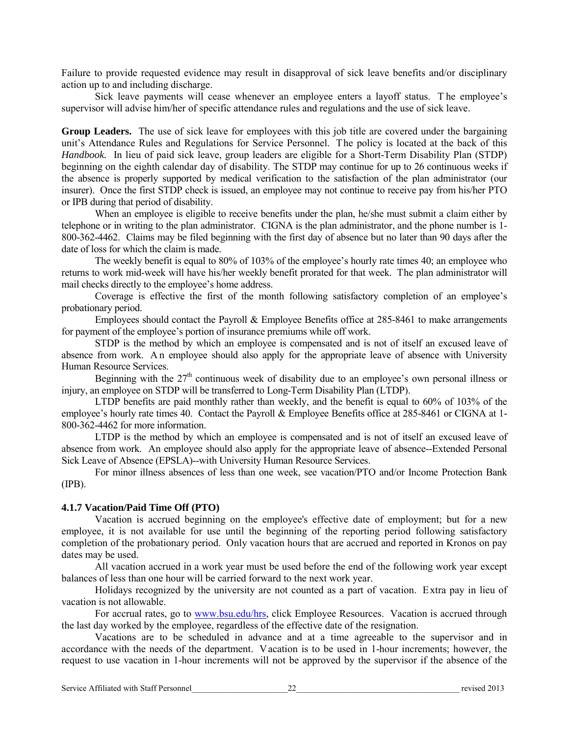Failure to provide requested evidence may result in disapproval of sick leave benefits and/or disciplinary action up to and including discharge.

Sick leave payments will cease whenever an employee enters a layoff status. The employee's supervisor will advise him/her of specific attendance rules and regulations and the use of sick leave.

**Group Leaders.** The use of sick leave for employees with this job title are covered under the bargaining unit's Attendance Rules and Regulations for Service Personnel. The policy is located at the back of this *Handbook.* In lieu of paid sick leave, group leaders are eligible for a Short-Term Disability Plan (STDP) beginning on the eighth calendar day of disability. The STDP may continue for up to 26 continuous weeks if the absence is properly supported by medical verification to the satisfaction of the plan administrator (our insurer). Once the first STDP check is issued, an employee may not continue to receive pay from his/her PTO or IPB during that period of disability.

When an employee is eligible to receive benefits under the plan, he/she must submit a claim either by telephone or in writing to the plan administrator. CIGNA is the plan administrator, and the phone number is 1-800-362-4462. Claims may be filed beginning with the first day of absence but no later than 90 days after the date of loss for which the claim is made.

The weekly benefit is equal to 80% of 103% of the employee's hourly rate times 40; an employee who returns to work mid-week will have his/her weekly benefit prorated for that week. The plan administrator will mail checks directly to the employee's home address.

Coverage is effective the first of the month following satisfactory completion of an employee's probationary period.

Employees should contact the Payroll & Employee Benefits office at 285-8461 to make arrangements for payment of the employee's portion of insurance premiums while off work.

STDP is the method by which an employee is compensated and is not of itself an excused leave of absence from work. An employee should also apply for the appropriate leave of absence with University Human Resource Services.

Beginning with the 27th continuous week of disability due to an employee's own personal illness or injury, an employee on STDP will be transferred to Long-Term Disability Plan (LTDP).

LTDP benefits are paid monthly rather than weekly, and the benefit is equal to 60% of 103% of the employee's hourly rate times 40. Contact the Payroll & Employee Benefits office at 285-8461 or CIGNA at 1-800-362-4462 for more information.

LTDP is the method by which an employee is compensated and is not of itself an excused leave of absence from work. An employee should also apply for the appropriate leave of absence--Extended Personal Sick Leave of Absence (EPSLA)--with University Human Resource Services.

For minor illness absences of less than one week, see vacation/PTO and/or Income Protection Bank (IPB).

### 4.1.7 Vacation/Paid Time Off (PTO)

Vacation is accrued beginning on the employee's effective date of employment; but for a new employee, it is not available for use until the beginning of the reporting period following satisfactory completion of the probationary period. Only vacation hours that are accrued and reported in Kronos on pay dates may be used.

All vacation accrued in a work year must be used before the end of the following work year except balances of less than one hour will be carried forward to the next work year.

Holidays recognized by the university are not counted as a part of vacation. Extra pay in lieu of vacation is not allowable.

For accrual rates, go to www.bsu.edu/hrs, click Employee Resources. Vacation is accrued through the last day worked by the employee, regardless of the effective date of the resignation.

Vacations are to be scheduled in advance and at a time agreeable to the supervisor and in accordance with the needs of the department. Vacation is to be used in 1-hour increments; however, the request to use vacation in 1-hour increments will not be approved by the supervisor if the absence of the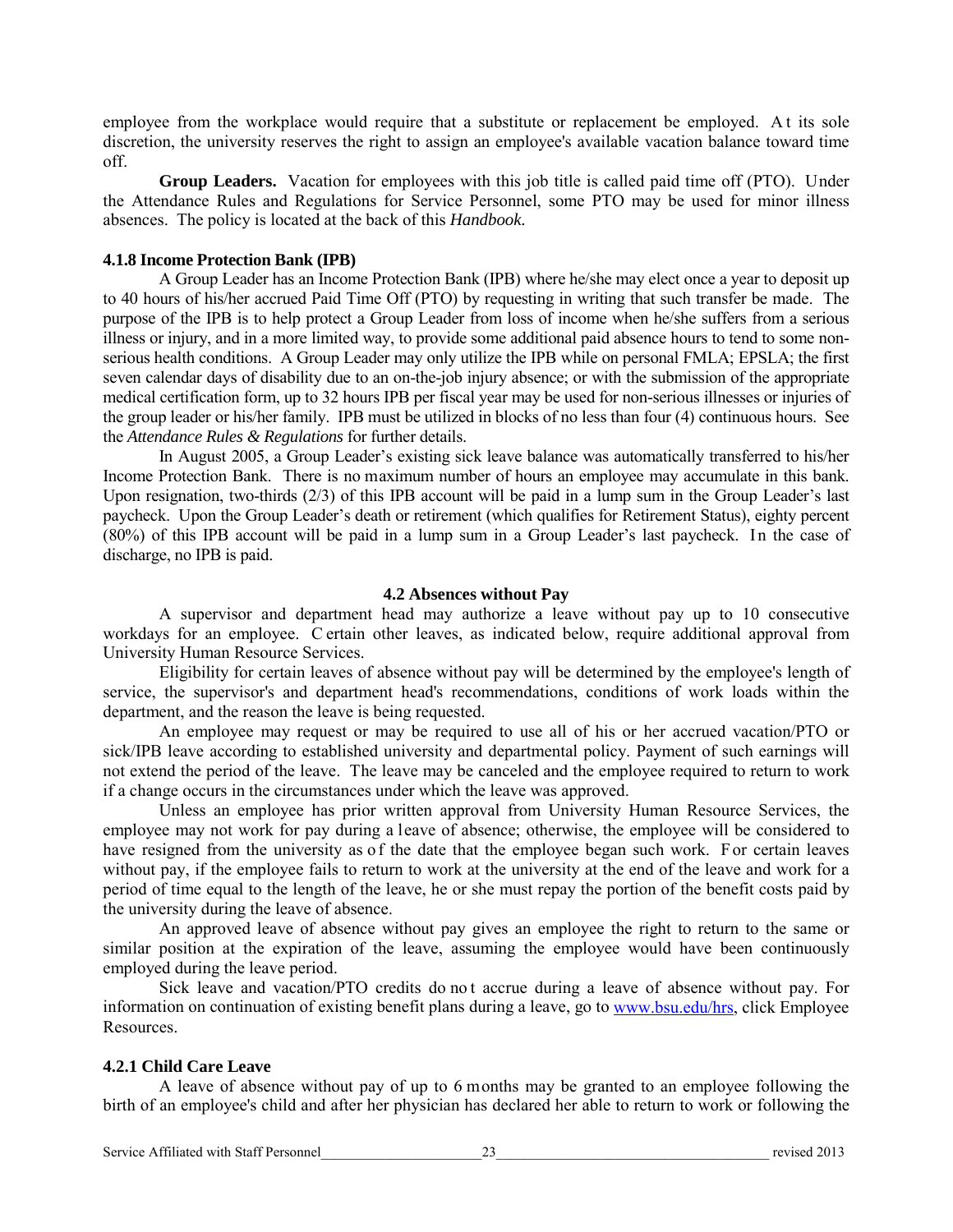employee from the workplace would require that a substitute or replacement be employed. At its sole discretion, the university reserves the right to assign an employee's available vacation balance toward time off.

**Group Leaders.** Vacation for employees with this job title is called paid time off (PTO). Under the Attendance Rules and Regulations for Service Personnel, some PTO may be used for minor illness absences. The policy is located at the back of this *Handbook.*

### 4.1.8 Income Protection Bank (IPB)

A Group Leader has an Income Protection Bank (IPB) where he/she may elect once a year to deposit up to 40 hours of his/her accrued Paid Time Off (PTO) by requesting in writing that such transfer be made. The purpose of the IPB is to help protect a Group Leader from loss of income when he/she suffers from a serious illness or injury, and in a more limited way, to provide some additional paid absence hours to tend to some non-serious health conditions. A Group Leader may only utilize the IPB while on personal FMLA; EPSLA; the first seven calendar days of disability due to an on-the-job injury absence; or with the submission of the appropriate medical certification form, up to 32 hours IPB per fiscal year may be used for non-serious illnesses or injuries of the group leader or his/her family. IPB must be utilized in blocks of no less than four (4) continuous hours. See the *Attendance Rules & Regulations* for further details.

In August 2005, a Group Leader's existing sick leave balance was automatically transferred to his/her Income Protection Bank. There is no maximum number of hours an employee may accumulate in this bank. Upon resignation, two-thirds (2/3) of this IPB account will be paid in a lump sum in the Group Leader's last paycheck. Upon the Group Leader's death or retirement (which qualifies for Retirement Status), eighty percent (80%) of this IPB account will be paid in a lump sum in a Group Leader's last paycheck. In the case of discharge, no IPB is paid.

## 4.2 Absences without Pay

A supervisor and department head may authorize a leave without pay up to 10 consecutive workdays for an employee. Certain other leaves, as indicated below, require additional approval from University Human Resource Services.

Eligibility for certain leaves of absence without pay will be determined by the employee's length of service, the supervisor's and department head's recommendations, conditions of work loads within the department, and the reason the leave is being requested.

An employee may request or may be required to use all of his or her accrued vacation/PTO or sick/IPB leave according to established university and departmental policy. Payment of such earnings will not extend the period of the leave. The leave may be canceled and the employee required to return to work if a change occurs in the circumstances under which the leave was approved.

Unless an employee has prior written approval from University Human Resource Services, the employee may not work for pay during a leave of absence; otherwise, the employee will be considered to have resigned from the university as of the date that the employee began such work. For certain leaves without pay, if the employee fails to return to work at the university at the end of the leave and work for a period of time equal to the length of the leave, he or she must repay the portion of the benefit costs paid by the university during the leave of absence.

An approved leave of absence without pay gives an employee the right to return to the same or similar position at the expiration of the leave, assuming the employee would have been continuously employed during the leave period.

Sick leave and vacation/PTO credits do not accrue during a leave of absence without pay. For information on continuation of existing benefit plans during a leave, go to www.bsu.edu/hrs, click Employee Resources.

### 4.2.1 Child Care Leave

A leave of absence without pay of up to 6 months may be granted to an employee following the birth of an employee's child and after her physician has declared her able to return to work or following the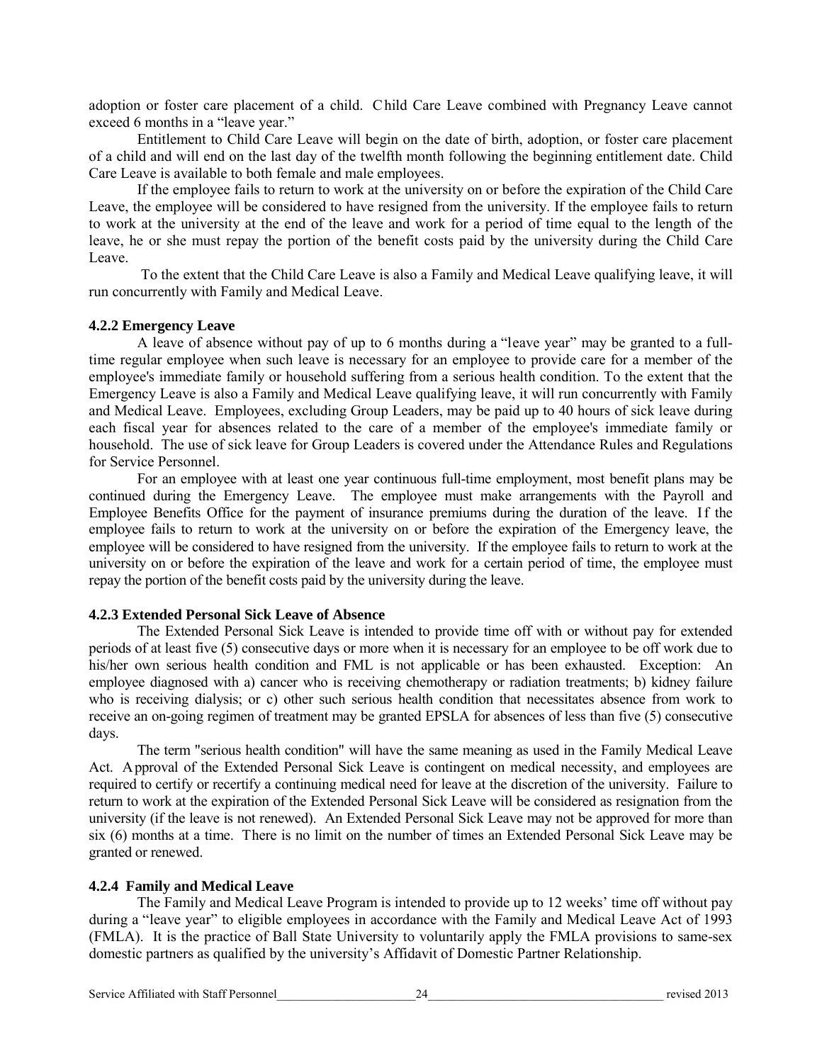adoption or foster care placement of a child. Child Care Leave combined with Pregnancy Leave cannot exceed 6 months in a "leave year."

Entitlement to Child Care Leave will begin on the date of birth, adoption, or foster care placement of a child and will end on the last day of the twelfth month following the beginning entitlement date. Child Care Leave is available to both female and male employees.

If the employee fails to return to work at the university on or before the expiration of the Child Care Leave, the employee will be considered to have resigned from the university. If the employee fails to return to work at the university at the end of the leave and work for a period of time equal to the length of the leave, he or she must repay the portion of the benefit costs paid by the university during the Child Care Leave.

To the extent that the Child Care Leave is also a Family and Medical Leave qualifying leave, it will run concurrently with Family and Medical Leave.

### 4.2.2 Emergency Leave

A leave of absence without pay of up to 6 months during a "leave year" may be granted to a full-time regular employee when such leave is necessary for an employee to provide care for a member of the employee's immediate family or household suffering from a serious health condition. To the extent that the Emergency Leave is also a Family and Medical Leave qualifying leave, it will run concurrently with Family and Medical Leave. Employees, excluding Group Leaders, may be paid up to 40 hours of sick leave during each fiscal year for absences related to the care of a member of the employee's immediate family or household. The use of sick leave for Group Leaders is covered under the Attendance Rules and Regulations for Service Personnel.

For an employee with at least one year continuous full-time employment, most benefit plans may be continued during the Emergency Leave. The employee must make arrangements with the Payroll and Employee Benefits Office for the payment of insurance premiums during the duration of the leave. If the employee fails to return to work at the university on or before the expiration of the Emergency leave, the employee will be considered to have resigned from the university. If the employee fails to return to work at the university on or before the expiration of the leave and work for a certain period of time, the employee must repay the portion of the benefit costs paid by the university during the leave.

### 4.2.3 Extended Personal Sick Leave of Absence

The Extended Personal Sick Leave is intended to provide time off with or without pay for extended periods of at least five (5) consecutive days or more when it is necessary for an employee to be off work due to his/her own serious health condition and FML is not applicable or has been exhausted. Exception: An employee diagnosed with a) cancer who is receiving chemotherapy or radiation treatments; b) kidney failure who is receiving dialysis; or c) other such serious health condition that necessitates absence from work to receive an on-going regimen of treatment may be granted EPSLA for absences of less than five (5) consecutive days.

The term "serious health condition" will have the same meaning as used in the Family Medical Leave Act. Approval of the Extended Personal Sick Leave is contingent on medical necessity, and employees are required to certify or recertify a continuing medical need for leave at the discretion of the university. Failure to return to work at the expiration of the Extended Personal Sick Leave will be considered as resignation from the university (if the leave is not renewed). An Extended Personal Sick Leave may not be approved for more than six (6) months at a time. There is no limit on the number of times an Extended Personal Sick Leave may be granted or renewed.

### 4.2.4 Family and Medical Leave

The Family and Medical Leave Program is intended to provide up to 12 weeks' time off without pay during a "leave year" to eligible employees in accordance with the Family and Medical Leave Act of 1993 (FMLA). It is the practice of Ball State University to voluntarily apply the FMLA provisions to same-sex domestic partners as qualified by the university's Affidavit of Domestic Partner Relationship.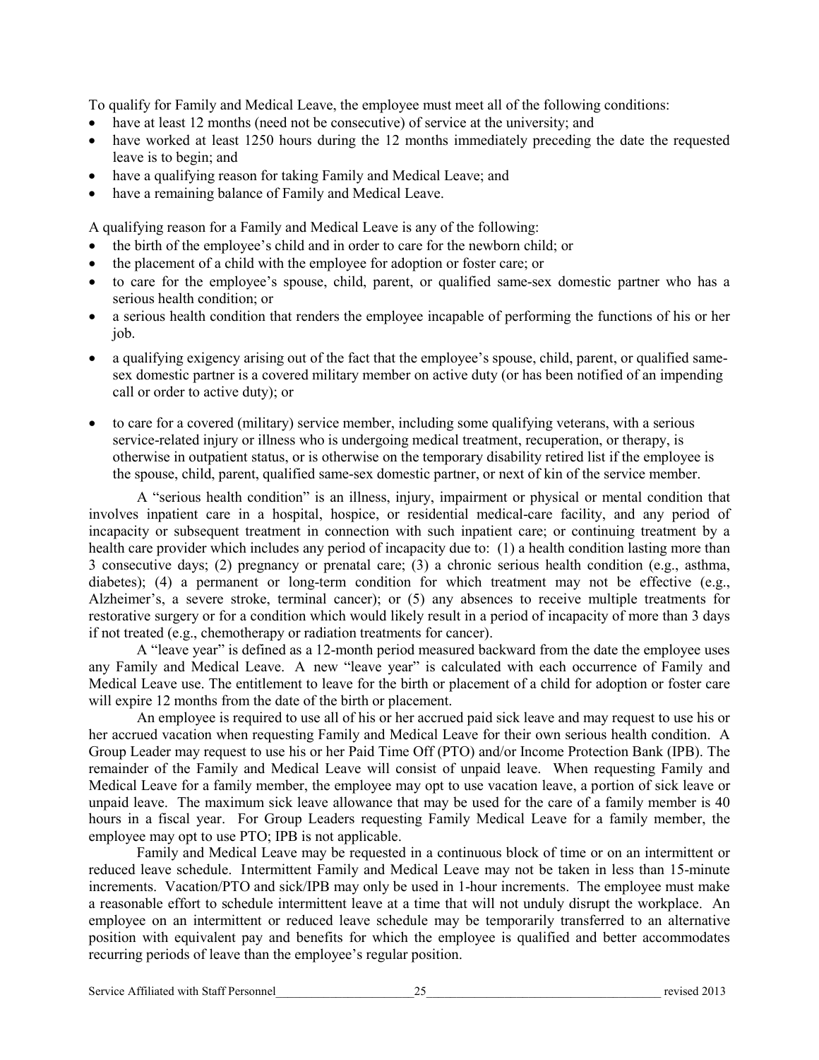To qualify for Family and Medical Leave, the employee must meet all of the following conditions:

- have at least 12 months (need not be consecutive) of service at the university; and
- have worked at least 1250 hours during the 12 months immediately preceding the date the requested leave is to begin; and
- have a qualifying reason for taking Family and Medical Leave; and
- have a remaining balance of Family and Medical Leave.

A qualifying reason for a Family and Medical Leave is any of the following:

- the birth of the employee's child and in order to care for the newborn child; or
- the placement of a child with the employee for adoption or foster care; or
- to care for the employee's spouse, child, parent, or qualified same-sex domestic partner who has a serious health condition; or
- a serious health condition that renders the employee incapable of performing the functions of his or her job.
- a qualifying exigency arising out of the fact that the employee's spouse, child, parent, or qualified same-sex domestic partner is a covered military member on active duty (or has been notified of an impending call or order to active duty); or
- to care for a covered (military) service member, including some qualifying veterans, with a serious service-related injury or illness who is undergoing medical treatment, recuperation, or therapy, is otherwise in outpatient status, or is otherwise on the temporary disability retired list if the employee is the spouse, child, parent, qualified same-sex domestic partner, or next of kin of the service member.

A "serious health condition" is an illness, injury, impairment or physical or mental condition that involves inpatient care in a hospital, hospice, or residential medical-care facility, and any period of incapacity or subsequent treatment in connection with such inpatient care; or continuing treatment by a health care provider which includes any period of incapacity due to: (1) a health condition lasting more than 3 consecutive days; (2) pregnancy or prenatal care; (3) a chronic serious health condition (e.g., asthma, diabetes); (4) a permanent or long-term condition for which treatment may not be effective (e.g., Alzheimer's, a severe stroke, terminal cancer); or (5) any absences to receive multiple treatments for restorative surgery or for a condition which would likely result in a period of incapacity of more than 3 days if not treated (e.g., chemotherapy or radiation treatments for cancer).

A "leave year" is defined as a 12-month period measured backward from the date the employee uses any Family and Medical Leave. A new "leave year" is calculated with each occurrence of Family and Medical Leave use. The entitlement to leave for the birth or placement of a child for adoption or foster care will expire 12 months from the date of the birth or placement.

An employee is required to use all of his or her accrued paid sick leave and may request to use his or her accrued vacation when requesting Family and Medical Leave for their own serious health condition. A Group Leader may request to use his or her Paid Time Off (PTO) and/or Income Protection Bank (IPB). The remainder of the Family and Medical Leave will consist of unpaid leave. When requesting Family and Medical Leave for a family member, the employee may opt to use vacation leave, a portion of sick leave or unpaid leave. The maximum sick leave allowance that may be used for the care of a family member is 40 hours in a fiscal year. For Group Leaders requesting Family Medical Leave for a family member, the employee may opt to use PTO; IPB is not applicable.

Family and Medical Leave may be requested in a continuous block of time or on an intermittent or reduced leave schedule. Intermittent Family and Medical Leave may not be taken in less than 15-minute increments. Vacation/PTO and sick/IPB may only be used in 1-hour increments. The employee must make a reasonable effort to schedule intermittent leave at a time that will not unduly disrupt the workplace. An employee on an intermittent or reduced leave schedule may be temporarily transferred to an alternative position with equivalent pay and benefits for which the employee is qualified and better accommodates recurring periods of leave than the employee's regular position.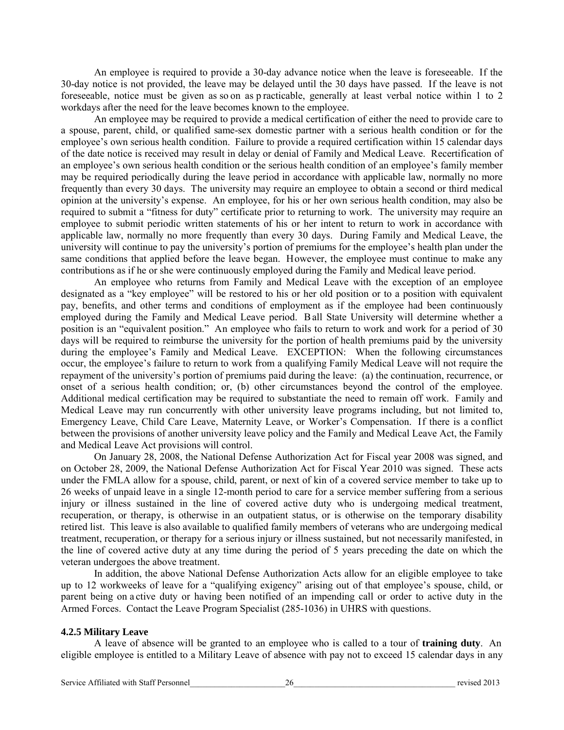An employee is required to provide a 30-day advance notice when the leave is foreseeable. If the 30-day notice is not provided, the leave may be delayed until the 30 days have passed. If the leave is not foreseeable, notice must be given as soon as practicable, generally at least verbal notice within 1 to 2 workdays after the need for the leave becomes known to the employee.

An employee may be required to provide a medical certification of either the need to provide care to a spouse, parent, child, or qualified same-sex domestic partner with a serious health condition or for the employee's own serious health condition. Failure to provide a required certification within 15 calendar days of the date notice is received may result in delay or denial of Family and Medical Leave. Recertification of an employee's own serious health condition or the serious health condition of an employee's family member may be required periodically during the leave period in accordance with applicable law, normally no more frequently than every 30 days. The university may require an employee to obtain a second or third medical opinion at the university's expense. An employee, for his or her own serious health condition, may also be required to submit a "fitness for duty" certificate prior to returning to work. The university may require an employee to submit periodic written statements of his or her intent to return to work in accordance with applicable law, normally no more frequently than every 30 days. During Family and Medical Leave, the university will continue to pay the university's portion of premiums for the employee's health plan under the same conditions that applied before the leave began. However, the employee must continue to make any contributions as if he or she were continuously employed during the Family and Medical leave period.

An employee who returns from Family and Medical Leave with the exception of an employee designated as a "key employee" will be restored to his or her old position or to a position with equivalent pay, benefits, and other terms and conditions of employment as if the employee had been continuously employed during the Family and Medical Leave period. Ball State University will determine whether a position is an "equivalent position." An employee who fails to return to work and work for a period of 30 days will be required to reimburse the university for the portion of health premiums paid by the university during the employee's Family and Medical Leave. EXCEPTION: When the following circumstances occur, the employee's failure to return to work from a qualifying Family Medical Leave will not require the repayment of the university's portion of premiums paid during the leave: (a) the continuation, recurrence, or onset of a serious health condition; or, (b) other circumstances beyond the control of the employee. Additional medical certification may be required to substantiate the need to remain off work. Family and Medical Leave may run concurrently with other university leave programs including, but not limited to, Emergency Leave, Child Care Leave, Maternity Leave, or Worker's Compensation. If there is a conflict between the provisions of another university leave policy and the Family and Medical Leave Act, the Family and Medical Leave Act provisions will control.

On January 28, 2008, the National Defense Authorization Act for Fiscal year 2008 was signed, and on October 28, 2009, the National Defense Authorization Act for Fiscal Year 2010 was signed. These acts under the FMLA allow for a spouse, child, parent, or next of kin of a covered service member to take up to 26 weeks of unpaid leave in a single 12-month period to care for a service member suffering from a serious injury or illness sustained in the line of covered active duty who is undergoing medical treatment, recuperation, or therapy, is otherwise in an outpatient status, or is otherwise on the temporary disability retired list. This leave is also available to qualified family members of veterans who are undergoing medical treatment, recuperation, or therapy for a serious injury or illness sustained, but not necessarily manifested, in the line of covered active duty at any time during the period of 5 years preceding the date on which the veteran undergoes the above treatment.

In addition, the above National Defense Authorization Acts allow for an eligible employee to take up to 12 workweeks of leave for a "qualifying exigency" arising out of that employee's spouse, child, or parent being on active duty or having been notified of an impending call or order to active duty in the Armed Forces. Contact the Leave Program Specialist (285-1036) in UHRS with questions.

#### 4.2.5 Military Leave

A leave of absence will be granted to an employee who is called to a tour of **training duty**. An eligible employee is entitled to a Military Leave of absence with pay not to exceed 15 calendar days in any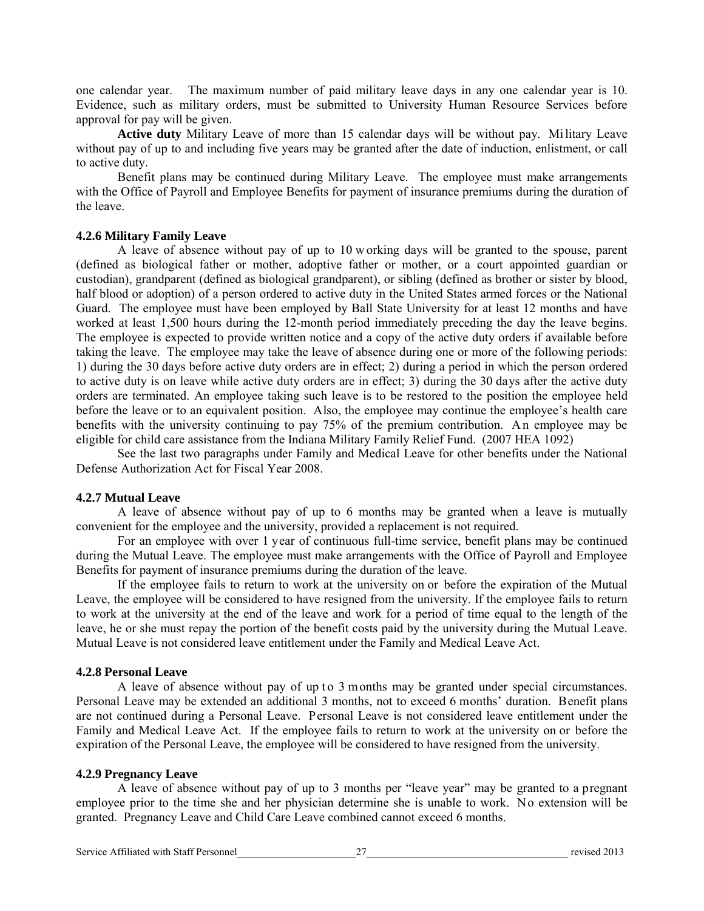one calendar year. The maximum number of paid military leave days in any one calendar year is 10. Evidence, such as military orders, must be submitted to University Human Resource Services before approval for pay will be given.

**Active duty** Military Leave of more than 15 calendar days will be without pay. Military Leave without pay of up to and including five years may be granted after the date of induction, enlistment, or call to active duty.

Benefit plans may be continued during Military Leave. The employee must make arrangements with the Office of Payroll and Employee Benefits for payment of insurance premiums during the duration of the leave.

#### 4.2.6 Military Family Leave

A leave of absence without pay of up to 10 working days will be granted to the spouse, parent (defined as biological father or mother, adoptive father or mother, or a court appointed guardian or custodian), grandparent (defined as biological grandparent), or sibling (defined as brother or sister by blood, half blood or adoption) of a person ordered to active duty in the United States armed forces or the National Guard. The employee must have been employed by Ball State University for at least 12 months and have worked at least 1,500 hours during the 12-month period immediately preceding the day the leave begins. The employee is expected to provide written notice and a copy of the active duty orders if available before taking the leave. The employee may take the leave of absence during one or more of the following periods: 1) during the 30 days before active duty orders are in effect; 2) during a period in which the person ordered to active duty is on leave while active duty orders are in effect; 3) during the 30 days after the active duty orders are terminated. An employee taking such leave is to be restored to the position the employee held before the leave or to an equivalent position. Also, the employee may continue the employee's health care benefits with the university continuing to pay 75% of the premium contribution. An employee may be eligible for child care assistance from the Indiana Military Family Relief Fund. (2007 HEA 1092)

See the last two paragraphs under Family and Medical Leave for other benefits under the National Defense Authorization Act for Fiscal Year 2008.

#### 4.2.7 Mutual Leave

A leave of absence without pay of up to 6 months may be granted when a leave is mutually convenient for the employee and the university, provided a replacement is not required.

For an employee with over 1 year of continuous full-time service, benefit plans may be continued during the Mutual Leave. The employee must make arrangements with the Office of Payroll and Employee Benefits for payment of insurance premiums during the duration of the leave.

If the employee fails to return to work at the university on or before the expiration of the Mutual Leave, the employee will be considered to have resigned from the university. If the employee fails to return to work at the university at the end of the leave and work for a period of time equal to the length of the leave, he or she must repay the portion of the benefit costs paid by the university during the Mutual Leave. Mutual Leave is not considered leave entitlement under the Family and Medical Leave Act.

#### 4.2.8 Personal Leave

A leave of absence without pay of up to 3 months may be granted under special circumstances. Personal Leave may be extended an additional 3 months, not to exceed 6 months' duration. Benefit plans are not continued during a Personal Leave. Personal Leave is not considered leave entitlement under the Family and Medical Leave Act. If the employee fails to return to work at the university on or before the expiration of the Personal Leave, the employee will be considered to have resigned from the university.

#### 4.2.9 Pregnancy Leave

A leave of absence without pay of up to 3 months per "leave year" may be granted to a pregnant employee prior to the time she and her physician determine she is unable to work. No extension will be granted. Pregnancy Leave and Child Care Leave combined cannot exceed 6 months.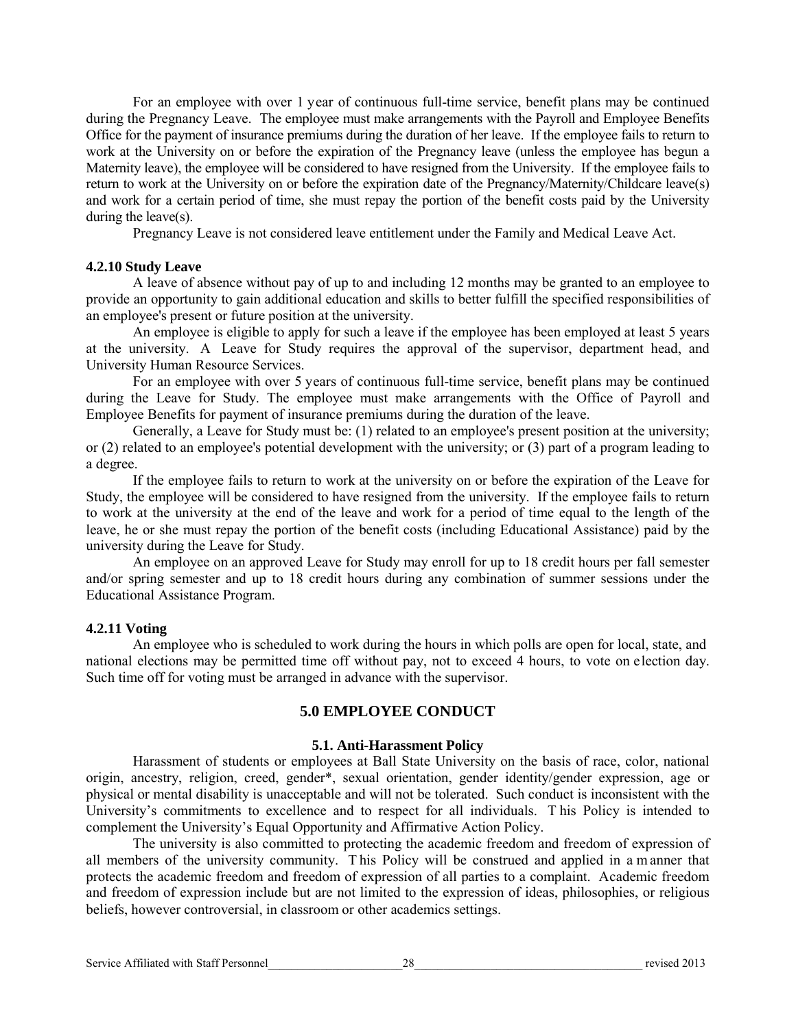For an employee with over 1 year of continuous full-time service, benefit plans may be continued during the Pregnancy Leave. The employee must make arrangements with the Payroll and Employee Benefits Office for the payment of insurance premiums during the duration of her leave. If the employee fails to return to work at the University on or before the expiration of the Pregnancy leave (unless the employee has begun a Maternity leave), the employee will be considered to have resigned from the University. If the employee fails to return to work at the University on or before the expiration date of the Pregnancy/Maternity/Childcare leave(s) and work for a certain period of time, she must repay the portion of the benefit costs paid by the University during the leave(s).

Pregnancy Leave is not considered leave entitlement under the Family and Medical Leave Act.

#### 4.2.10 Study Leave

A leave of absence without pay of up to and including 12 months may be granted to an employee to provide an opportunity to gain additional education and skills to better fulfill the specified responsibilities of an employee's present or future position at the university.

An employee is eligible to apply for such a leave if the employee has been employed at least 5 years at the university. A Leave for Study requires the approval of the supervisor, department head, and University Human Resource Services.

For an employee with over 5 years of continuous full-time service, benefit plans may be continued during the Leave for Study. The employee must make arrangements with the Office of Payroll and Employee Benefits for payment of insurance premiums during the duration of the leave.

Generally, a Leave for Study must be: (1) related to an employee's present position at the university; or (2) related to an employee's potential development with the university; or (3) part of a program leading to a degree.

If the employee fails to return to work at the university on or before the expiration of the Leave for Study, the employee will be considered to have resigned from the university. If the employee fails to return to work at the university at the end of the leave and work for a period of time equal to the length of the leave, he or she must repay the portion of the benefit costs (including Educational Assistance) paid by the university during the Leave for Study.

An employee on an approved Leave for Study may enroll for up to 18 credit hours per fall semester and/or spring semester and up to 18 credit hours during any combination of summer sessions under the Educational Assistance Program.

#### 4.2.11 Voting

An employee who is scheduled to work during the hours in which polls are open for local, state, and national elections may be permitted time off without pay, not to exceed 4 hours, to vote on election day. Such time off for voting must be arranged in advance with the supervisor.

## 5.0 EMPLOYEE CONDUCT

### 5.1. Anti-Harassment Policy

Harassment of students or employees at Ball State University on the basis of race, color, national origin, ancestry, religion, creed, gender*, sexual orientation, gender identity/gender expression, age or physical or mental disability is unacceptable and will not be tolerated. Such conduct is inconsistent with the University's commitments to excellence and to respect for all individuals. This Policy is intended to complement the University's Equal Opportunity and Affirmative Action Policy.

The university is also committed to protecting the academic freedom and freedom of expression of all members of the university community. This Policy will be construed and applied in a manner that protects the academic freedom and freedom of expression of all parties to a complaint. Academic freedom and freedom of expression include but are not limited to the expression of ideas, philosophies, or religious beliefs, however controversial, in classroom or other academics settings.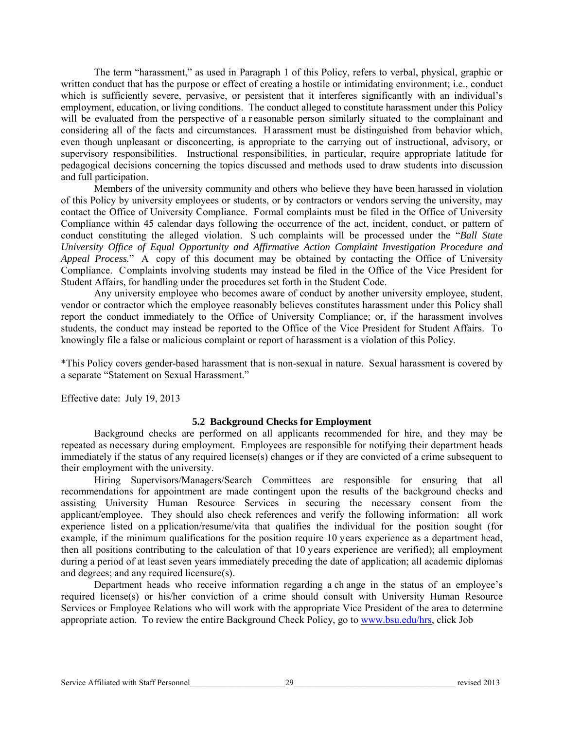The term "harassment," as used in Paragraph 1 of this Policy, refers to verbal, physical, graphic or written conduct that has the purpose or effect of creating a hostile or intimidating environment; i.e., conduct which is sufficiently severe, pervasive, or persistent that it interferes significantly with an individual's employment, education, or living conditions. The conduct alleged to constitute harassment under this Policy will be evaluated from the perspective of a reasonable person similarly situated to the complainant and considering all of the facts and circumstances. Harassment must be distinguished from behavior which, even though unpleasant or disconcerting, is appropriate to the carrying out of instructional, advisory, or supervisory responsibilities. Instructional responsibilities, in particular, require appropriate latitude for pedagogical decisions concerning the topics discussed and methods used to draw students into discussion and full participation.

Members of the university community and others who believe they have been harassed in violation of this Policy by university employees or students, or by contractors or vendors serving the university, may contact the Office of University Compliance. Formal complaints must be filed in the Office of University Compliance within 45 calendar days following the occurrence of the act, incident, conduct, or pattern of conduct constituting the alleged violation. Such complaints will be processed under the "*Ball State University Office of Equal Opportunity and Affirmative Action Complaint Investigation Procedure and Appeal Process.*" A copy of this document may be obtained by contacting the Office of University Compliance. Complaints involving students may instead be filed in the Office of the Vice President for Student Affairs, for handling under the procedures set forth in the Student Code.

Any university employee who becomes aware of conduct by another university employee, student, vendor or contractor which the employee reasonably believes constitutes harassment under this Policy shall report the conduct immediately to the Office of University Compliance; or, if the harassment involves students, the conduct may instead be reported to the Office of the Vice President for Student Affairs. To knowingly file a false or malicious complaint or report of harassment is a violation of this Policy.

*This Policy covers gender-based harassment that is non-sexual in nature. Sexual harassment is covered by a separate "Statement on Sexual Harassment."

Effective date: July 19, 2013

### 5.2 Background Checks for Employment

Background checks are performed on all applicants recommended for hire, and they may be repeated as necessary during employment. Employees are responsible for notifying their department heads immediately if the status of any required license(s) changes or if they are convicted of a crime subsequent to their employment with the university.

Hiring Supervisors/Managers/Search Committees are responsible for ensuring that all recommendations for appointment are made contingent upon the results of the background checks and assisting University Human Resource Services in securing the necessary consent from the applicant/employee. They should also check references and verify the following information: all work experience listed on application/resume/vita that qualifies the individual for the position sought (for example, if the minimum qualifications for the position require 10 years experience as a department head, then all positions contributing to the calculation of that 10 years experience are verified); all employment during a period of at least seven years immediately preceding the date of application; all academic diplomas and degrees; and any required licensure(s).

Department heads who receive information regarding a change in the status of an employee's required license(s) or his/her conviction of a crime should consult with University Human Resource Services or Employee Relations who will work with the appropriate Vice President of the area to determine appropriate action. To review the entire Background Check Policy, go to www.bsu.edu/hrs, click Job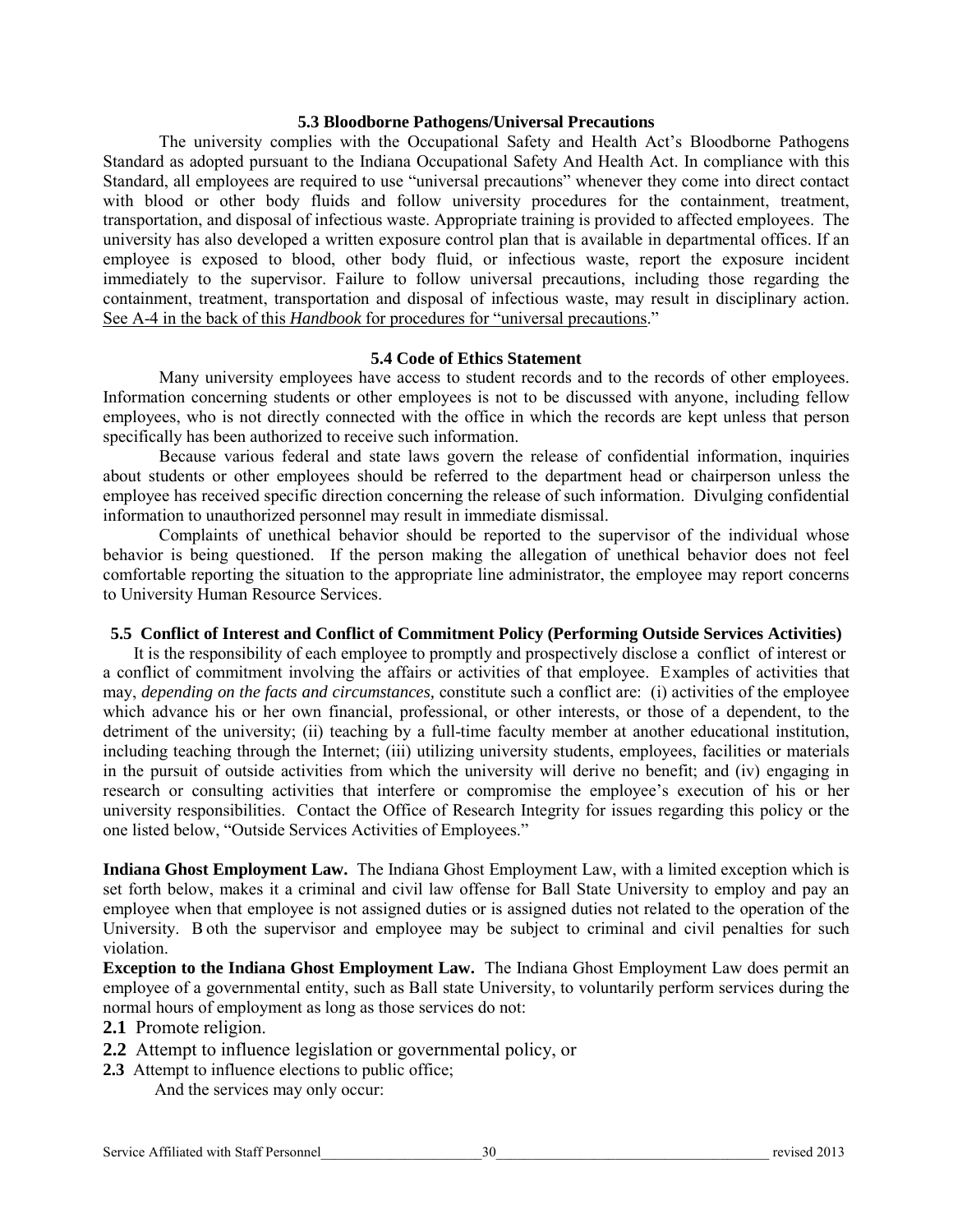### 5.3 Bloodborne Pathogens/Universal Precautions

The university complies with the Occupational Safety and Health Act's Bloodborne Pathogens Standard as adopted pursuant to the Indiana Occupational Safety And Health Act. In compliance with this Standard, all employees are required to use "universal precautions" whenever they come into direct contact with blood or other body fluids and follow university procedures for the containment, treatment, transportation, and disposal of infectious waste. Appropriate training is provided to affected employees. The university has also developed a written exposure control plan that is available in departmental offices. If an employee is exposed to blood, other body fluid, or infectious waste, report the exposure incident immediately to the supervisor. Failure to follow universal precautions, including those regarding the containment, treatment, transportation and disposal of infectious waste, may result in disciplinary action. See A-4 in the back of this *Handbook* for procedures for "universal precautions."

### 5.4 Code of Ethics Statement

Many university employees have access to student records and to the records of other employees. Information concerning students or other employees is not to be discussed with anyone, including fellow employees, who is not directly connected with the office in which the records are kept unless that person specifically has been authorized to receive such information.

Because various federal and state laws govern the release of confidential information, inquiries about students or other employees should be referred to the department head or chairperson unless the employee has received specific direction concerning the release of such information. Divulging confidential information to unauthorized personnel may result in immediate dismissal.

Complaints of unethical behavior should be reported to the supervisor of the individual whose behavior is being questioned. If the person making the allegation of unethical behavior does not feel comfortable reporting the situation to the appropriate line administrator, the employee may report concerns to University Human Resource Services.

### 5.5 Conflict of Interest and Conflict of Commitment Policy (Performing Outside Services Activities)

It is the responsibility of each employee to promptly and prospectively disclose a conflict of interest or a conflict of commitment involving the affairs or activities of that employee. Examples of activities that may, *depending on the facts and circumstances,* constitute such a conflict are: (i) activities of the employee which advance his or her own financial, professional, or other interests, or those of a dependent, to the detriment of the university; (ii) teaching by a full-time faculty member at another educational institution, including teaching through the Internet; (iii) utilizing university students, employees, facilities or materials in the pursuit of outside activities from which the university will derive no benefit; and (iv) engaging in research or consulting activities that interfere or compromise the employee's execution of his or her university responsibilities. Contact the Office of Research Integrity for issues regarding this policy or the one listed below, "Outside Services Activities of Employees."

**Indiana Ghost Employment Law.** The Indiana Ghost Employment Law, with a limited exception which is set forth below, makes it a criminal and civil law offense for Ball State University to employ and pay an employee when that employee is not assigned duties or is assigned duties not related to the operation of the University. Both the supervisor and employee may be subject to criminal and civil penalties for such violation.

**Exception to the Indiana Ghost Employment Law.** The Indiana Ghost Employment Law does permit an employee of a governmental entity, such as Ball state University, to voluntarily perform services during the normal hours of employment as long as those services do not:

**2.1** Promote religion.

**2.2** Attempt to influence legislation or governmental policy, or

**2.3** Attempt to influence elections to public office;

And the services may only occur: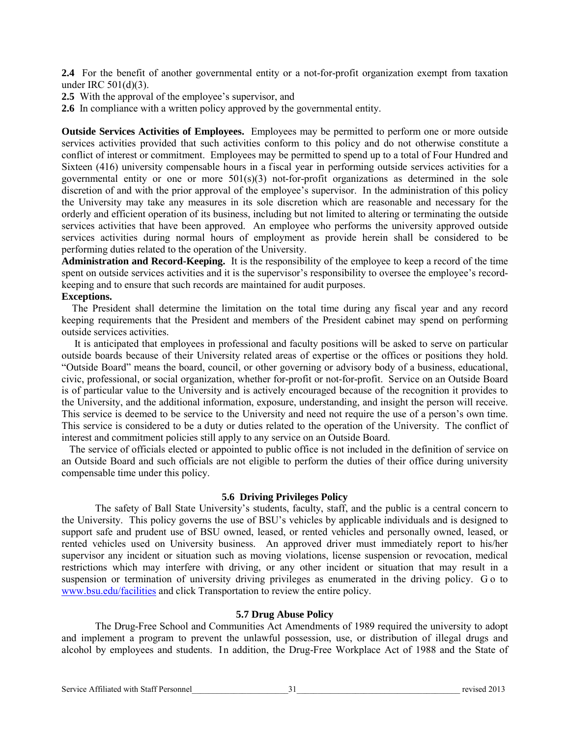**2.4** For the benefit of another governmental entity or a not-for-profit organization exempt from taxation under IRC 501(d)(3).

**2.5** With the approval of the employee's supervisor, and

**2.6** In compliance with a written policy approved by the governmental entity.

**Outside Services Activities of Employees.** Employees may be permitted to perform one or more outside services activities provided that such activities conform to this policy and do not otherwise constitute a conflict of interest or commitment. Employees may be permitted to spend up to a total of Four Hundred and Sixteen (416) university compensable hours in a fiscal year in performing outside services activities for a governmental entity or one or more 501(s)(3) not-for-profit organizations as determined in the sole discretion of and with the prior approval of the employee's supervisor. In the administration of this policy the University may take any measures in its sole discretion which are reasonable and necessary for the orderly and efficient operation of its business, including but not limited to altering or terminating the outside services activities that have been approved. An employee who performs the university approved outside services activities during normal hours of employment as provide herein shall be considered to be performing duties related to the operation of the University.

**Administration and Record-Keeping.** It is the responsibility of the employee to keep a record of the time spent on outside services activities and it is the supervisor's responsibility to oversee the employee's record-keeping and to ensure that such records are maintained for audit purposes.

**Exceptions.**

The President shall determine the limitation on the total time during any fiscal year and any record keeping requirements that the President and members of the President cabinet may spend on performing outside services activities.

It is anticipated that employees in professional and faculty positions will be asked to serve on particular outside boards because of their University related areas of expertise or the offices or positions they hold. "Outside Board" means the board, council, or other governing or advisory body of a business, educational, civic, professional, or social organization, whether for-profit or not-for-profit. Service on an Outside Board is of particular value to the University and is actively encouraged because of the recognition it provides to the University, and the additional information, exposure, understanding, and insight the person will receive. This service is deemed to be service to the University and need not require the use of a person's own time. This service is considered to be a duty or duties related to the operation of the University. The conflict of interest and commitment policies still apply to any service on an Outside Board.

The service of officials elected or appointed to public office is not included in the definition of service on an Outside Board and such officials are not eligible to perform the duties of their office during university compensable time under this policy.

### 5.6 Driving Privileges Policy

The safety of Ball State University's students, faculty, staff, and the public is a central concern to the University. This policy governs the use of BSU's vehicles by applicable individuals and is designed to support safe and prudent use of BSU owned, leased, or rented vehicles and personally owned, leased, or rented vehicles used on University business. An approved driver must immediately report to his/her supervisor any incident or situation such as moving violations, license suspension or revocation, medical restrictions which may interfere with driving, or any other incident or situation that may result in a suspension or termination of university driving privileges as enumerated in the driving policy. Go to [www.bsu.edu/facilities](http://www.bsu.edu/facilities) and click Transportation to review the entire policy.

### 5.7 Drug Abuse Policy

The Drug-Free School and Communities Act Amendments of 1989 required the university to adopt and implement a program to prevent the unlawful possession, use, or distribution of illegal drugs and alcohol by employees and students. In addition, the Drug-Free Workplace Act of 1988 and the State of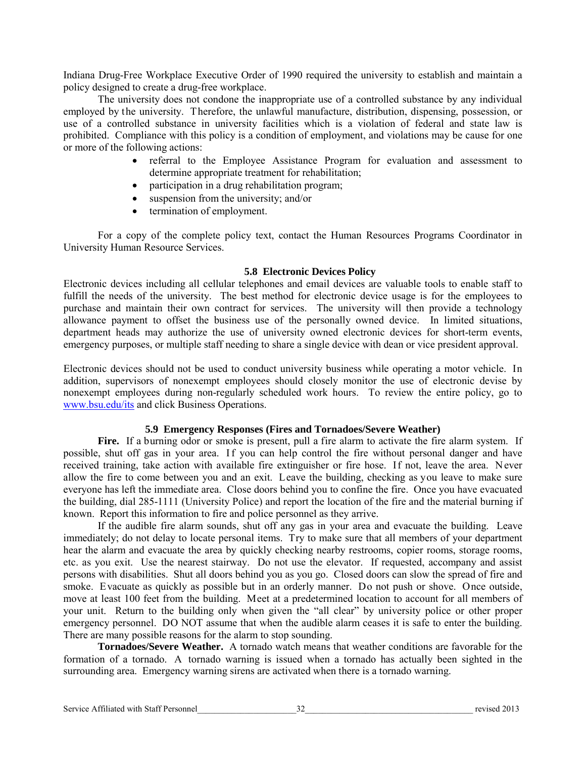Indiana Drug-Free Workplace Executive Order of 1990 required the university to establish and maintain a policy designed to create a drug-free workplace.

The university does not condone the inappropriate use of a controlled substance by any individual employed by the university. Therefore, the unlawful manufacture, distribution, dispensing, possession, or use of a controlled substance in university facilities which is a violation of federal and state law is prohibited. Compliance with this policy is a condition of employment, and violations may be cause for one or more of the following actions:

- referral to the Employee Assistance Program for evaluation and assessment to determine appropriate treatment for rehabilitation;
- participation in a drug rehabilitation program;
- suspension from the university; and/or
- termination of employment.

For a copy of the complete policy text, contact the Human Resources Programs Coordinator in University Human Resource Services.

### 5.8 Electronic Devices Policy

Electronic devices including all cellular telephones and email devices are valuable tools to enable staff to fulfill the needs of the university. The best method for electronic device usage is for the employees to purchase and maintain their own contract for services. The university will then provide a technology allowance payment to offset the business use of the personally owned device. In limited situations, department heads may authorize the use of university owned electronic devices for short-term events, emergency purposes, or multiple staff needing to share a single device with dean or vice president approval.

Electronic devices should not be used to conduct university business while operating a motor vehicle. In addition, supervisors of nonexempt employees should closely monitor the use of electronic devise by nonexempt employees during non-regularly scheduled work hours. To review the entire policy, go to [www.bsu.edu/its](http://www.bsu.edu/its) and click Business Operations.

### 5.9 Emergency Responses (Fires and Tornadoes/Severe Weather)

**Fire.** If a burning odor or smoke is present, pull a fire alarm to activate the fire alarm system. If possible, shut off gas in your area. If you can help control the fire without personal danger and have received training, take action with available fire extinguisher or fire hose. If not, leave the area. Never allow the fire to come between you and an exit. Leave the building, checking as you leave to make sure everyone has left the immediate area. Close doors behind you to confine the fire. Once you have evacuated the building, dial 285-1111 (University Police) and report the location of the fire and the material burning if known. Report this information to fire and police personnel as they arrive.

If the audible fire alarm sounds, shut off any gas in your area and evacuate the building. Leave immediately; do not delay to locate personal items. Try to make sure that all members of your department hear the alarm and evacuate the area by quickly checking nearby restrooms, copier rooms, storage rooms, etc. as you exit. Use the nearest stairway. Do not use the elevator. If requested, accompany and assist persons with disabilities. Shut all doors behind you as you go. Closed doors can slow the spread of fire and smoke. Evacuate as quickly as possible but in an orderly manner. Do not push or shove. Once outside, move at least 100 feet from the building. Meet at a predetermined location to account for all members of your unit. Return to the building only when given the "all clear" by university police or other proper emergency personnel. DO NOT assume that when the audible alarm ceases it is safe to enter the building. There are many possible reasons for the alarm to stop sounding.

**Tornadoes/Severe Weather.** A tornado watch means that weather conditions are favorable for the formation of a tornado. A tornado warning is issued when a tornado has actually been sighted in the surrounding area. Emergency warning sirens are activated when there is a tornado warning.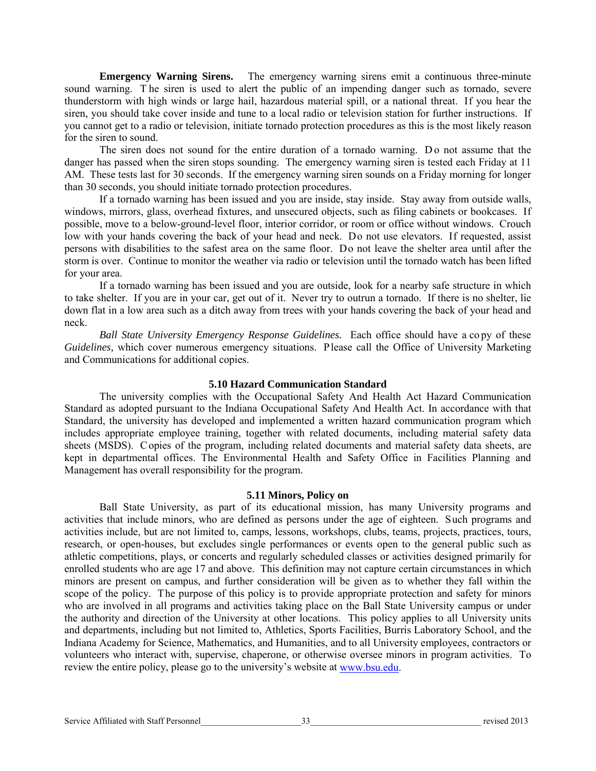**Emergency Warning Sirens.** The emergency warning sirens emit a continuous three-minute sound warning. The siren is used to alert the public of an impending danger such as tornado, severe thunderstorm with high winds or large hail, hazardous material spill, or a national threat. If you hear the siren, you should take cover inside and tune to a local radio or television station for further instructions. If you cannot get to a radio or television, initiate tornado protection procedures as this is the most likely reason for the siren to sound.

The siren does not sound for the entire duration of a tornado warning. Do not assume that the danger has passed when the siren stops sounding. The emergency warning siren is tested each Friday at 11 AM. These tests last for 30 seconds. If the emergency warning siren sounds on a Friday morning for longer than 30 seconds, you should initiate tornado protection procedures.

If a tornado warning has been issued and you are inside, stay inside. Stay away from outside walls, windows, mirrors, glass, overhead fixtures, and unsecured objects, such as filing cabinets or bookcases. If possible, move to a below-ground-level floor, interior corridor, or room or office without windows. Crouch low with your hands covering the back of your head and neck. Do not use elevators. If requested, assist persons with disabilities to the safest area on the same floor. Do not leave the shelter area until after the storm is over. Continue to monitor the weather via radio or television until the tornado watch has been lifted for your area.

If a tornado warning has been issued and you are outside, look for a nearby safe structure in which to take shelter. If you are in your car, get out of it. Never try to outrun a tornado. If there is no shelter, lie down flat in a low area such as a ditch away from trees with your hands covering the back of your head and neck.

*Ball State University Emergency Response Guidelines.* Each office should have a copy of these *Guidelines,* which cover numerous emergency situations. Please call the Office of University Marketing and Communications for additional copies.

### 5.10 Hazard Communication Standard

The university complies with the Occupational Safety And Health Act Hazard Communication Standard as adopted pursuant to the Indiana Occupational Safety And Health Act. In accordance with that Standard, the university has developed and implemented a written hazard communication program which includes appropriate employee training, together with related documents, including material safety data sheets (MSDS). Copies of the program, including related documents and material safety data sheets, are kept in departmental offices. The Environmental Health and Safety Office in Facilities Planning and Management has overall responsibility for the program.

### 5.11 Minors, Policy on

Ball State University, as part of its educational mission, has many University programs and activities that include minors, who are defined as persons under the age of eighteen. Such programs and activities include, but are not limited to, camps, lessons, workshops, clubs, teams, projects, practices, tours, research, or open-houses, but excludes single performances or events open to the general public such as athletic competitions, plays, or concerts and regularly scheduled classes or activities designed primarily for enrolled students who are age 17 and above. This definition may not capture certain circumstances in which minors are present on campus, and further consideration will be given as to whether they fall within the scope of the policy. The purpose of this policy is to provide appropriate protection and safety for minors who are involved in all programs and activities taking place on the Ball State University campus or under the authority and direction of the University at other locations. This policy applies to all University units and departments, including but not limited to, Athletics, Sports Facilities, Burris Laboratory School, and the Indiana Academy for Science, Mathematics, and Humanities, and to all University employees, contractors or volunteers who interact with, supervise, chaperone, or otherwise oversee minors in program activities. To review the entire policy, please go to the university's website at [www.bsu.edu](www.bsu.edu).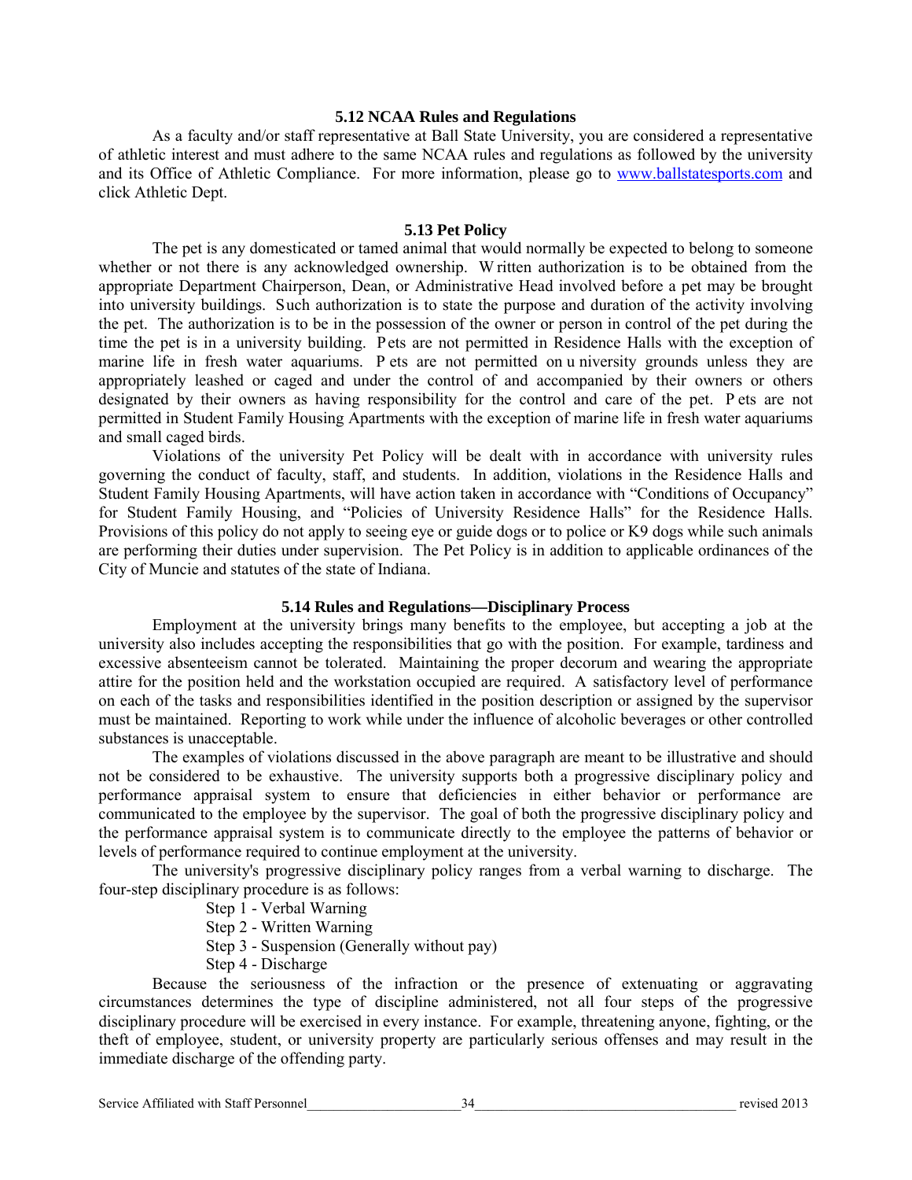### 5.12 NCAA Rules and Regulations

As a faculty and/or staff representative at Ball State University, you are considered a representative of athletic interest and must adhere to the same NCAA rules and regulations as followed by the university and its Office of Athletic Compliance. For more information, please go to www.ballstatesports.com and click Athletic Dept.

### 5.13 Pet Policy

The pet is any domesticated or tamed animal that would normally be expected to belong to someone whether or not there is any acknowledged ownership. Written authorization is to be obtained from the appropriate Department Chairperson, Dean, or Administrative Head involved before a pet may be brought into university buildings. Such authorization is to state the purpose and duration of the activity involving the pet. The authorization is to be in the possession of the owner or person in control of the pet during the time the pet is in a university building. Pets are not permitted in Residence Halls with the exception of marine life in fresh water aquariums. Pets are not permitted on university grounds unless they are appropriately leashed or caged and under the control of and accompanied by their owners or others designated by their owners as having responsibility for the control and care of the pet. Pets are not permitted in Student Family Housing Apartments with the exception of marine life in fresh water aquariums and small caged birds.

Violations of the university Pet Policy will be dealt with in accordance with university rules governing the conduct of faculty, staff, and students. In addition, violations in the Residence Halls and Student Family Housing Apartments, will have action taken in accordance with "Conditions of Occupancy" for Student Family Housing, and "Policies of University Residence Halls" for the Residence Halls. Provisions of this policy do not apply to seeing eye or guide dogs or to police or K9 dogs while such animals are performing their duties under supervision. The Pet Policy is in addition to applicable ordinances of the City of Muncie and statutes of the state of Indiana.

### 5.14 Rules and Regulations—Disciplinary Process

Employment at the university brings many benefits to the employee, but accepting a job at the university also includes accepting the responsibilities that go with the position. For example, tardiness and excessive absenteeism cannot be tolerated. Maintaining the proper decorum and wearing the appropriate attire for the position held and the workstation occupied are required. A satisfactory level of performance on each of the tasks and responsibilities identified in the position description or assigned by the supervisor must be maintained. Reporting to work while under the influence of alcoholic beverages or other controlled substances is unacceptable.

The examples of violations discussed in the above paragraph are meant to be illustrative and should not be considered to be exhaustive. The university supports both a progressive disciplinary policy and performance appraisal system to ensure that deficiencies in either behavior or performance are communicated to the employee by the supervisor. The goal of both the progressive disciplinary policy and the performance appraisal system is to communicate directly to the employee the patterns of behavior or levels of performance required to continue employment at the university.

The university's progressive disciplinary policy ranges from a verbal warning to discharge. The four-step disciplinary procedure is as follows:

- Step 1 - Verbal Warning
- Step 2 - Written Warning
- Step 3 - Suspension (Generally without pay)
- Step 4 - Discharge

Because the seriousness of the infraction or the presence of extenuating or aggravating circumstances determines the type of discipline administered, not all four steps of the progressive disciplinary procedure will be exercised in every instance. For example, threatening anyone, fighting, or the theft of employee, student, or university property are particularly serious offenses and may result in the immediate discharge of the offending party.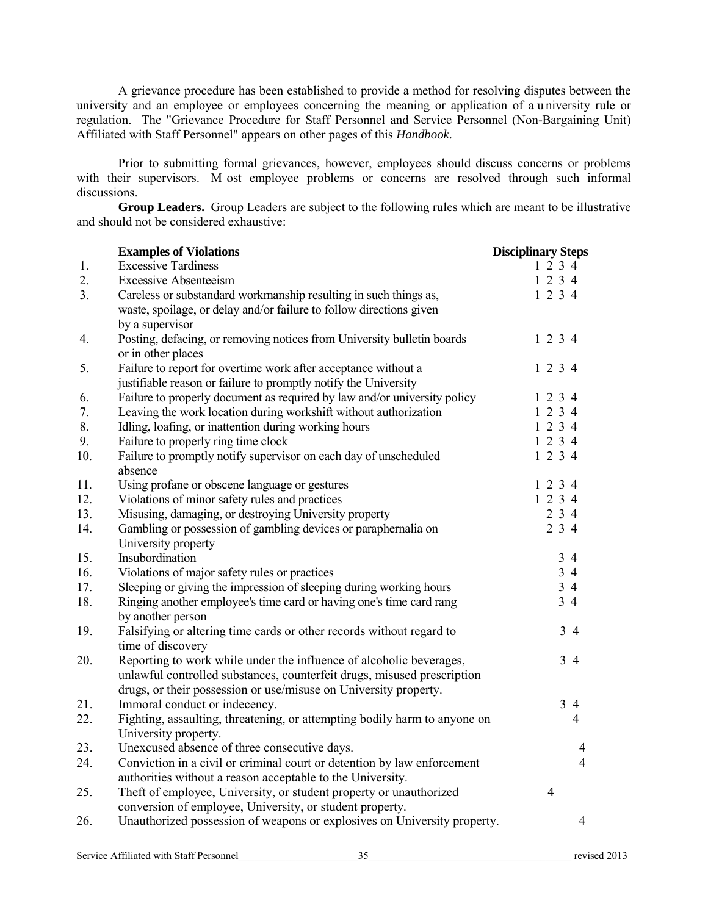A grievance procedure has been established to provide a method for resolving disputes between the university and an employee or employees concerning the meaning or application of a university rule or regulation. The "Grievance Procedure for Staff Personnel and Service Personnel (Non-Bargaining Unit) Affiliated with Staff Personnel" appears on other pages of this *Handbook*.

Prior to submitting formal grievances, however, employees should discuss concerns or problems with their supervisors. Most employee problems or concerns are resolved through such informal discussions.

**Group Leaders.** Group Leaders are subject to the following rules which are meant to be illustrative and should not be considered exhaustive:

| | **Examples of Violations** | **Disciplinary Steps** |
|---|---|---|
| 1. | Excessive Tardiness | 1 2 3 4 |
| 2. | Excessive Absenteeism | 1 2 3 4 |
| 3. | Careless or substandard workmanship resulting in such things as, waste, spoilage, or delay and/or failure to follow directions given by a supervisor | 1 2 3 4 |
| 4. | Posting, defacing, or removing notices from University bulletin boards or in other places | 1 2 3 4 |
| 5. | Failure to report for overtime work after acceptance without a justifiable reason or failure to promptly notify the University | 1 2 3 4 |
| 6. | Failure to properly document as required by law and/or university policy | 1 2 3 4 |
| 7. | Leaving the work location during workshift without authorization | 1 2 3 4 |
| 8. | Idling, loafing, or inattention during working hours | 1 2 3 4 |
| 9. | Failure to properly ring time clock | 1 2 3 4 |
| 10. | Failure to promptly notify supervisor on each day of unscheduled absence | 1 2 3 4 |
| 11. | Using profane or obscene language or gestures | 1 2 3 4 |
| 12. | Violations of minor safety rules and practices | 1 2 3 4 |
| 13. | Misusing, damaging, or destroying University property | 2 3 4 |
| 14. | Gambling or possession of gambling devices or paraphernalia on University property | 2 3 4 |
| 15. | Insubordination | 3 4 |
| 16. | Violations of major safety rules or practices | 3 4 |
| 17. | Sleeping or giving the impression of sleeping during working hours | 3 4 |
| 18. | Ringing another employee's time card or having one's time card rang by another person | 3 4 |
| 19. | Falsifying or altering time cards or other records without regard to time of discovery | 3 4 |
| 20. | Reporting to work while under the influence of alcoholic beverages, unlawful controlled substances, counterfeit drugs, misused prescription drugs, or their possession or use/misuse on University property. | 3 4 |
| 21. | Immoral conduct or indecency. | 3 4 |
| 22. | Fighting, assaulting, threatening, or attempting bodily harm to anyone on University property. | 4 |
| 23. | Unexcused absence of three consecutive days. | 4 |
| 24. | Conviction in a civil or criminal court or detention by law enforcement authorities without a reason acceptable to the University. | 4 |
| 25. | Theft of employee, University, or student property or unauthorized conversion of employee, University, or student property. | 4 |
| 26. | Unauthorized possession of weapons or explosives on University property. | 4 |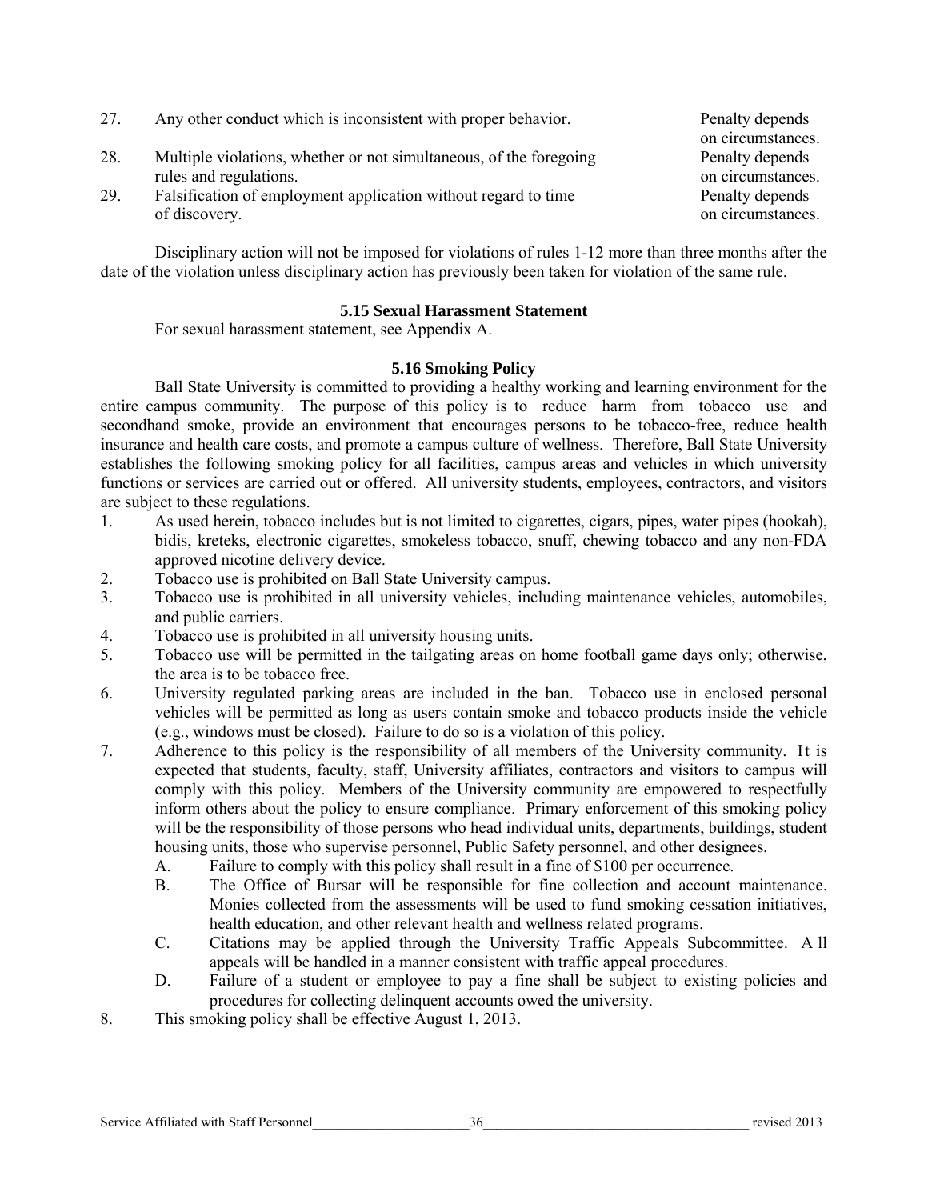27. Any other conduct which is inconsistent with proper behavior. — Penalty depends on circumstances.
28. Multiple violations, whether or not simultaneous, of the foregoing rules and regulations. — Penalty depends on circumstances.
29. Falsification of employment application without regard to time of discovery. — Penalty depends on circumstances.

Disciplinary action will not be imposed for violations of rules 1-12 more than three months after the date of the violation unless disciplinary action has previously been taken for violation of the same rule.

### 5.15 Sexual Harassment Statement

For sexual harassment statement, see Appendix A.

### 5.16 Smoking Policy

Ball State University is committed to providing a healthy working and learning environment for the entire campus community. The purpose of this policy is to reduce harm from tobacco use and secondhand smoke, provide an environment that encourages persons to be tobacco-free, reduce health insurance and health care costs, and promote a campus culture of wellness. Therefore, Ball State University establishes the following smoking policy for all facilities, campus areas and vehicles in which university functions or services are carried out or offered. All university students, employees, contractors, and visitors are subject to these regulations.

1. As used herein, tobacco includes but is not limited to cigarettes, cigars, pipes, water pipes (hookah), bidis, kreteks, electronic cigarettes, smokeless tobacco, snuff, chewing tobacco and any non-FDA approved nicotine delivery device.
2. Tobacco use is prohibited on Ball State University campus.
3. Tobacco use is prohibited in all university vehicles, including maintenance vehicles, automobiles, and public carriers.
4. Tobacco use is prohibited in all university housing units.
5. Tobacco use will be permitted in the tailgating areas on home football game days only; otherwise, the area is to be tobacco free.
6. University regulated parking areas are included in the ban. Tobacco use in enclosed personal vehicles will be permitted as long as users contain smoke and tobacco products inside the vehicle (e.g., windows must be closed). Failure to do so is a violation of this policy.
7. Adherence to this policy is the responsibility of all members of the University community. It is expected that students, faculty, staff, University affiliates, contractors and visitors to campus will comply with this policy. Members of the University community are empowered to respectfully inform others about the policy to ensure compliance. Primary enforcement of this smoking policy will be the responsibility of those persons who head individual units, departments, buildings, student housing units, those who supervise personnel, Public Safety personnel, and other designees.
   A. Failure to comply with this policy shall result in a fine of $100 per occurrence.
   B. The Office of Bursar will be responsible for fine collection and account maintenance. Monies collected from the assessments will be used to fund smoking cessation initiatives, health education, and other relevant health and wellness related programs.
   C. Citations may be applied through the University Traffic Appeals Subcommittee. All appeals will be handled in a manner consistent with traffic appeal procedures.
   D. Failure of a student or employee to pay a fine shall be subject to existing policies and procedures for collecting delinquent accounts owed the university.
8. This smoking policy shall be effective August 1, 2013.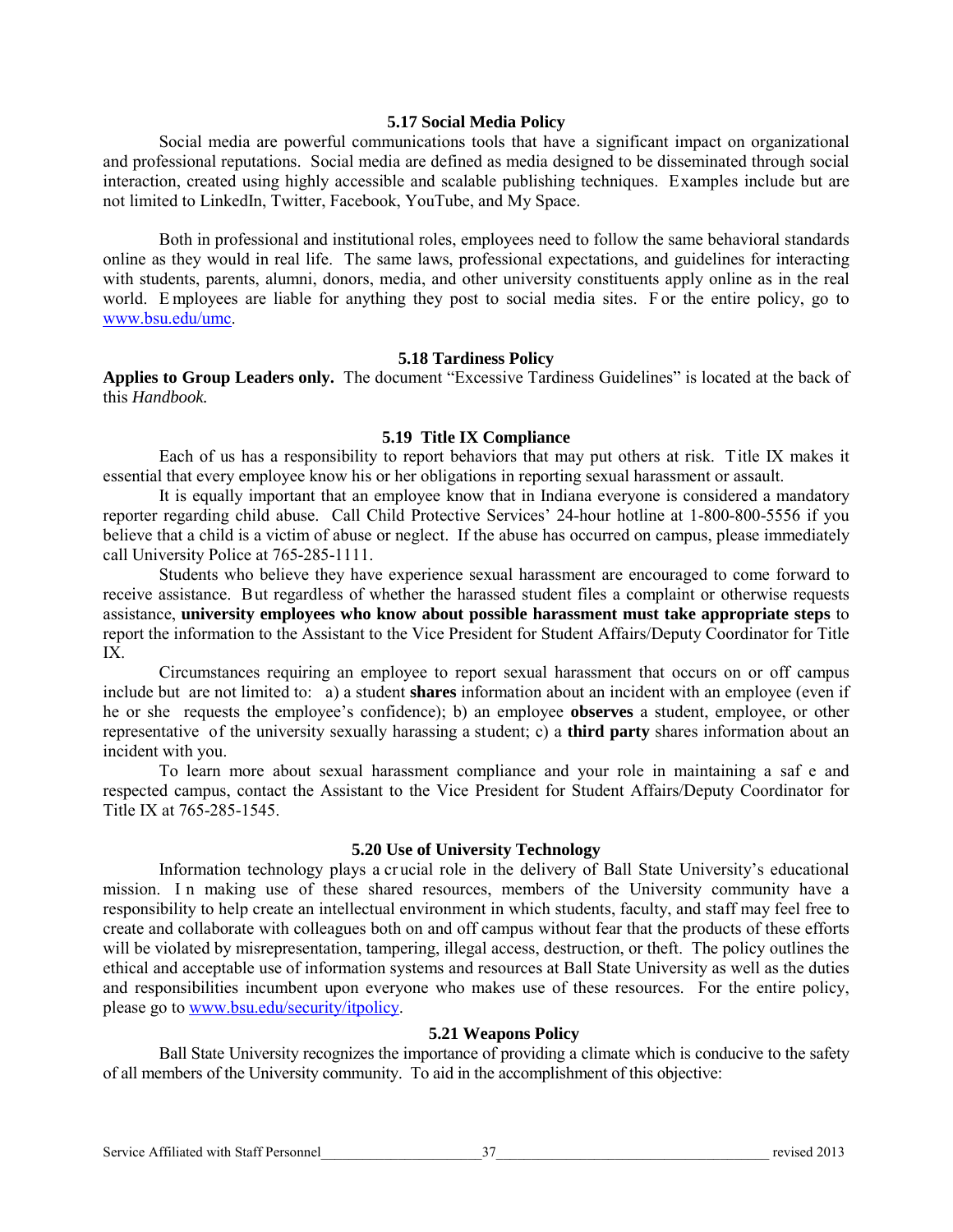### 5.17 Social Media Policy

Social media are powerful communications tools that have a significant impact on organizational and professional reputations. Social media are defined as media designed to be disseminated through social interaction, created using highly accessible and scalable publishing techniques. Examples include but are not limited to LinkedIn, Twitter, Facebook, YouTube, and My Space.

Both in professional and institutional roles, employees need to follow the same behavioral standards online as they would in real life. The same laws, professional expectations, and guidelines for interacting with students, parents, alumni, donors, media, and other university constituents apply online as in the real world. Employees are liable for anything they post to social media sites. For the entire policy, go to [www.bsu.edu/umc](www.bsu.edu/umc).

### 5.18 Tardiness Policy

**Applies to Group Leaders only.** The document "Excessive Tardiness Guidelines" is located at the back of this *Handbook.*

### 5.19 Title IX Compliance

Each of us has a responsibility to report behaviors that may put others at risk. Title IX makes it essential that every employee know his or her obligations in reporting sexual harassment or assault.

It is equally important that an employee know that in Indiana everyone is considered a mandatory reporter regarding child abuse. Call Child Protective Services' 24-hour hotline at 1-800-800-5556 if you believe that a child is a victim of abuse or neglect. If the abuse has occurred on campus, please immediately call University Police at 765-285-1111.

Students who believe they have experience sexual harassment are encouraged to come forward to receive assistance. But regardless of whether the harassed student files a complaint or otherwise requests assistance, **university employees who know about possible harassment must take appropriate steps** to report the information to the Assistant to the Vice President for Student Affairs/Deputy Coordinator for Title IX.

Circumstances requiring an employee to report sexual harassment that occurs on or off campus include but are not limited to: a) a student **shares** information about an incident with an employee (even if he or she requests the employee's confidence); b) an employee **observes** a student, employee, or other representative of the university sexually harassing a student; c) a **third party** shares information about an incident with you.

To learn more about sexual harassment compliance and your role in maintaining a safe and respected campus, contact the Assistant to the Vice President for Student Affairs/Deputy Coordinator for Title IX at 765-285-1545.

### 5.20 Use of University Technology

Information technology plays a crucial role in the delivery of Ball State University's educational mission. In making use of these shared resources, members of the University community have a responsibility to help create an intellectual environment in which students, faculty, and staff may feel free to create and collaborate with colleagues both on and off campus without fear that the products of these efforts will be violated by misrepresentation, tampering, illegal access, destruction, or theft. The policy outlines the ethical and acceptable use of information systems and resources at Ball State University as well as the duties and responsibilities incumbent upon everyone who makes use of these resources. For the entire policy, please go to [www.bsu.edu/security/itpolicy](www.bsu.edu/security/itpolicy).

### 5.21 Weapons Policy

Ball State University recognizes the importance of providing a climate which is conducive to the safety of all members of the University community. To aid in the accomplishment of this objective: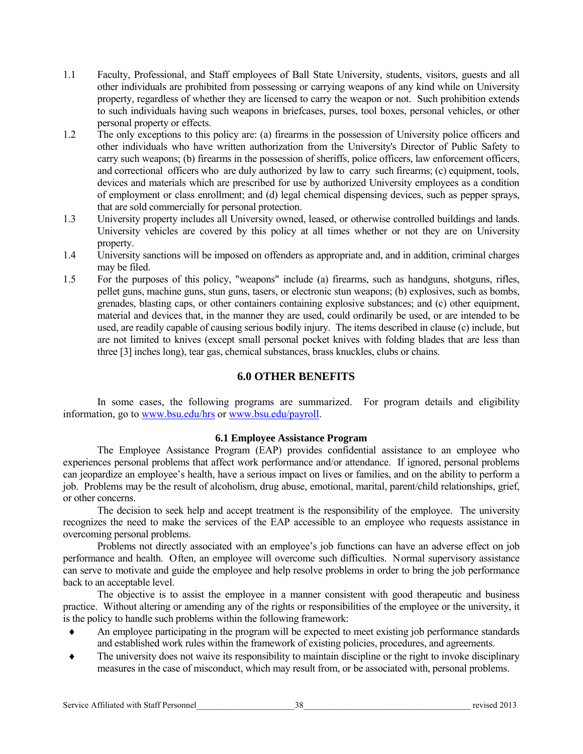1.1 Faculty, Professional, and Staff employees of Ball State University, students, visitors, guests and all other individuals are prohibited from possessing or carrying weapons of any kind while on University property, regardless of whether they are licensed to carry the weapon or not. Such prohibition extends to such individuals having such weapons in briefcases, purses, tool boxes, personal vehicles, or other personal property or effects.

1.2 The only exceptions to this policy are: (a) firearms in the possession of University police officers and other individuals who have written authorization from the University's Director of Public Safety to carry such weapons; (b) firearms in the possession of sheriffs, police officers, law enforcement officers, and correctional officers who are duly authorized by law to carry such firearms; (c) equipment, tools, devices and materials which are prescribed for use by authorized University employees as a condition of employment or class enrollment; and (d) legal chemical dispensing devices, such as pepper sprays, that are sold commercially for personal protection.

1.3 University property includes all University owned, leased, or otherwise controlled buildings and lands. University vehicles are covered by this policy at all times whether or not they are on University property.

1.4 University sanctions will be imposed on offenders as appropriate and, and in addition, criminal charges may be filed.

1.5 For the purposes of this policy, "weapons" include (a) firearms, such as handguns, shotguns, rifles, pellet guns, machine guns, stun guns, tasers, or electronic stun weapons; (b) explosives, such as bombs, grenades, blasting caps, or other containers containing explosive substances; and (c) other equipment, material and devices that, in the manner they are used, could ordinarily be used, or are intended to be used, are readily capable of causing serious bodily injury. The items described in clause (c) include, but are not limited to knives (except small personal pocket knives with folding blades that are less than three [3] inches long), tear gas, chemical substances, brass knuckles, clubs or chains.

## 6.0 OTHER BENEFITS

In some cases, the following programs are summarized. For program details and eligibility information, go to www.bsu.edu/hrs or www.bsu.edu/payroll.

### 6.1 Employee Assistance Program

The Employee Assistance Program (EAP) provides confidential assistance to an employee who experiences personal problems that affect work performance and/or attendance. If ignored, personal problems can jeopardize an employee's health, have a serious impact on lives or families, and on the ability to perform a job. Problems may be the result of alcoholism, drug abuse, emotional, marital, parent/child relationships, grief, or other concerns.

The decision to seek help and accept treatment is the responsibility of the employee. The university recognizes the need to make the services of the EAP accessible to an employee who requests assistance in overcoming personal problems.

Problems not directly associated with an employee's job functions can have an adverse effect on job performance and health. Often, an employee will overcome such difficulties. Normal supervisory assistance can serve to motivate and guide the employee and help resolve problems in order to bring the job performance back to an acceptable level.

The objective is to assist the employee in a manner consistent with good therapeutic and business practice. Without altering or amending any of the rights or responsibilities of the employee or the university, it is the policy to handle such problems within the following framework:

- An employee participating in the program will be expected to meet existing job performance standards and established work rules within the framework of existing policies, procedures, and agreements.
- The university does not waive its responsibility to maintain discipline or the right to invoke disciplinary measures in the case of misconduct, which may result from, or be associated with, personal problems.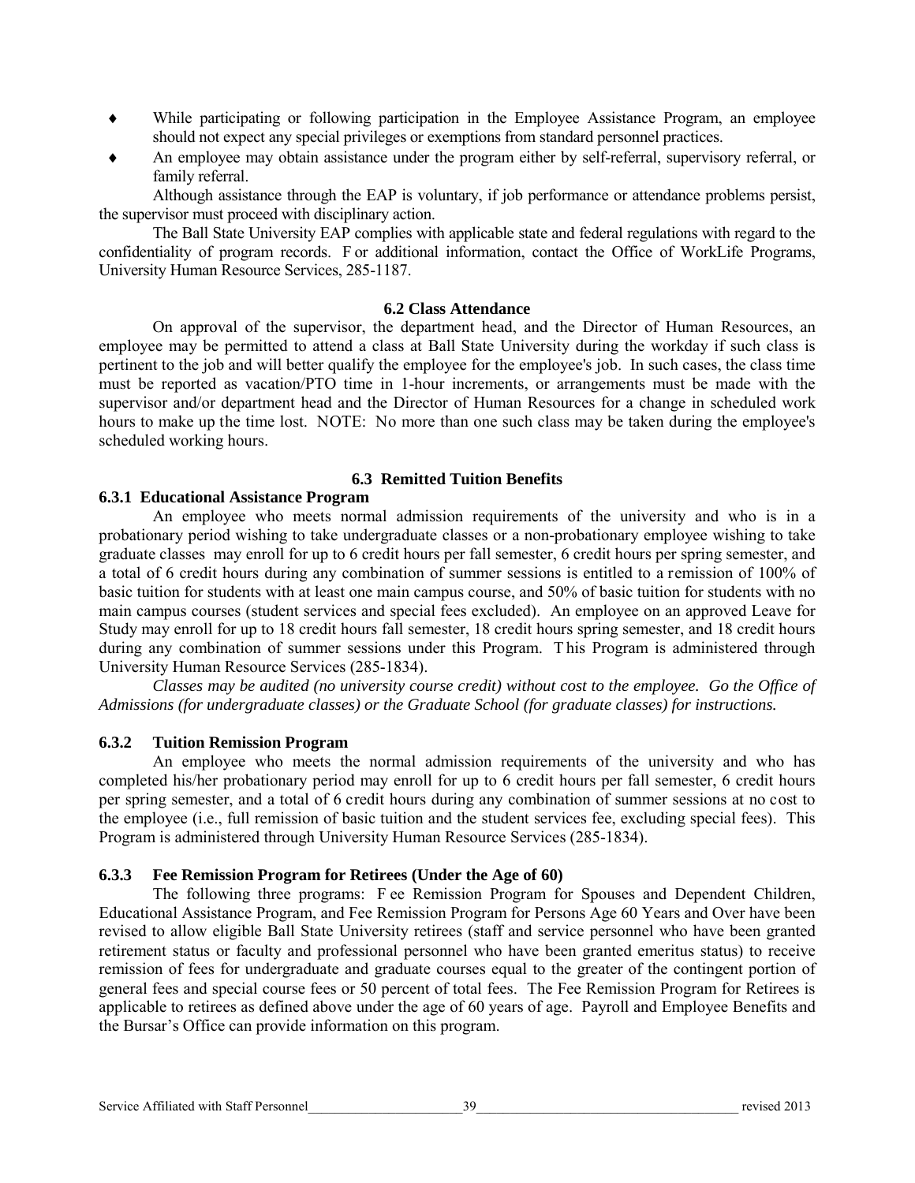- While participating or following participation in the Employee Assistance Program, an employee should not expect any special privileges or exemptions from standard personnel practices.
- An employee may obtain assistance under the program either by self-referral, supervisory referral, or family referral.

Although assistance through the EAP is voluntary, if job performance or attendance problems persist, the supervisor must proceed with disciplinary action.

The Ball State University EAP complies with applicable state and federal regulations with regard to the confidentiality of program records. For additional information, contact the Office of WorkLife Programs, University Human Resource Services, 285-1187.

### 6.2 Class Attendance

On approval of the supervisor, the department head, and the Director of Human Resources, an employee may be permitted to attend a class at Ball State University during the workday if such class is pertinent to the job and will better qualify the employee for the employee's job. In such cases, the class time must be reported as vacation/PTO time in 1-hour increments, or arrangements must be made with the supervisor and/or department head and the Director of Human Resources for a change in scheduled work hours to make up the time lost. NOTE: No more than one such class may be taken during the employee's scheduled working hours.

### 6.3 Remitted Tuition Benefits

#### 6.3.1 Educational Assistance Program

An employee who meets normal admission requirements of the university and who is in a probationary period wishing to take undergraduate classes or a non-probationary employee wishing to take graduate classes may enroll for up to 6 credit hours per fall semester, 6 credit hours per spring semester, and a total of 6 credit hours during any combination of summer sessions is entitled to a remission of 100% of basic tuition for students with at least one main campus course, and 50% of basic tuition for students with no main campus courses (student services and special fees excluded). An employee on an approved Leave for Study may enroll for up to 18 credit hours fall semester, 18 credit hours spring semester, and 18 credit hours during any combination of summer sessions under this Program. This Program is administered through University Human Resource Services (285-1834).

*Classes may be audited (no university course credit) without cost to the employee. Go the Office of Admissions (for undergraduate classes) or the Graduate School (for graduate classes) for instructions.*

#### 6.3.2 Tuition Remission Program

An employee who meets the normal admission requirements of the university and who has completed his/her probationary period may enroll for up to 6 credit hours per fall semester, 6 credit hours per spring semester, and a total of 6 credit hours during any combination of summer sessions at no cost to the employee (i.e., full remission of basic tuition and the student services fee, excluding special fees). This Program is administered through University Human Resource Services (285-1834).

#### 6.3.3 Fee Remission Program for Retirees (Under the Age of 60)

The following three programs: Fee Remission Program for Spouses and Dependent Children, Educational Assistance Program, and Fee Remission Program for Persons Age 60 Years and Over have been revised to allow eligible Ball State University retirees (staff and service personnel who have been granted retirement status or faculty and professional personnel who have been granted emeritus status) to receive remission of fees for undergraduate and graduate courses equal to the greater of the contingent portion of general fees and special course fees or 50 percent of total fees. The Fee Remission Program for Retirees is applicable to retirees as defined above under the age of 60 years of age. Payroll and Employee Benefits and the Bursar's Office can provide information on this program.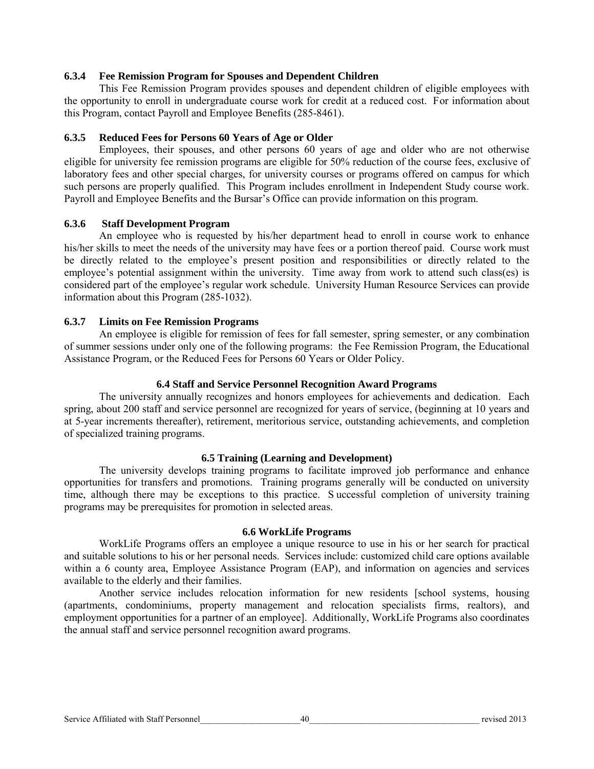### 6.3.4 Fee Remission Program for Spouses and Dependent Children

This Fee Remission Program provides spouses and dependent children of eligible employees with the opportunity to enroll in undergraduate course work for credit at a reduced cost. For information about this Program, contact Payroll and Employee Benefits (285-8461).

### 6.3.5 Reduced Fees for Persons 60 Years of Age or Older

Employees, their spouses, and other persons 60 years of age and older who are not otherwise eligible for university fee remission programs are eligible for 50% reduction of the course fees, exclusive of laboratory fees and other special charges, for university courses or programs offered on campus for which such persons are properly qualified. This Program includes enrollment in Independent Study course work. Payroll and Employee Benefits and the Bursar's Office can provide information on this program.

### 6.3.6 Staff Development Program

An employee who is requested by his/her department head to enroll in course work to enhance his/her skills to meet the needs of the university may have fees or a portion thereof paid. Course work must be directly related to the employee's present position and responsibilities or directly related to the employee's potential assignment within the university. Time away from work to attend such class(es) is considered part of the employee's regular work schedule. University Human Resource Services can provide information about this Program (285-1032).

### 6.3.7 Limits on Fee Remission Programs

An employee is eligible for remission of fees for fall semester, spring semester, or any combination of summer sessions under only one of the following programs: the Fee Remission Program, the Educational Assistance Program, or the Reduced Fees for Persons 60 Years or Older Policy.

## 6.4 Staff and Service Personnel Recognition Award Programs

The university annually recognizes and honors employees for achievements and dedication. Each spring, about 200 staff and service personnel are recognized for years of service, (beginning at 10 years and at 5-year increments thereafter), retirement, meritorious service, outstanding achievements, and completion of specialized training programs.

## 6.5 Training (Learning and Development)

The university develops training programs to facilitate improved job performance and enhance opportunities for transfers and promotions. Training programs generally will be conducted on university time, although there may be exceptions to this practice. Successful completion of university training programs may be prerequisites for promotion in selected areas.

## 6.6 WorkLife Programs

WorkLife Programs offers an employee a unique resource to use in his or her search for practical and suitable solutions to his or her personal needs. Services include: customized child care options available within a 6 county area, Employee Assistance Program (EAP), and information on agencies and services available to the elderly and their families.

Another service includes relocation information for new residents [school systems, housing (apartments, condominiums, property management and relocation specialists firms, realtors), and employment opportunities for a partner of an employee]. Additionally, WorkLife Programs also coordinates the annual staff and service personnel recognition award programs.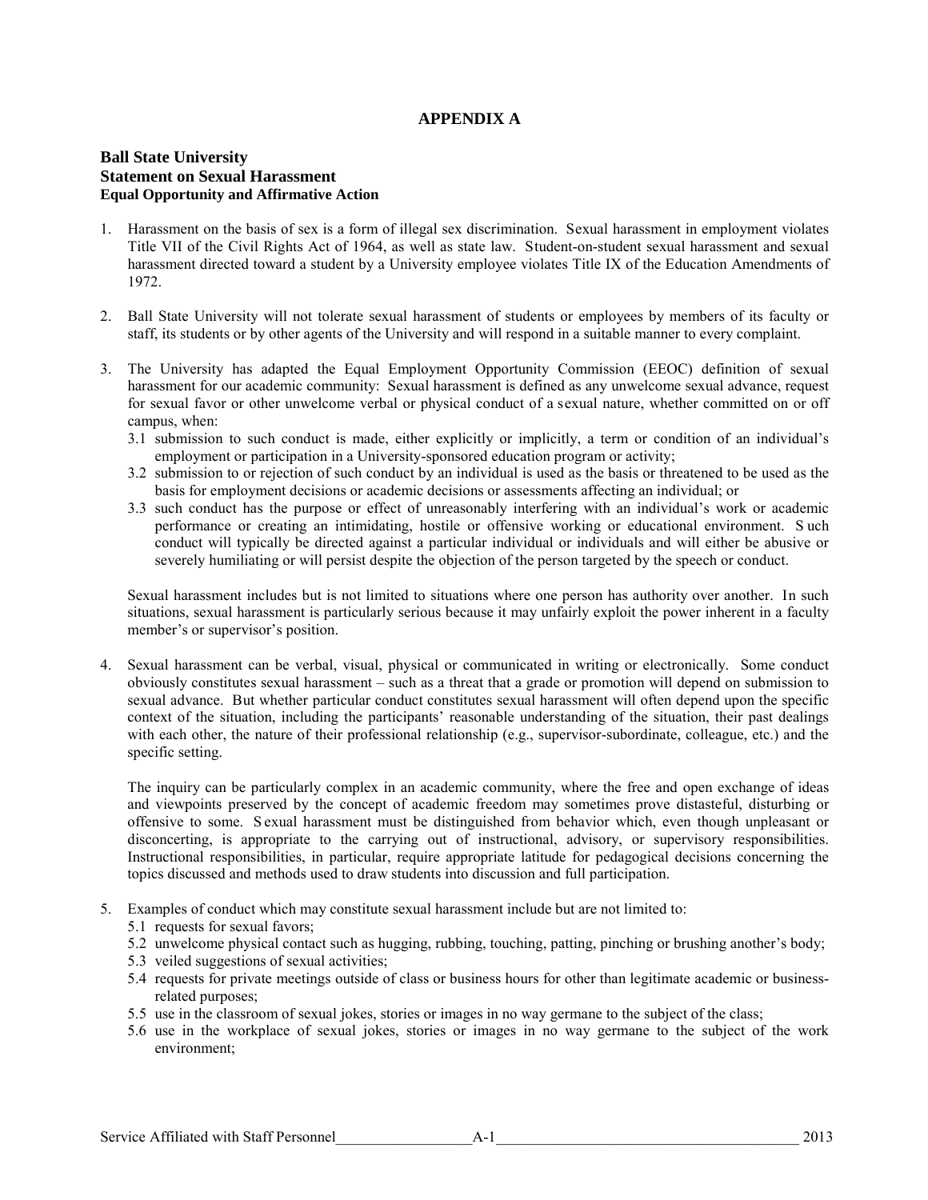# APPENDIX A

## Ball State University
## Statement on Sexual Harassment
### Equal Opportunity and Affirmative Action

1. Harassment on the basis of sex is a form of illegal sex discrimination. Sexual harassment in employment violates Title VII of the Civil Rights Act of 1964, as well as state law. Student-on-student sexual harassment and sexual harassment directed toward a student by a University employee violates Title IX of the Education Amendments of 1972.

2. Ball State University will not tolerate sexual harassment of students or employees by members of its faculty or staff, its students or by other agents of the University and will respond in a suitable manner to every complaint.

3. The University has adapted the Equal Employment Opportunity Commission (EEOC) definition of sexual harassment for our academic community: Sexual harassment is defined as any unwelcome sexual advance, request for sexual favor or other unwelcome verbal or physical conduct of a sexual nature, whether committed on or off campus, when:
   - 3.1 submission to such conduct is made, either explicitly or implicitly, a term or condition of an individual's employment or participation in a University-sponsored education program or activity;
   - 3.2 submission to or rejection of such conduct by an individual is used as the basis or threatened to be used as the basis for employment decisions or academic decisions or assessments affecting an individual; or
   - 3.3 such conduct has the purpose or effect of unreasonably interfering with an individual's work or academic performance or creating an intimidating, hostile or offensive working or educational environment. Such conduct will typically be directed against a particular individual or individuals and will either be abusive or severely humiliating or will persist despite the objection of the person targeted by the speech or conduct.

   Sexual harassment includes but is not limited to situations where one person has authority over another. In such situations, sexual harassment is particularly serious because it may unfairly exploit the power inherent in a faculty member's or supervisor's position.

4. Sexual harassment can be verbal, visual, physical or communicated in writing or electronically. Some conduct obviously constitutes sexual harassment – such as a threat that a grade or promotion will depend on submission to sexual advance. But whether particular conduct constitutes sexual harassment will often depend upon the specific context of the situation, including the participants' reasonable understanding of the situation, their past dealings with each other, the nature of their professional relationship (e.g., supervisor-subordinate, colleague, etc.) and the specific setting.

   The inquiry can be particularly complex in an academic community, where the free and open exchange of ideas and viewpoints preserved by the concept of academic freedom may sometimes prove distasteful, disturbing or offensive to some. Sexual harassment must be distinguished from behavior which, even though unpleasant or disconcerting, is appropriate to the carrying out of instructional, advisory, or supervisory responsibilities. Instructional responsibilities, in particular, require appropriate latitude for pedagogical decisions concerning the topics discussed and methods used to draw students into discussion and full participation.

5. Examples of conduct which may constitute sexual harassment include but are not limited to:
   - 5.1 requests for sexual favors;
   - 5.2 unwelcome physical contact such as hugging, rubbing, touching, patting, pinching or brushing another's body;
   - 5.3 veiled suggestions of sexual activities;
   - 5.4 requests for private meetings outside of class or business hours for other than legitimate academic or business-related purposes;
   - 5.5 use in the classroom of sexual jokes, stories or images in no way germane to the subject of the class;
   - 5.6 use in the workplace of sexual jokes, stories or images in no way germane to the subject of the work environment;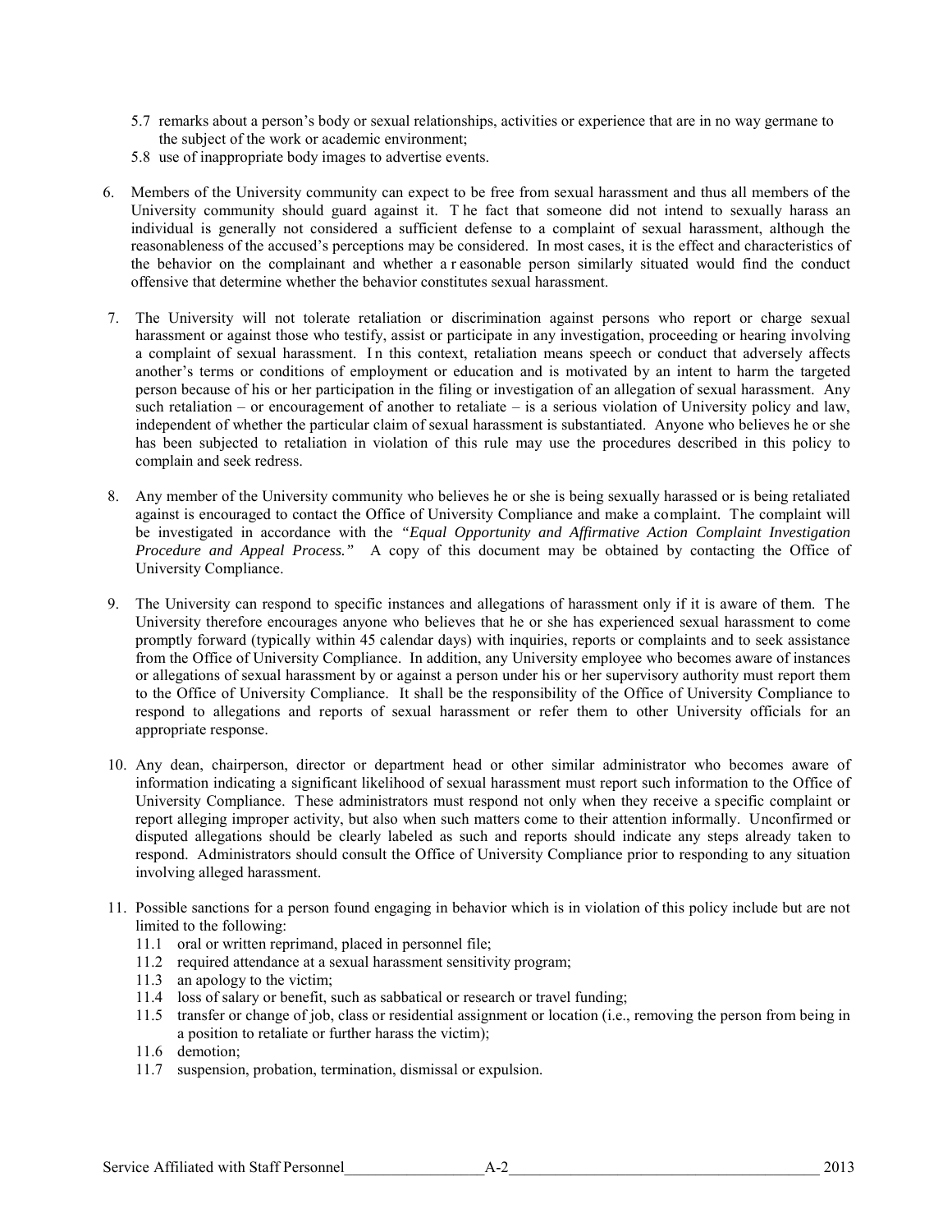5.7 remarks about a person's body or sexual relationships, activities or experience that are in no way germane to the subject of the work or academic environment;

5.8 use of inappropriate body images to advertise events.

6. Members of the University community can expect to be free from sexual harassment and thus all members of the University community should guard against it. The fact that someone did not intend to sexually harass an individual is generally not considered a sufficient defense to a complaint of sexual harassment, although the reasonableness of the accused's perceptions may be considered. In most cases, it is the effect and characteristics of the behavior on the complainant and whether a reasonable person similarly situated would find the conduct offensive that determine whether the behavior constitutes sexual harassment.

7. The University will not tolerate retaliation or discrimination against persons who report or charge sexual harassment or against those who testify, assist or participate in any investigation, proceeding or hearing involving a complaint of sexual harassment. In this context, retaliation means speech or conduct that adversely affects another's terms or conditions of employment or education and is motivated by an intent to harm the targeted person because of his or her participation in the filing or investigation of an allegation of sexual harassment. Any such retaliation – or encouragement of another to retaliate – is a serious violation of University policy and law, independent of whether the particular claim of sexual harassment is substantiated. Anyone who believes he or she has been subjected to retaliation in violation of this rule may use the procedures described in this policy to complain and seek redress.

8. Any member of the University community who believes he or she is being sexually harassed or is being retaliated against is encouraged to contact the Office of University Compliance and make a complaint. The complaint will be investigated in accordance with the *"Equal Opportunity and Affirmative Action Complaint Investigation Procedure and Appeal Process."* A copy of this document may be obtained by contacting the Office of University Compliance.

9. The University can respond to specific instances and allegations of harassment only if it is aware of them. The University therefore encourages anyone who believes that he or she has experienced sexual harassment to come promptly forward (typically within 45 calendar days) with inquiries, reports or complaints and to seek assistance from the Office of University Compliance. In addition, any University employee who becomes aware of instances or allegations of sexual harassment by or against a person under his or her supervisory authority must report them to the Office of University Compliance. It shall be the responsibility of the Office of University Compliance to respond to allegations and reports of sexual harassment or refer them to other University officials for an appropriate response.

10. Any dean, chairperson, director or department head or other similar administrator who becomes aware of information indicating a significant likelihood of sexual harassment must report such information to the Office of University Compliance. These administrators must respond not only when they receive a specific complaint or report alleging improper activity, but also when such matters come to their attention informally. Unconfirmed or disputed allegations should be clearly labeled as such and reports should indicate any steps already taken to respond. Administrators should consult the Office of University Compliance prior to responding to any situation involving alleged harassment.

11. Possible sanctions for a person found engaging in behavior which is in violation of this policy include but are not limited to the following:
    - 11.1 oral or written reprimand, placed in personnel file;
    - 11.2 required attendance at a sexual harassment sensitivity program;
    - 11.3 an apology to the victim;
    - 11.4 loss of salary or benefit, such as sabbatical or research or travel funding;
    - 11.5 transfer or change of job, class or residential assignment or location (i.e., removing the person from being in a position to retaliate or further harass the victim);
    - 11.6 demotion;
    - 11.7 suspension, probation, termination, dismissal or expulsion.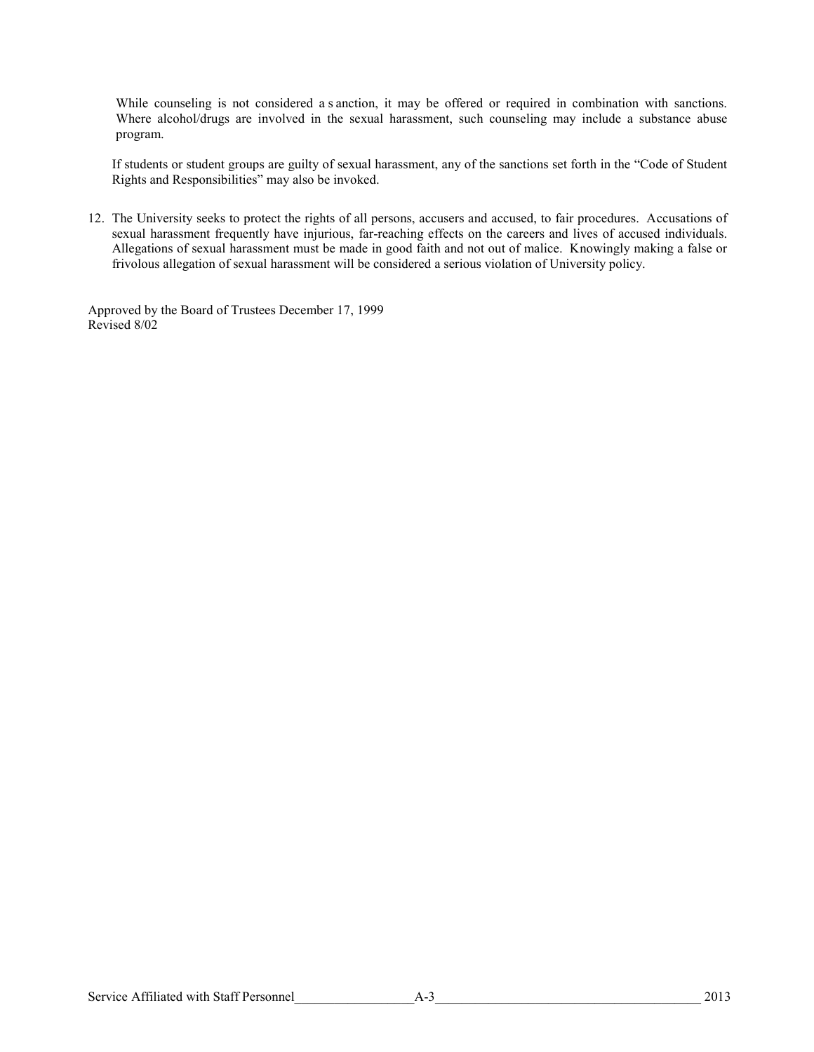While counseling is not considered a sanction, it may be offered or required in combination with sanctions. Where alcohol/drugs are involved in the sexual harassment, such counseling may include a substance abuse program.

If students or student groups are guilty of sexual harassment, any of the sanctions set forth in the "Code of Student Rights and Responsibilities" may also be invoked.

12. The University seeks to protect the rights of all persons, accusers and accused, to fair procedures. Accusations of sexual harassment frequently have injurious, far-reaching effects on the careers and lives of accused individuals. Allegations of sexual harassment must be made in good faith and not out of malice. Knowingly making a false or frivolous allegation of sexual harassment will be considered a serious violation of University policy.

Approved by the Board of Trustees December 17, 1999
Revised 8/02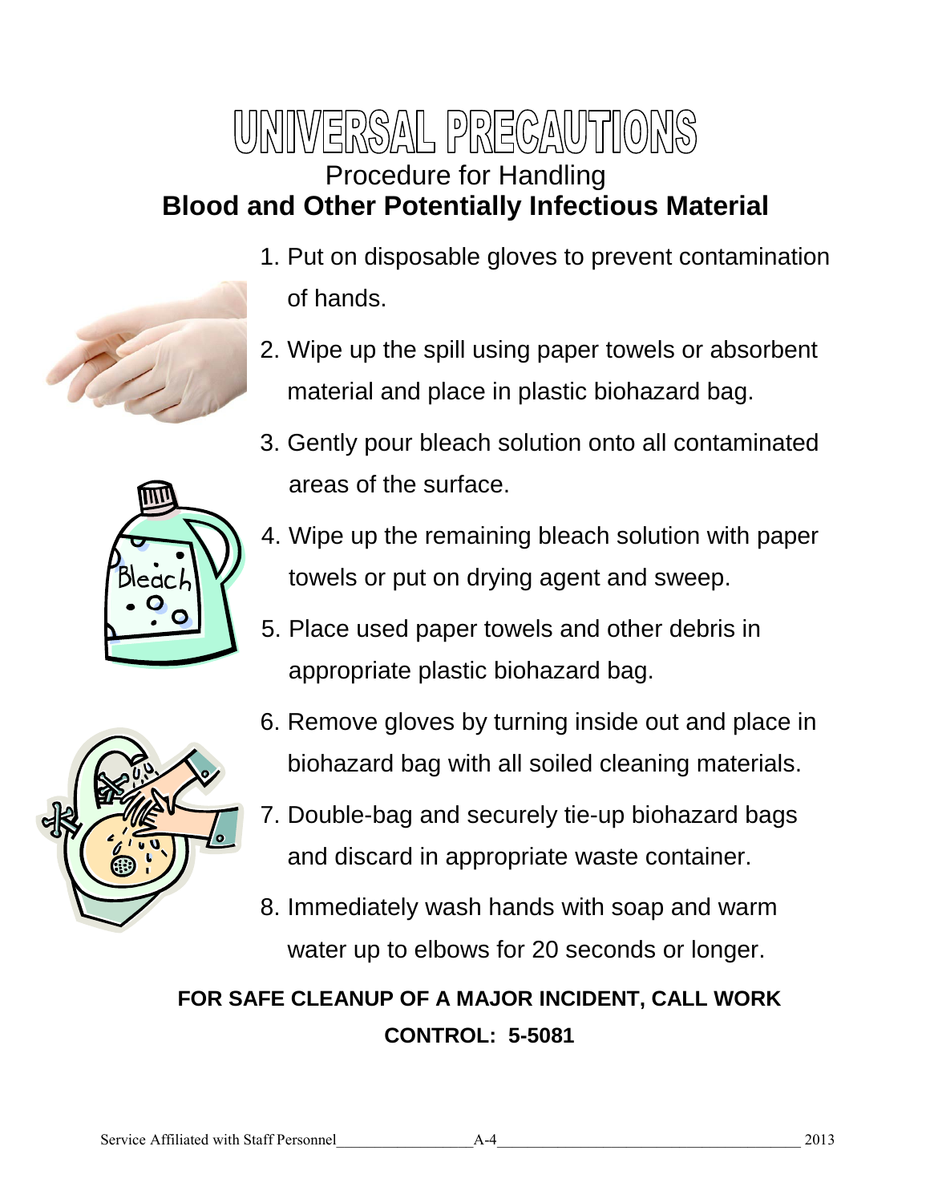# UNIVERSAL PRECAUTIONS

## Procedure for Handling

## **Blood and Other Potentially Infectious Material**

1. Put on disposable gloves to prevent contamination of hands.
2. Wipe up the spill using paper towels or absorbent material and place in plastic biohazard bag.
3. Gently pour bleach solution onto all contaminated areas of the surface.
4. Wipe up the remaining bleach solution with paper towels or put on drying agent and sweep.
5. Place used paper towels and other debris in appropriate plastic biohazard bag.
6. Remove gloves by turning inside out and place in biohazard bag with all soiled cleaning materials.
7. Double-bag and securely tie-up biohazard bags and discard in appropriate waste container.
8. Immediately wash hands with soap and warm water up to elbows for 20 seconds or longer.

**FOR SAFE CLEANUP OF A MAJOR INCIDENT, CALL WORK CONTROL: 5-5081**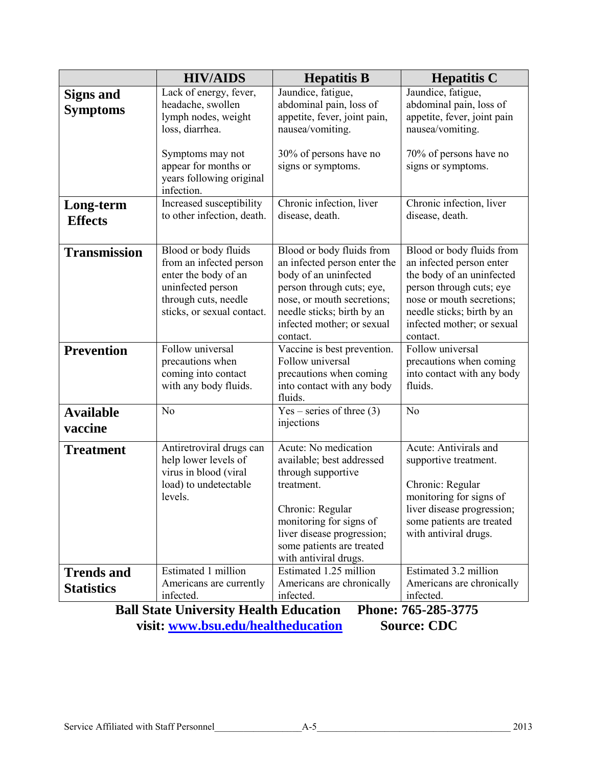| | HIV/AIDS | Hepatitis B | Hepatitis C |
|---|---|---|---|
| **Signs and Symptoms** | Lack of energy, fever, headache, swollen lymph nodes, weight loss, diarrhea.<br><br>Symptoms may not appear for months or years following original infection. | Jaundice, fatigue, abdominal pain, loss of appetite, fever, joint pain, nausea/vomiting.<br><br>30% of persons have no signs or symptoms. | Jaundice, fatigue, abdominal pain, loss of appetite, fever, joint pain nausea/vomiting.<br><br>70% of persons have no signs or symptoms. |
| **Long-term Effects** | Increased susceptibility to other infection, death. | Chronic infection, liver disease, death. | Chronic infection, liver disease, death. |
| **Transmission** | Blood or body fluids from an infected person enter the body of an uninfected person through cuts, needle sticks, or sexual contact. | Blood or body fluids from an infected person enter the body of an uninfected person through cuts; eye, nose, or mouth secretions; needle sticks; birth by an infected mother; or sexual contact. | Blood or body fluids from an infected person enter the body of an uninfected person through cuts; eye nose or mouth secretions; needle sticks; birth by an infected mother; or sexual contact. |
| **Prevention** | Follow universal precautions when coming into contact with any body fluids. | Vaccine is best prevention. Follow universal precautions when coming into contact with any body fluids. | Follow universal precautions when coming into contact with any body fluids. |
| **Available vaccine** | No | Yes – series of three (3) injections | No |
| **Treatment** | Antiretroviral drugs can help lower levels of virus in blood (viral load) to undetectable levels. | Acute: No medication available; best addressed through supportive treatment.<br><br>Chronic: Regular monitoring for signs of liver disease progression; some patients are treated with antiviral drugs. | Acute: Antivirals and supportive treatment.<br><br>Chronic: Regular monitoring for signs of liver disease progression; some patients are treated with antiviral drugs. |
| **Trends and Statistics** | Estimated 1 million Americans are currently infected. | Estimated 1.25 million Americans are chronically infected. | Estimated 3.2 million Americans are chronically infected. |

**Ball State University Health Education** **Phone: 765-285-3775**
**visit: [www.bsu.edu/healtheducation](http://www.bsu.edu/healtheducation)** **Source: CDC**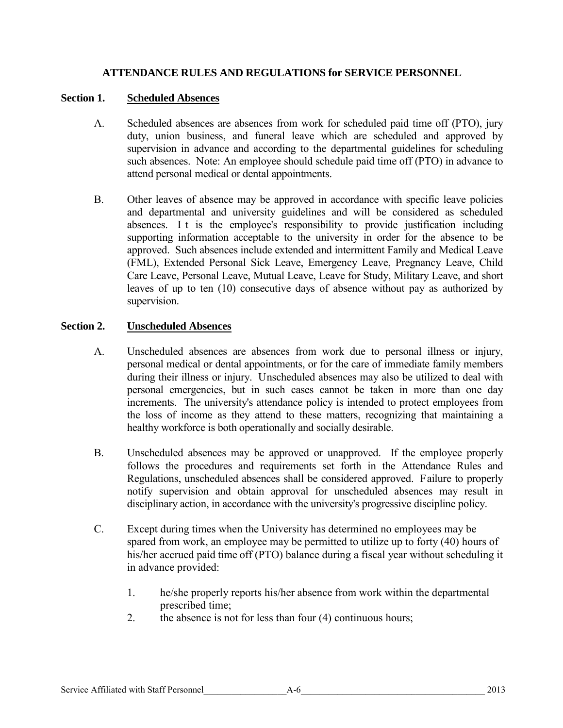## ATTENDANCE RULES AND REGULATIONS for SERVICE PERSONNEL

### Section 1. Scheduled Absences

A. Scheduled absences are absences from work for scheduled paid time off (PTO), jury duty, union business, and funeral leave which are scheduled and approved by supervision in advance and according to the departmental guidelines for scheduling such absences. Note: An employee should schedule paid time off (PTO) in advance to attend personal medical or dental appointments.

B. Other leaves of absence may be approved in accordance with specific leave policies and departmental and university guidelines and will be considered as scheduled absences. It is the employee's responsibility to provide justification including supporting information acceptable to the university in order for the absence to be approved. Such absences include extended and intermittent Family and Medical Leave (FML), Extended Personal Sick Leave, Emergency Leave, Pregnancy Leave, Child Care Leave, Personal Leave, Mutual Leave, Leave for Study, Military Leave, and short leaves of up to ten (10) consecutive days of absence without pay as authorized by supervision.

### Section 2. Unscheduled Absences

A. Unscheduled absences are absences from work due to personal illness or injury, personal medical or dental appointments, or for the care of immediate family members during their illness or injury. Unscheduled absences may also be utilized to deal with personal emergencies, but in such cases cannot be taken in more than one day increments. The university's attendance policy is intended to protect employees from the loss of income as they attend to these matters, recognizing that maintaining a healthy workforce is both operationally and socially desirable.

B. Unscheduled absences may be approved or unapproved. If the employee properly follows the procedures and requirements set forth in the Attendance Rules and Regulations, unscheduled absences shall be considered approved. Failure to properly notify supervision and obtain approval for unscheduled absences may result in disciplinary action, in accordance with the university's progressive discipline policy.

C. Except during times when the University has determined no employees may be spared from work, an employee may be permitted to utilize up to forty (40) hours of his/her accrued paid time off (PTO) balance during a fiscal year without scheduling it in advance provided:

1. he/she properly reports his/her absence from work within the departmental prescribed time;
2. the absence is not for less than four (4) continuous hours;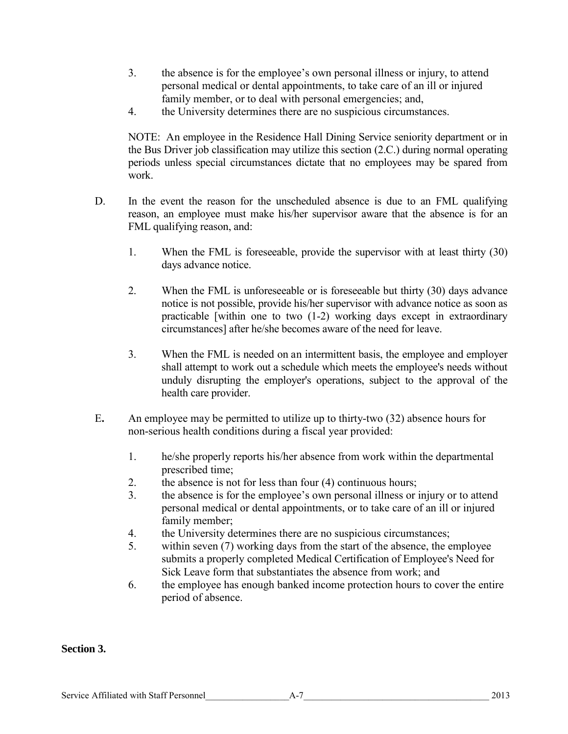3. the absence is for the employee's own personal illness or injury, to attend personal medical or dental appointments, to take care of an ill or injured family member, or to deal with personal emergencies; and,
4. the University determines there are no suspicious circumstances.

NOTE: An employee in the Residence Hall Dining Service seniority department or in the Bus Driver job classification may utilize this section (2.C.) during normal operating periods unless special circumstances dictate that no employees may be spared from work.

D. In the event the reason for the unscheduled absence is due to an FML qualifying reason, an employee must make his/her supervisor aware that the absence is for an FML qualifying reason, and:

1. When the FML is foreseeable, provide the supervisor with at least thirty (30) days advance notice.

2. When the FML is unforeseeable or is foreseeable but thirty (30) days advance notice is not possible, provide his/her supervisor with advance notice as soon as practicable [within one to two (1-2) working days except in extraordinary circumstances] after he/she becomes aware of the need for leave.

3. When the FML is needed on an intermittent basis, the employee and employer shall attempt to work out a schedule which meets the employee's needs without unduly disrupting the employer's operations, subject to the approval of the health care provider.

E**.** An employee may be permitted to utilize up to thirty-two (32) absence hours for non-serious health conditions during a fiscal year provided:

1. he/she properly reports his/her absence from work within the departmental prescribed time;
2. the absence is not for less than four (4) continuous hours;
3. the absence is for the employee's own personal illness or injury or to attend personal medical or dental appointments, or to take care of an ill or injured family member;
4. the University determines there are no suspicious circumstances;
5. within seven (7) working days from the start of the absence, the employee submits a properly completed Medical Certification of Employee's Need for Sick Leave form that substantiates the absence from work; and
6. the employee has enough banked income protection hours to cover the entire period of absence.

**Section 3.**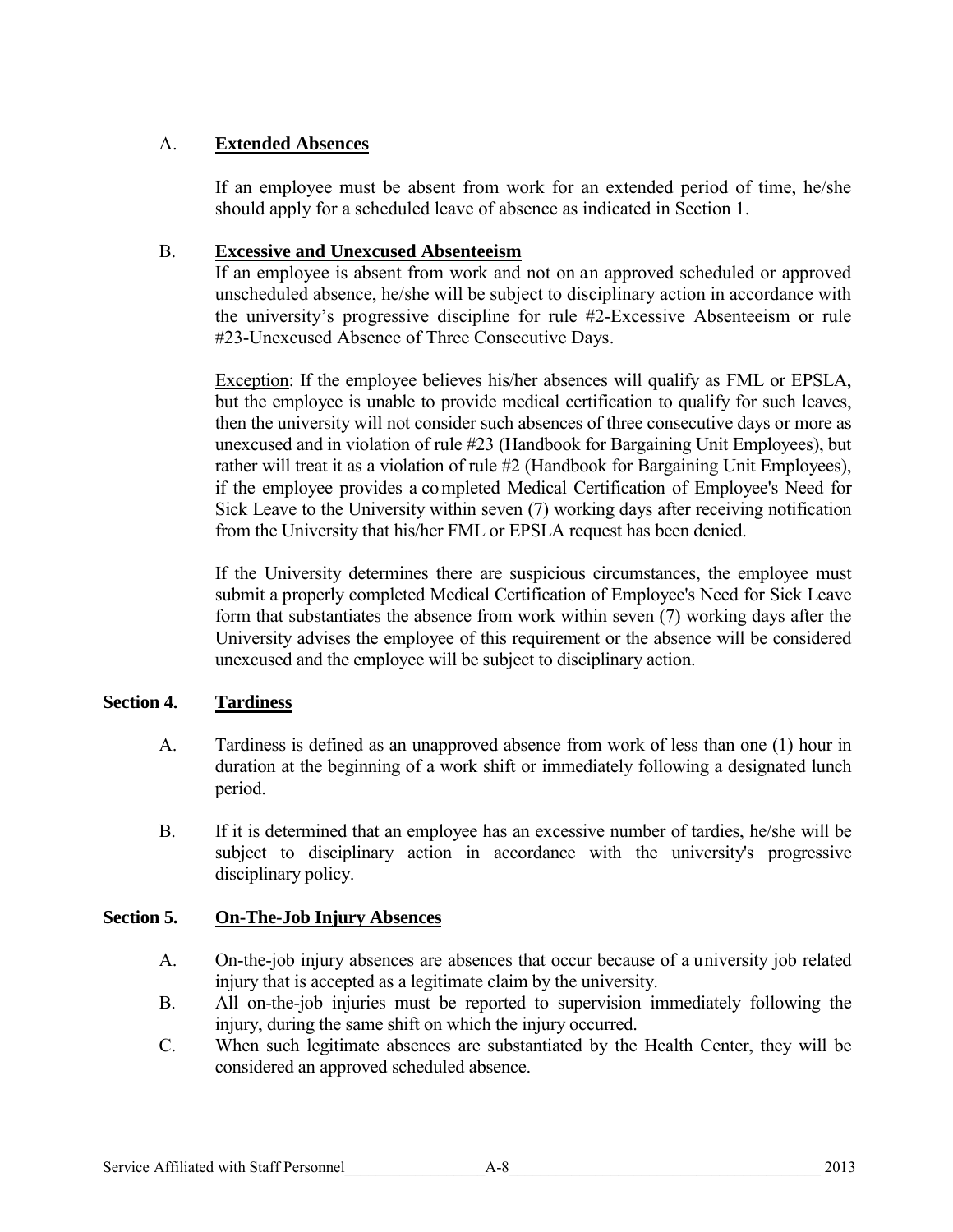A. **Extended Absences**

If an employee must be absent from work for an extended period of time, he/she should apply for a scheduled leave of absence as indicated in Section 1.

B. **Excessive and Unexcused Absenteeism**

If an employee is absent from work and not on an approved scheduled or approved unscheduled absence, he/she will be subject to disciplinary action in accordance with the university's progressive discipline for rule #2-Excessive Absenteeism or rule #23-Unexcused Absence of Three Consecutive Days.

Exception: If the employee believes his/her absences will qualify as FML or EPSLA, but the employee is unable to provide medical certification to qualify for such leaves, then the university will not consider such absences of three consecutive days or more as unexcused and in violation of rule #23 (Handbook for Bargaining Unit Employees), but rather will treat it as a violation of rule #2 (Handbook for Bargaining Unit Employees), if the employee provides a completed Medical Certification of Employee's Need for Sick Leave to the University within seven (7) working days after receiving notification from the University that his/her FML or EPSLA request has been denied.

If the University determines there are suspicious circumstances, the employee must submit a properly completed Medical Certification of Employee's Need for Sick Leave form that substantiates the absence from work within seven (7) working days after the University advises the employee of this requirement or the absence will be considered unexcused and the employee will be subject to disciplinary action.

## Section 4. Tardiness

A. Tardiness is defined as an unapproved absence from work of less than one (1) hour in duration at the beginning of a work shift or immediately following a designated lunch period.

B. If it is determined that an employee has an excessive number of tardies, he/she will be subject to disciplinary action in accordance with the university's progressive disciplinary policy.

## Section 5. On-The-Job Injury Absences

A. On-the-job injury absences are absences that occur because of a university job related injury that is accepted as a legitimate claim by the university.

B. All on-the-job injuries must be reported to supervision immediately following the injury, during the same shift on which the injury occurred.

C. When such legitimate absences are substantiated by the Health Center, they will be considered an approved scheduled absence.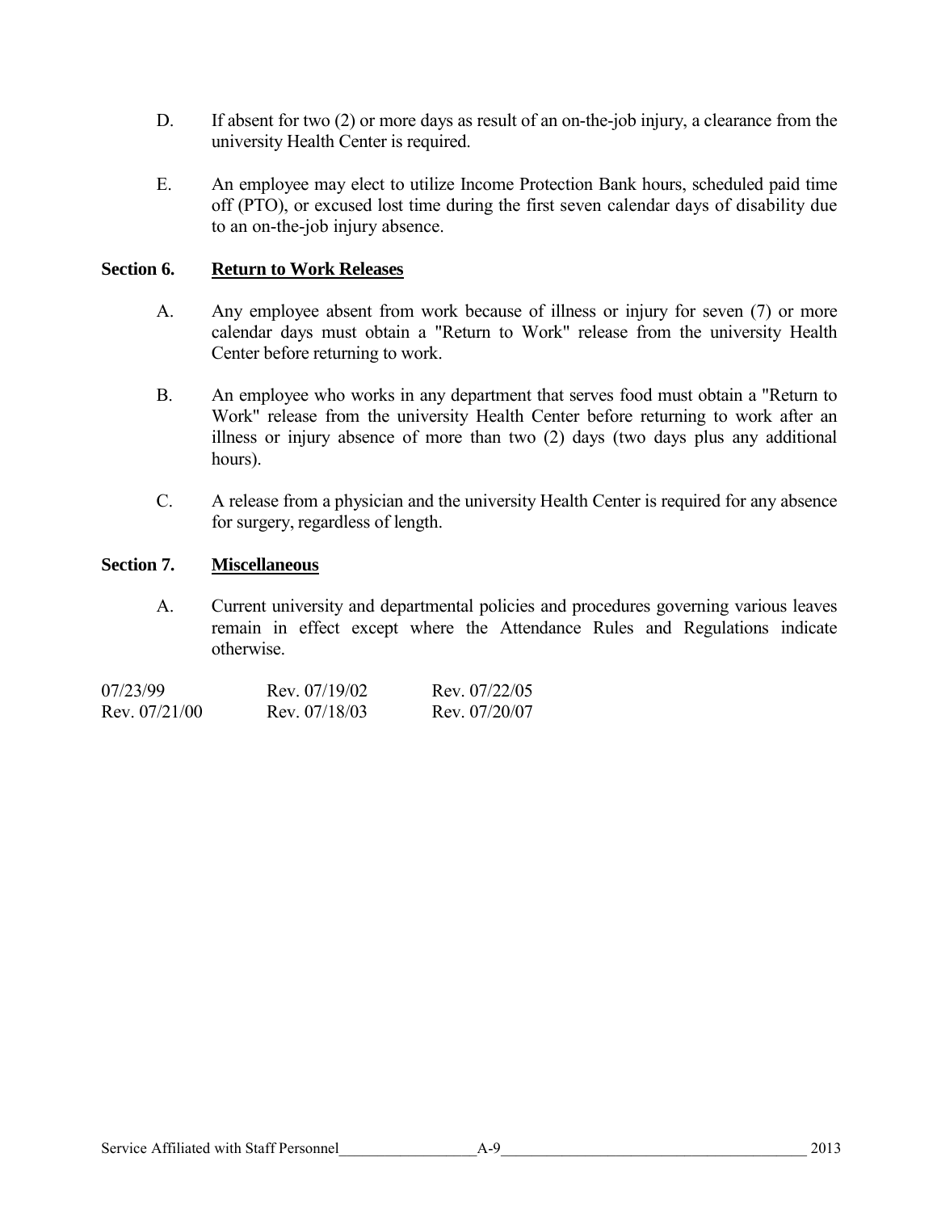D. If absent for two (2) or more days as result of an on-the-job injury, a clearance from the university Health Center is required.

E. An employee may elect to utilize Income Protection Bank hours, scheduled paid time off (PTO), or excused lost time during the first seven calendar days of disability due to an on-the-job injury absence.

**Section 6. Return to Work Releases**

A. Any employee absent from work because of illness or injury for seven (7) or more calendar days must obtain a "Return to Work" release from the university Health Center before returning to work.

B. An employee who works in any department that serves food must obtain a "Return to Work" release from the university Health Center before returning to work after an illness or injury absence of more than two (2) days (two days plus any additional hours).

C. A release from a physician and the university Health Center is required for any absence for surgery, regardless of length.

**Section 7. Miscellaneous**

A. Current university and departmental policies and procedures governing various leaves remain in effect except where the Attendance Rules and Regulations indicate otherwise.

| | | |
|---|---|---|
| 07/23/99 | Rev. 07/19/02 | Rev. 07/22/05 |
| Rev. 07/21/00 | Rev. 07/18/03 | Rev. 07/20/07 |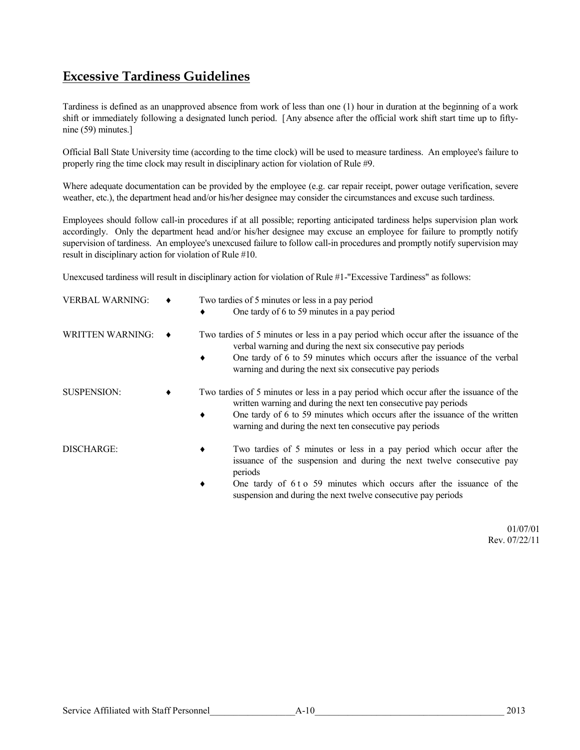## Excessive Tardiness Guidelines

Tardiness is defined as an unapproved absence from work of less than one (1) hour in duration at the beginning of a work shift or immediately following a designated lunch period. [Any absence after the official work shift start time up to fifty-nine (59) minutes.]

Official Ball State University time (according to the time clock) will be used to measure tardiness. An employee's failure to properly ring the time clock may result in disciplinary action for violation of Rule #9.

Where adequate documentation can be provided by the employee (e.g. car repair receipt, power outage verification, severe weather, etc.), the department head and/or his/her designee may consider the circumstances and excuse such tardiness.

Employees should follow call-in procedures if at all possible; reporting anticipated tardiness helps supervision plan work accordingly. Only the department head and/or his/her designee may excuse an employee for failure to promptly notify supervision of tardiness. An employee's unexcused failure to follow call-in procedures and promptly notify supervision may result in disciplinary action for violation of Rule #10.

Unexcused tardiness will result in disciplinary action for violation of Rule #1-"Excessive Tardiness" as follows:

VERBAL WARNING:

- Two tardies of 5 minutes or less in a pay period
- One tardy of 6 to 59 minutes in a pay period

WRITTEN WARNING:

- Two tardies of 5 minutes or less in a pay period which occur after the issuance of the verbal warning and during the next six consecutive pay periods
- One tardy of 6 to 59 minutes which occurs after the issuance of the verbal warning and during the next six consecutive pay periods

SUSPENSION:

- Two tardies of 5 minutes or less in a pay period which occur after the issuance of the written warning and during the next ten consecutive pay periods
- One tardy of 6 to 59 minutes which occurs after the issuance of the written warning and during the next ten consecutive pay periods

DISCHARGE:

- Two tardies of 5 minutes or less in a pay period which occur after the issuance of the suspension and during the next twelve consecutive pay periods
- One tardy of 6 to 59 minutes which occurs after the issuance of the suspension and during the next twelve consecutive pay periods

01/07/01
Rev. 07/22/11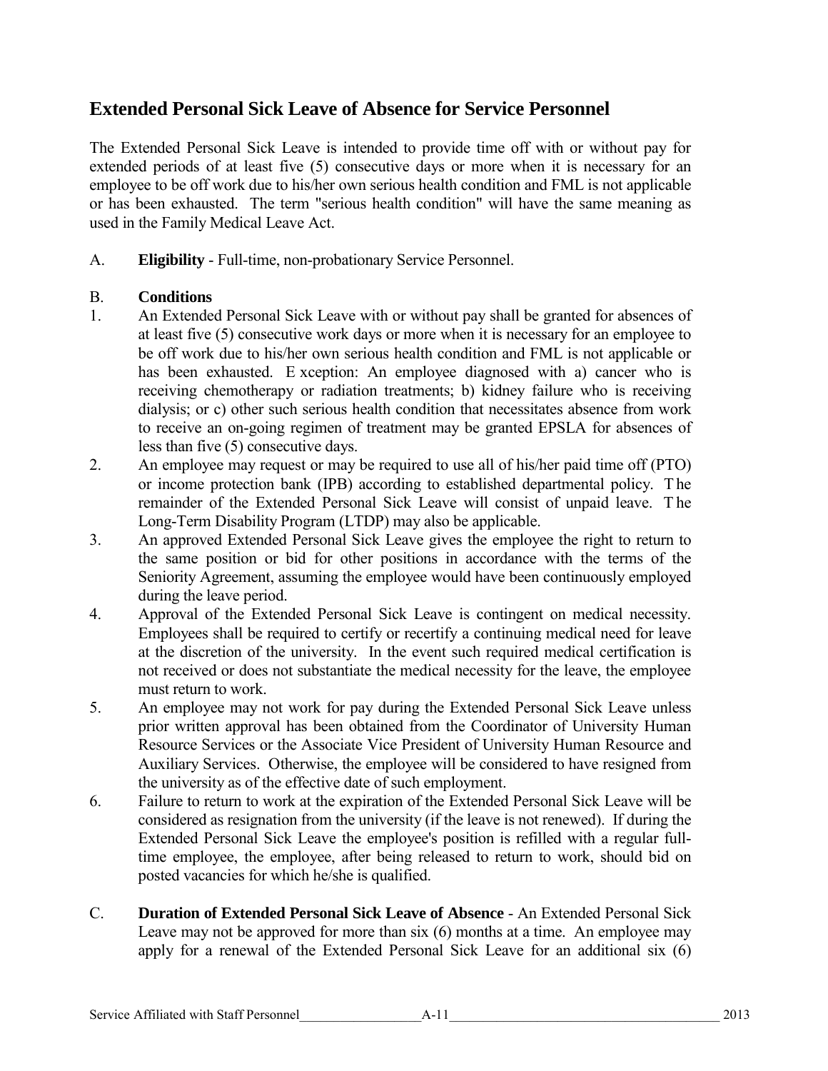## Extended Personal Sick Leave of Absence for Service Personnel

The Extended Personal Sick Leave is intended to provide time off with or without pay for extended periods of at least five (5) consecutive days or more when it is necessary for an employee to be off work due to his/her own serious health condition and FML is not applicable or has been exhausted. The term "serious health condition" will have the same meaning as used in the Family Medical Leave Act.

A. **Eligibility** - Full-time, non-probationary Service Personnel.

B. **Conditions**

1. An Extended Personal Sick Leave with or without pay shall be granted for absences of at least five (5) consecutive work days or more when it is necessary for an employee to be off work due to his/her own serious health condition and FML is not applicable or has been exhausted. Exception: An employee diagnosed with a) cancer who is receiving chemotherapy or radiation treatments; b) kidney failure who is receiving dialysis; or c) other such serious health condition that necessitates absence from work to receive an on-going regimen of treatment may be granted EPSLA for absences of less than five (5) consecutive days.
2. An employee may request or may be required to use all of his/her paid time off (PTO) or income protection bank (IPB) according to established departmental policy. The remainder of the Extended Personal Sick Leave will consist of unpaid leave. The Long-Term Disability Program (LTDP) may also be applicable.
3. An approved Extended Personal Sick Leave gives the employee the right to return to the same position or bid for other positions in accordance with the terms of the Seniority Agreement, assuming the employee would have been continuously employed during the leave period.
4. Approval of the Extended Personal Sick Leave is contingent on medical necessity. Employees shall be required to certify or recertify a continuing medical need for leave at the discretion of the university. In the event such required medical certification is not received or does not substantiate the medical necessity for the leave, the employee must return to work.
5. An employee may not work for pay during the Extended Personal Sick Leave unless prior written approval has been obtained from the Coordinator of University Human Resource Services or the Associate Vice President of University Human Resource and Auxiliary Services. Otherwise, the employee will be considered to have resigned from the university as of the effective date of such employment.
6. Failure to return to work at the expiration of the Extended Personal Sick Leave will be considered as resignation from the university (if the leave is not renewed). If during the Extended Personal Sick Leave the employee's position is refilled with a regular full-time employee, the employee, after being released to return to work, should bid on posted vacancies for which he/she is qualified.

C. **Duration of Extended Personal Sick Leave of Absence** - An Extended Personal Sick Leave may not be approved for more than six (6) months at a time. An employee may apply for a renewal of the Extended Personal Sick Leave for an additional six (6)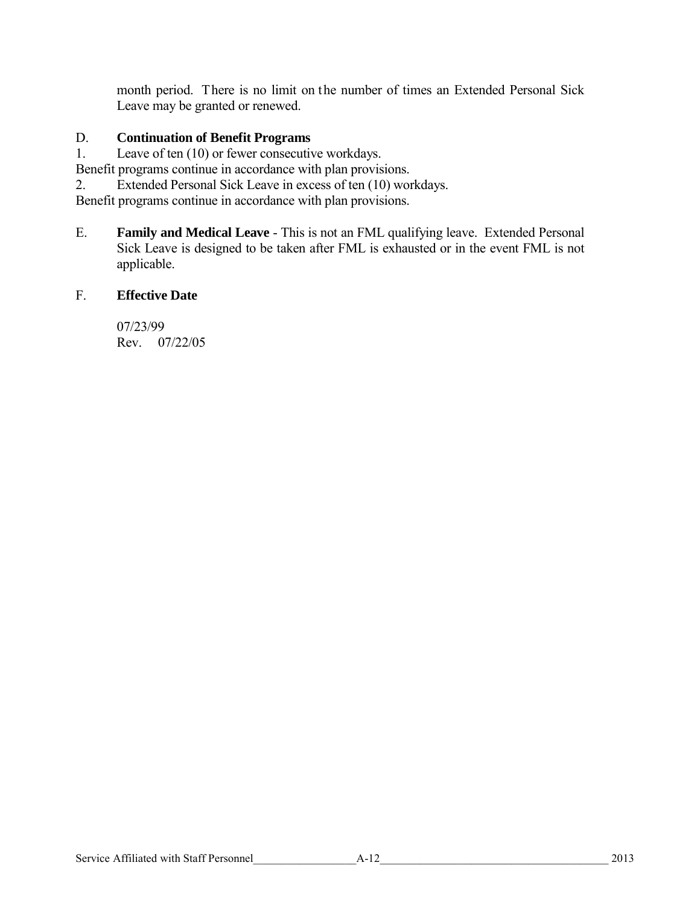month period. There is no limit on the number of times an Extended Personal Sick Leave may be granted or renewed.

D. **Continuation of Benefit Programs**

1. Leave of ten (10) or fewer consecutive workdays.

Benefit programs continue in accordance with plan provisions.

2. Extended Personal Sick Leave in excess of ten (10) workdays.

Benefit programs continue in accordance with plan provisions.

E. **Family and Medical Leave** - This is not an FML qualifying leave. Extended Personal Sick Leave is designed to be taken after FML is exhausted or in the event FML is not applicable.

F. **Effective Date**

07/23/99
Rev. 07/22/05